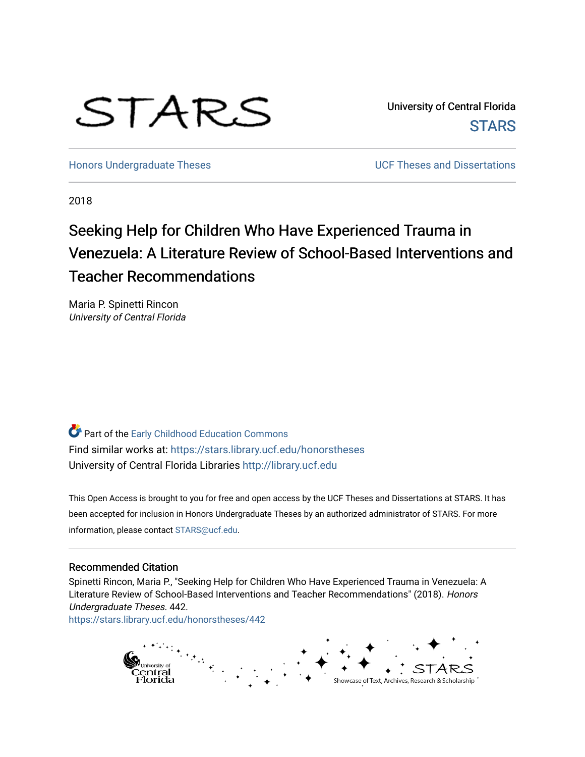STARS

University of Central Florida
STARS

Honors Undergraduate Theses | UCF Theses and Dissertations

2018

# Seeking Help for Children Who Have Experienced Trauma in Venezuela: A Literature Review of School-Based Interventions and Teacher Recommendations

Maria P. Spinetti Rincon
*University of Central Florida*

Part of the Early Childhood Education Commons
Find similar works at: https://stars.library.ucf.edu/honorstheses
University of Central Florida Libraries http://library.ucf.edu

This Open Access is brought to you for free and open access by the UCF Theses and Dissertations at STARS. It has been accepted for inclusion in Honors Undergraduate Theses by an authorized administrator of STARS. For more information, please contact STARS@ucf.edu.

## Recommended Citation

Spinetti Rincon, Maria P., "Seeking Help for Children Who Have Experienced Trauma in Venezuela: A Literature Review of School-Based Interventions and Teacher Recommendations" (2018). *Honors Undergraduate Theses*. 442.
https://stars.library.ucf.edu/honorstheses/442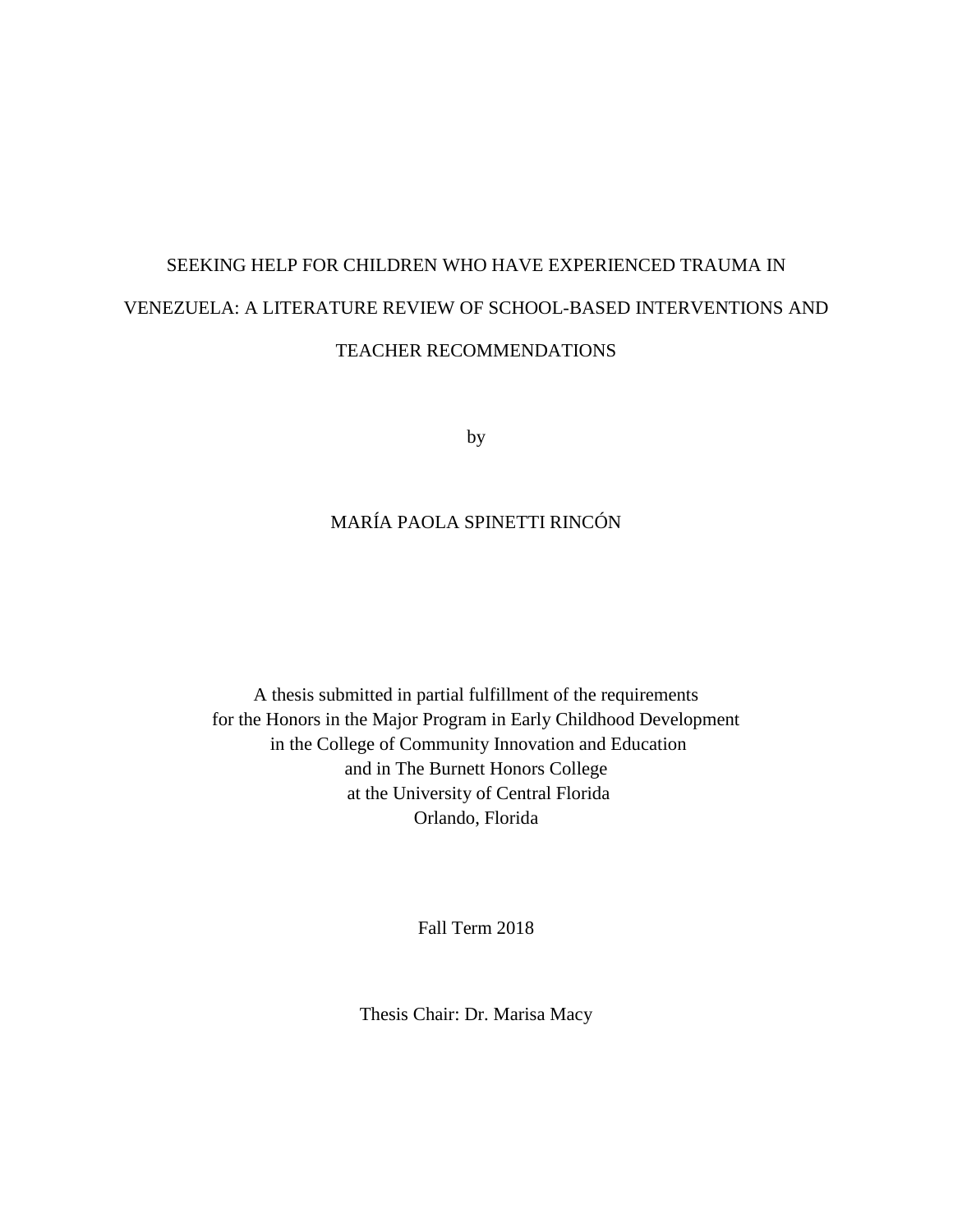# SEEKING HELP FOR CHILDREN WHO HAVE EXPERIENCED TRAUMA IN VENEZUELA: A LITERATURE REVIEW OF SCHOOL-BASED INTERVENTIONS AND TEACHER RECOMMENDATIONS

by

MARÍA PAOLA SPINETTI RINCÓN

A thesis submitted in partial fulfillment of the requirements
for the Honors in the Major Program in Early Childhood Development
in the College of Community Innovation and Education
and in The Burnett Honors College
at the University of Central Florida
Orlando, Florida

Fall Term 2018

Thesis Chair: Dr. Marisa Macy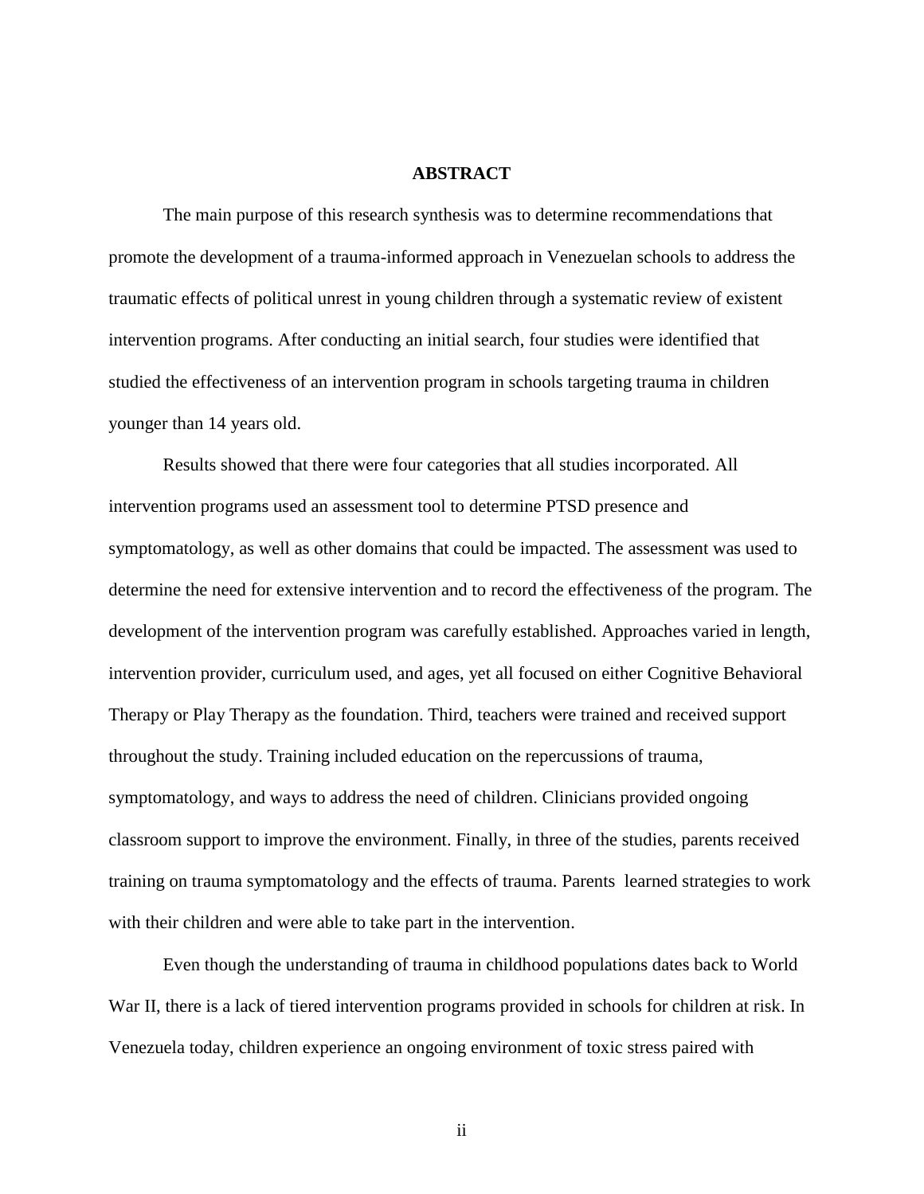# ABSTRACT

The main purpose of this research synthesis was to determine recommendations that promote the development of a trauma-informed approach in Venezuelan schools to address the traumatic effects of political unrest in young children through a systematic review of existent intervention programs. After conducting an initial search, four studies were identified that studied the effectiveness of an intervention program in schools targeting trauma in children younger than 14 years old.

Results showed that there were four categories that all studies incorporated. All intervention programs used an assessment tool to determine PTSD presence and symptomatology, as well as other domains that could be impacted. The assessment was used to determine the need for extensive intervention and to record the effectiveness of the program. The development of the intervention program was carefully established. Approaches varied in length, intervention provider, curriculum used, and ages, yet all focused on either Cognitive Behavioral Therapy or Play Therapy as the foundation. Third, teachers were trained and received support throughout the study. Training included education on the repercussions of trauma, symptomatology, and ways to address the need of children. Clinicians provided ongoing classroom support to improve the environment. Finally, in three of the studies, parents received training on trauma symptomatology and the effects of trauma. Parents learned strategies to work with their children and were able to take part in the intervention.

Even though the understanding of trauma in childhood populations dates back to World War II, there is a lack of tiered intervention programs provided in schools for children at risk. In Venezuela today, children experience an ongoing environment of toxic stress paired with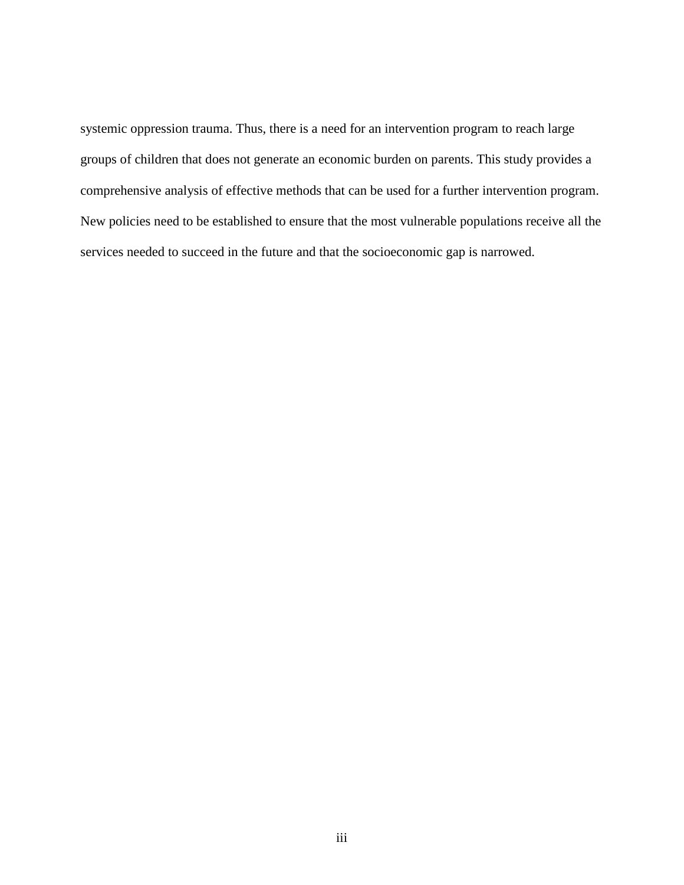systemic oppression trauma. Thus, there is a need for an intervention program to reach large groups of children that does not generate an economic burden on parents. This study provides a comprehensive analysis of effective methods that can be used for a further intervention program. New policies need to be established to ensure that the most vulnerable populations receive all the services needed to succeed in the future and that the socioeconomic gap is narrowed.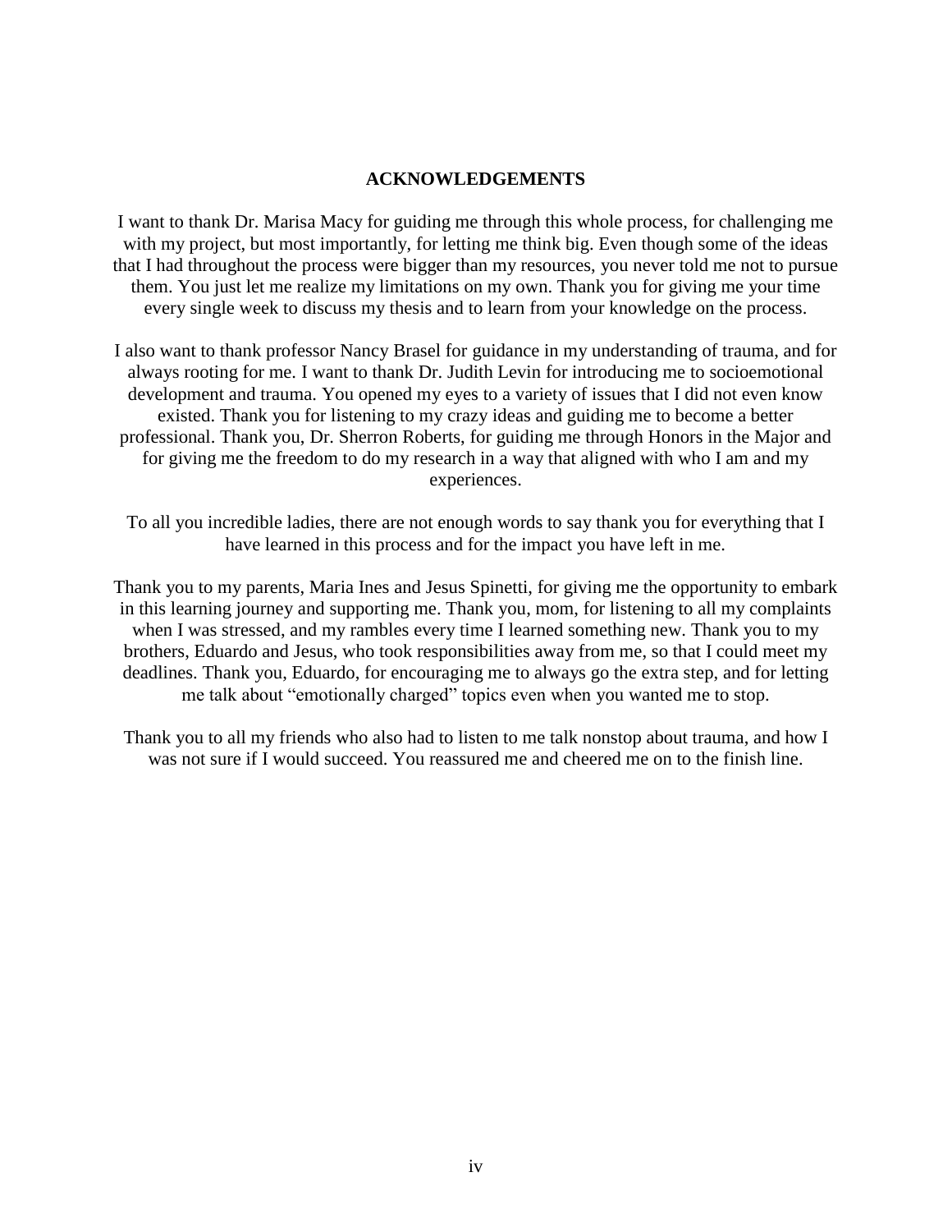# ACKNOWLEDGEMENTS

I want to thank Dr. Marisa Macy for guiding me through this whole process, for challenging me with my project, but most importantly, for letting me think big. Even though some of the ideas that I had throughout the process were bigger than my resources, you never told me not to pursue them. You just let me realize my limitations on my own. Thank you for giving me your time every single week to discuss my thesis and to learn from your knowledge on the process.

I also want to thank professor Nancy Brasel for guidance in my understanding of trauma, and for always rooting for me. I want to thank Dr. Judith Levin for introducing me to socioemotional development and trauma. You opened my eyes to a variety of issues that I did not even know existed. Thank you for listening to my crazy ideas and guiding me to become a better professional. Thank you, Dr. Sherron Roberts, for guiding me through Honors in the Major and for giving me the freedom to do my research in a way that aligned with who I am and my experiences.

To all you incredible ladies, there are not enough words to say thank you for everything that I have learned in this process and for the impact you have left in me.

Thank you to my parents, Maria Ines and Jesus Spinetti, for giving me the opportunity to embark in this learning journey and supporting me. Thank you, mom, for listening to all my complaints when I was stressed, and my rambles every time I learned something new. Thank you to my brothers, Eduardo and Jesus, who took responsibilities away from me, so that I could meet my deadlines. Thank you, Eduardo, for encouraging me to always go the extra step, and for letting me talk about "emotionally charged" topics even when you wanted me to stop.

Thank you to all my friends who also had to listen to me talk nonstop about trauma, and how I was not sure if I would succeed. You reassured me and cheered me on to the finish line.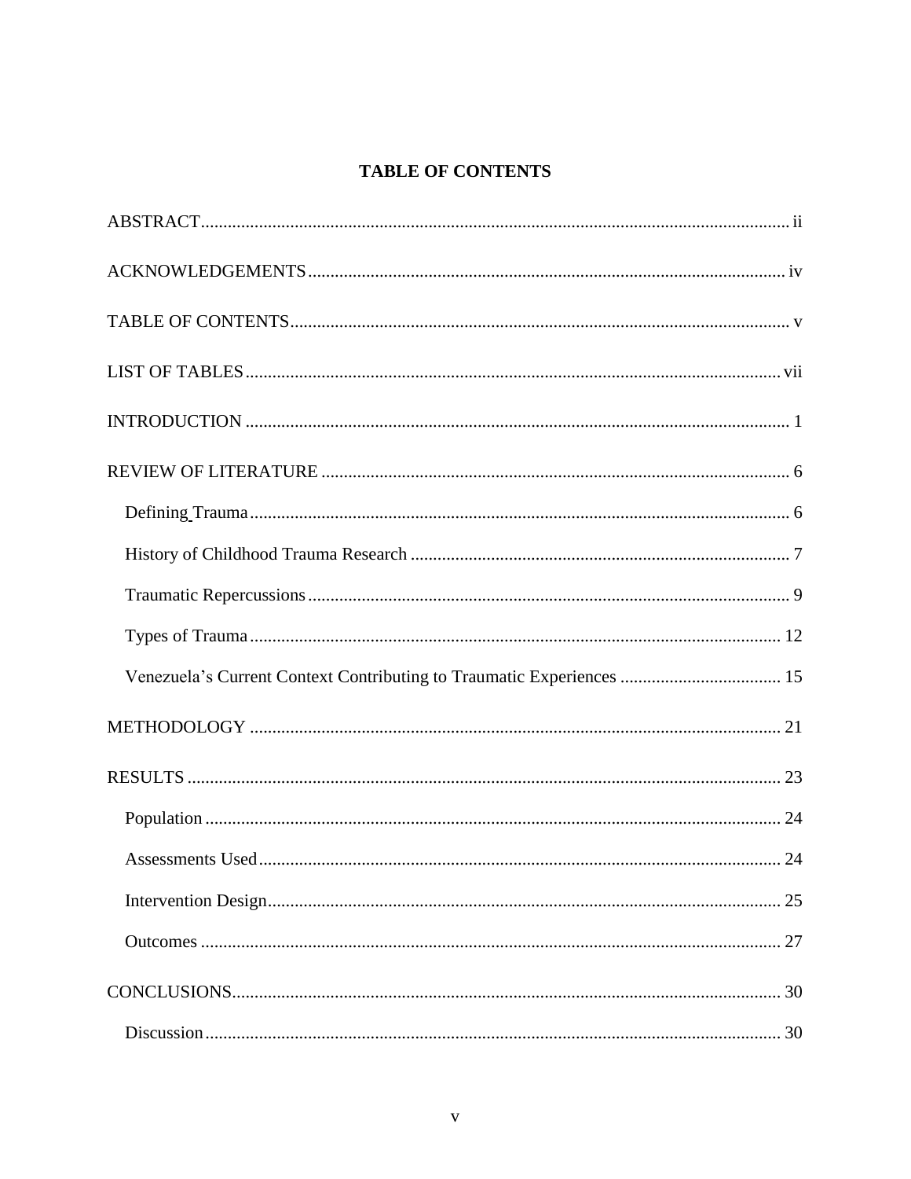# TABLE OF CONTENTS

ABSTRACT ii

ACKNOWLEDGEMENTS iv

TABLE OF CONTENTS v

LIST OF TABLES vii

INTRODUCTION 1

REVIEW OF LITERATURE 6

- Defining Trauma 6
- History of Childhood Trauma Research 7
- Traumatic Repercussions 9
- Types of Trauma 12
- Venezuela's Current Context Contributing to Traumatic Experiences 15

METHODOLOGY 21

RESULTS 23

- Population 24
- Assessments Used 24
- Intervention Design 25
- Outcomes 27

CONCLUSIONS 30

- Discussion 30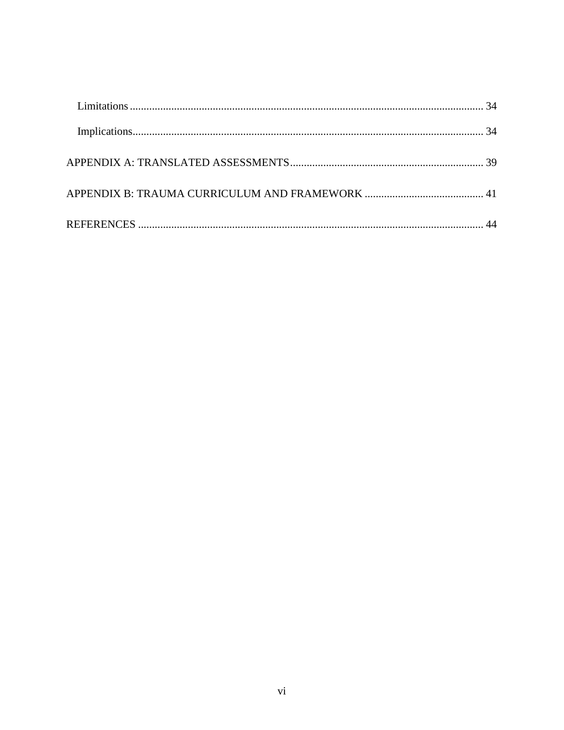Limitations ................................................................................................................................ 34

Implications.............................................................................................................................. 34

APPENDIX A: TRANSLATED ASSESSMENTS..................................................................... 39

APPENDIX B: TRAUMA CURRICULUM AND FRAMEWORK ........................................... 41

REFERENCES ............................................................................................................................ 44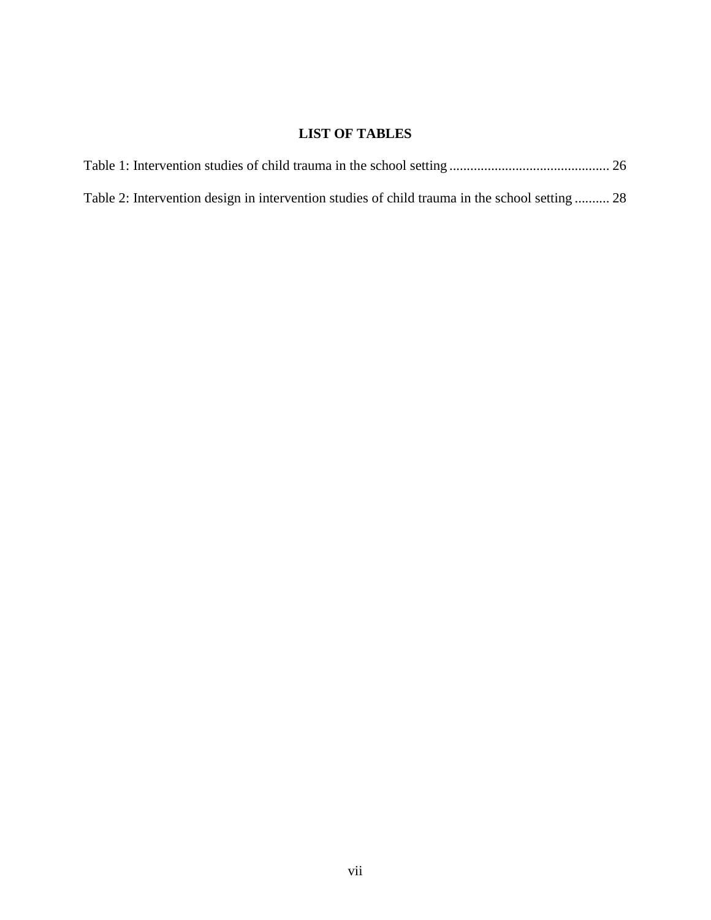# LIST OF TABLES

Table 1: Intervention studies of child trauma in the school setting ............................................. 26

Table 2: Intervention design in intervention studies of child trauma in the school setting .......... 28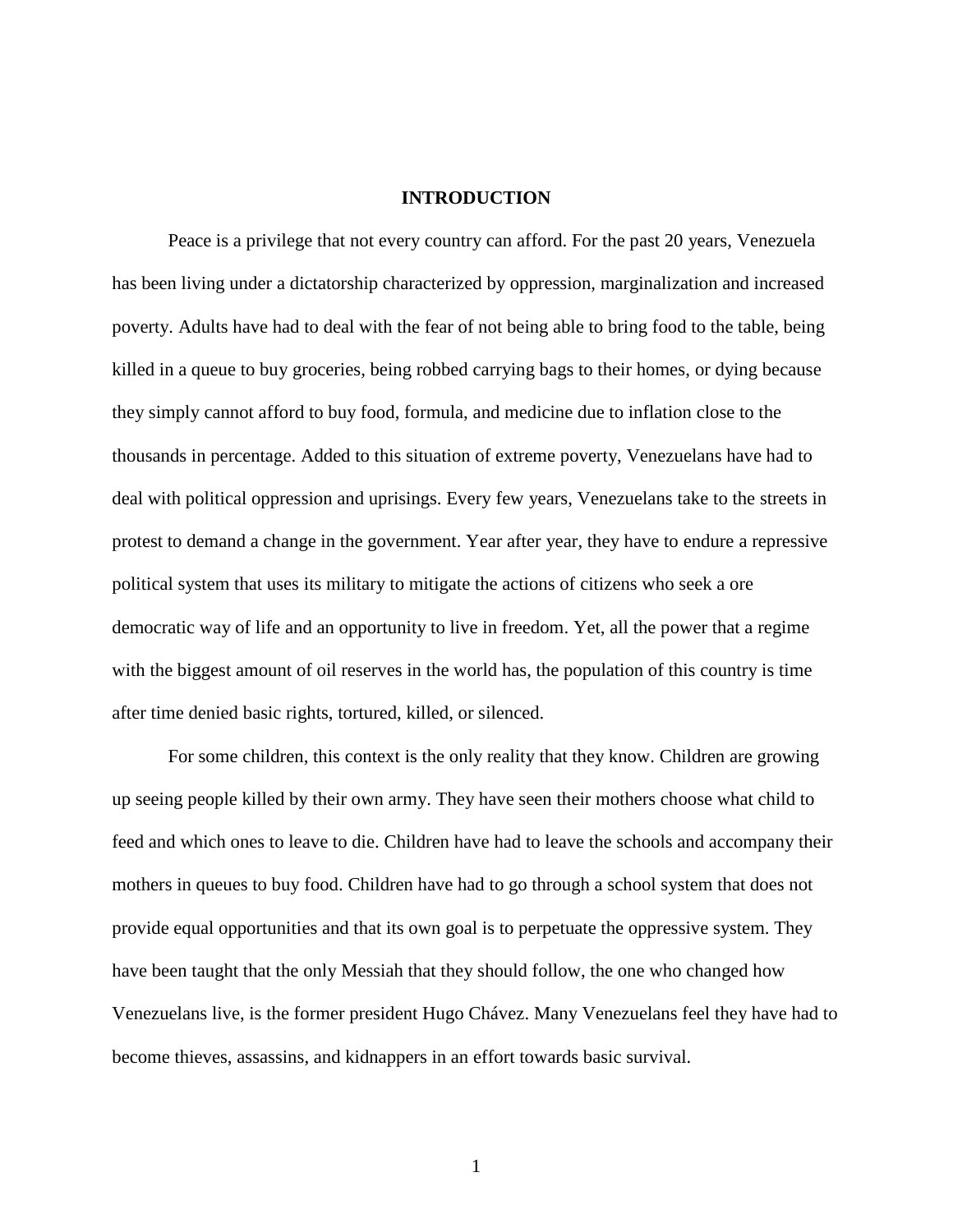# INTRODUCTION

Peace is a privilege that not every country can afford. For the past 20 years, Venezuela has been living under a dictatorship characterized by oppression, marginalization and increased poverty. Adults have had to deal with the fear of not being able to bring food to the table, being killed in a queue to buy groceries, being robbed carrying bags to their homes, or dying because they simply cannot afford to buy food, formula, and medicine due to inflation close to the thousands in percentage. Added to this situation of extreme poverty, Venezuelans have had to deal with political oppression and uprisings. Every few years, Venezuelans take to the streets in protest to demand a change in the government. Year after year, they have to endure a repressive political system that uses its military to mitigate the actions of citizens who seek a ore democratic way of life and an opportunity to live in freedom. Yet, all the power that a regime with the biggest amount of oil reserves in the world has, the population of this country is time after time denied basic rights, tortured, killed, or silenced.

For some children, this context is the only reality that they know. Children are growing up seeing people killed by their own army. They have seen their mothers choose what child to feed and which ones to leave to die. Children have had to leave the schools and accompany their mothers in queues to buy food. Children have had to go through a school system that does not provide equal opportunities and that its own goal is to perpetuate the oppressive system. They have been taught that the only Messiah that they should follow, the one who changed how Venezuelans live, is the former president Hugo Chávez. Many Venezuelans feel they have had to become thieves, assassins, and kidnappers in an effort towards basic survival.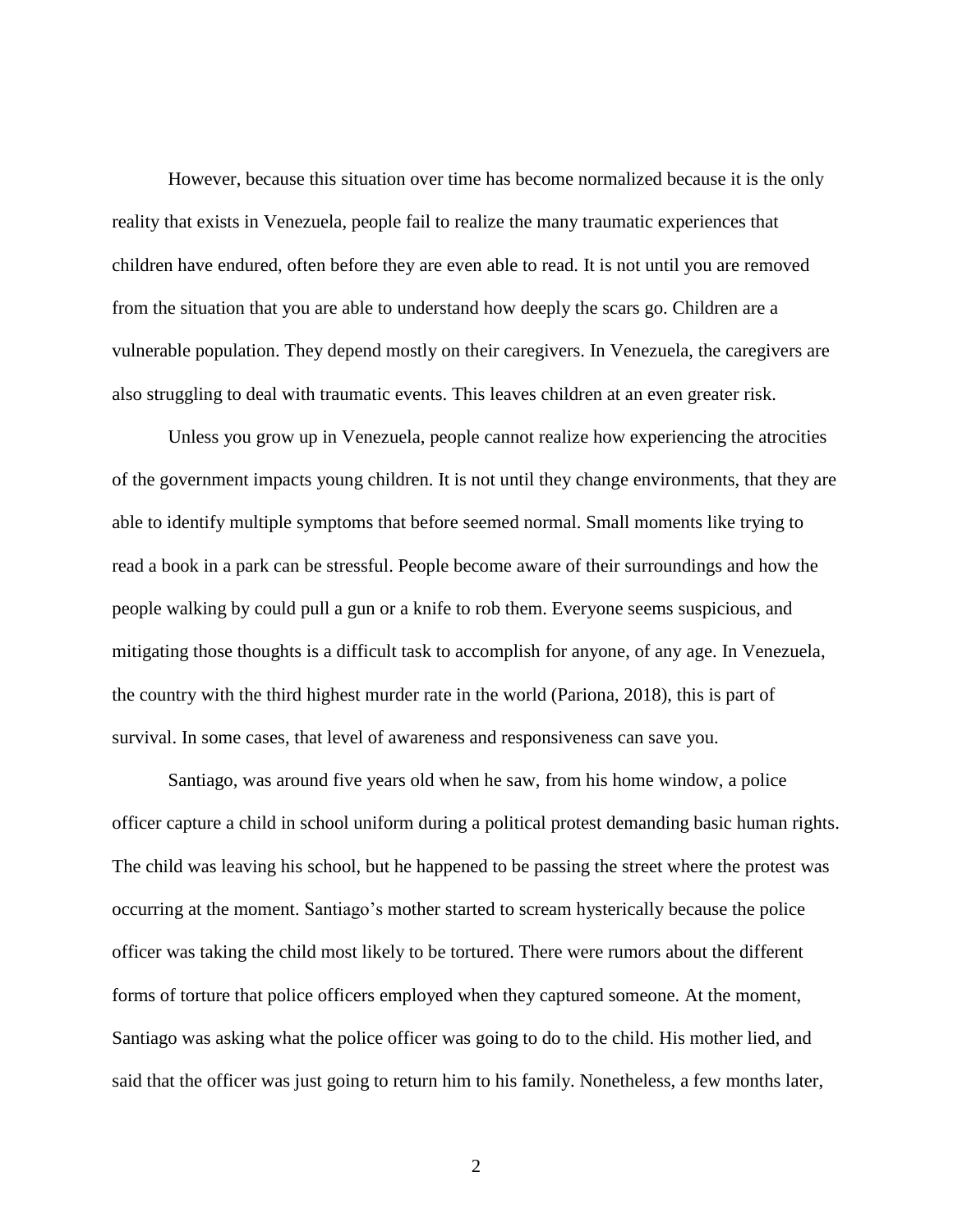However, because this situation over time has become normalized because it is the only reality that exists in Venezuela, people fail to realize the many traumatic experiences that children have endured, often before they are even able to read. It is not until you are removed from the situation that you are able to understand how deeply the scars go. Children are a vulnerable population. They depend mostly on their caregivers. In Venezuela, the caregivers are also struggling to deal with traumatic events. This leaves children at an even greater risk.

Unless you grow up in Venezuela, people cannot realize how experiencing the atrocities of the government impacts young children. It is not until they change environments, that they are able to identify multiple symptoms that before seemed normal. Small moments like trying to read a book in a park can be stressful. People become aware of their surroundings and how the people walking by could pull a gun or a knife to rob them. Everyone seems suspicious, and mitigating those thoughts is a difficult task to accomplish for anyone, of any age. In Venezuela, the country with the third highest murder rate in the world (Pariona, 2018), this is part of survival. In some cases, that level of awareness and responsiveness can save you.

Santiago, was around five years old when he saw, from his home window, a police officer capture a child in school uniform during a political protest demanding basic human rights. The child was leaving his school, but he happened to be passing the street where the protest was occurring at the moment. Santiago's mother started to scream hysterically because the police officer was taking the child most likely to be tortured. There were rumors about the different forms of torture that police officers employed when they captured someone. At the moment, Santiago was asking what the police officer was going to do to the child. His mother lied, and said that the officer was just going to return him to his family. Nonetheless, a few months later,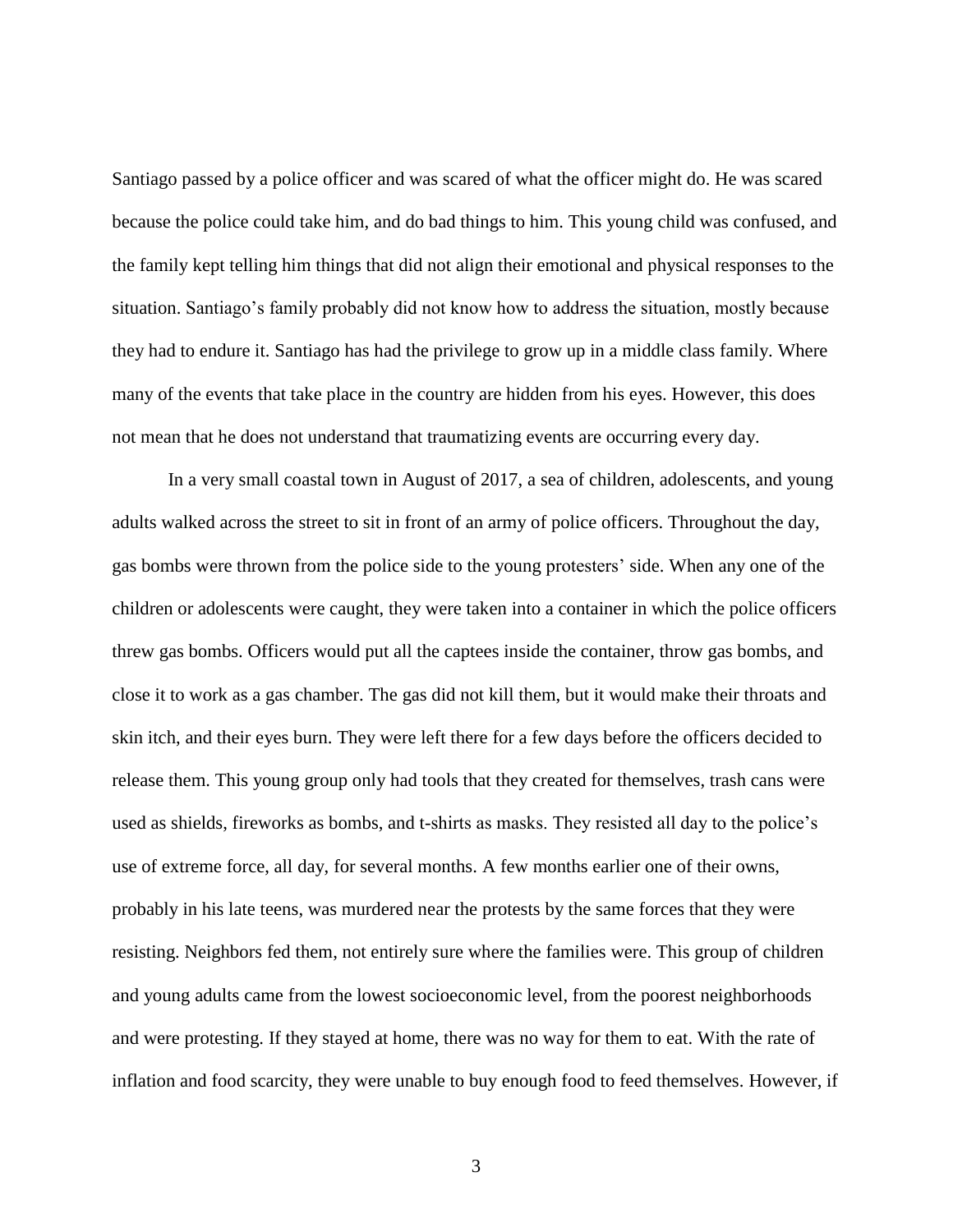Santiago passed by a police officer and was scared of what the officer might do. He was scared because the police could take him, and do bad things to him. This young child was confused, and the family kept telling him things that did not align their emotional and physical responses to the situation. Santiago's family probably did not know how to address the situation, mostly because they had to endure it. Santiago has had the privilege to grow up in a middle class family. Where many of the events that take place in the country are hidden from his eyes. However, this does not mean that he does not understand that traumatizing events are occurring every day.

In a very small coastal town in August of 2017, a sea of children, adolescents, and young adults walked across the street to sit in front of an army of police officers. Throughout the day, gas bombs were thrown from the police side to the young protesters' side. When any one of the children or adolescents were caught, they were taken into a container in which the police officers threw gas bombs. Officers would put all the captees inside the container, throw gas bombs, and close it to work as a gas chamber. The gas did not kill them, but it would make their throats and skin itch, and their eyes burn. They were left there for a few days before the officers decided to release them. This young group only had tools that they created for themselves, trash cans were used as shields, fireworks as bombs, and t-shirts as masks. They resisted all day to the police's use of extreme force, all day, for several months. A few months earlier one of their owns, probably in his late teens, was murdered near the protests by the same forces that they were resisting. Neighbors fed them, not entirely sure where the families were. This group of children and young adults came from the lowest socioeconomic level, from the poorest neighborhoods and were protesting. If they stayed at home, there was no way for them to eat. With the rate of inflation and food scarcity, they were unable to buy enough food to feed themselves. However, if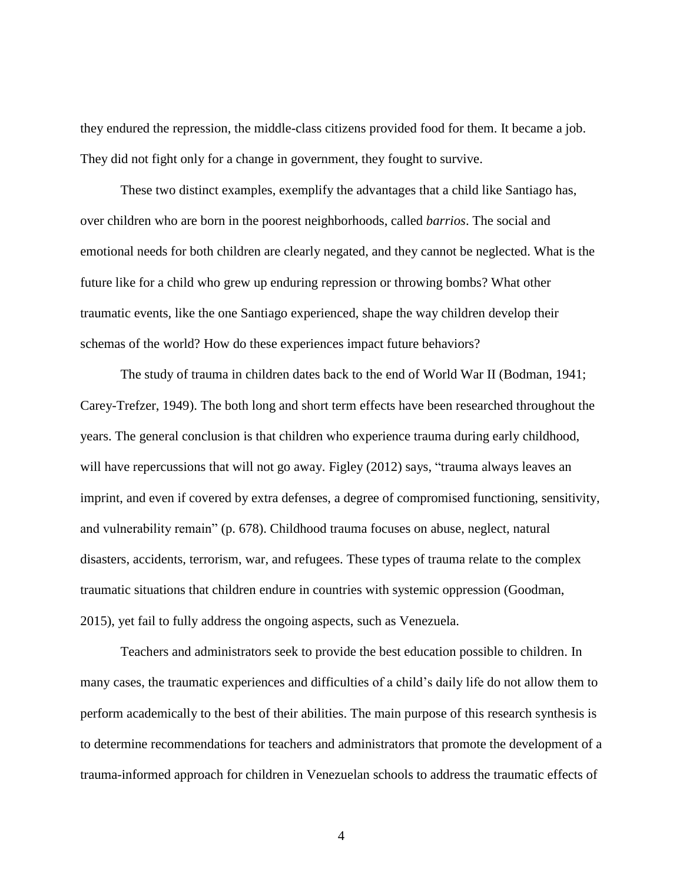they endured the repression, the middle-class citizens provided food for them. It became a job. They did not fight only for a change in government, they fought to survive.

These two distinct examples, exemplify the advantages that a child like Santiago has, over children who are born in the poorest neighborhoods, called *barrios*. The social and emotional needs for both children are clearly negated, and they cannot be neglected. What is the future like for a child who grew up enduring repression or throwing bombs? What other traumatic events, like the one Santiago experienced, shape the way children develop their schemas of the world? How do these experiences impact future behaviors?

The study of trauma in children dates back to the end of World War II (Bodman, 1941; Carey-Trefzer, 1949). The both long and short term effects have been researched throughout the years. The general conclusion is that children who experience trauma during early childhood, will have repercussions that will not go away. Figley (2012) says, "trauma always leaves an imprint, and even if covered by extra defenses, a degree of compromised functioning, sensitivity, and vulnerability remain" (p. 678). Childhood trauma focuses on abuse, neglect, natural disasters, accidents, terrorism, war, and refugees. These types of trauma relate to the complex traumatic situations that children endure in countries with systemic oppression (Goodman, 2015), yet fail to fully address the ongoing aspects, such as Venezuela.

Teachers and administrators seek to provide the best education possible to children. In many cases, the traumatic experiences and difficulties of a child's daily life do not allow them to perform academically to the best of their abilities. The main purpose of this research synthesis is to determine recommendations for teachers and administrators that promote the development of a trauma-informed approach for children in Venezuelan schools to address the traumatic effects of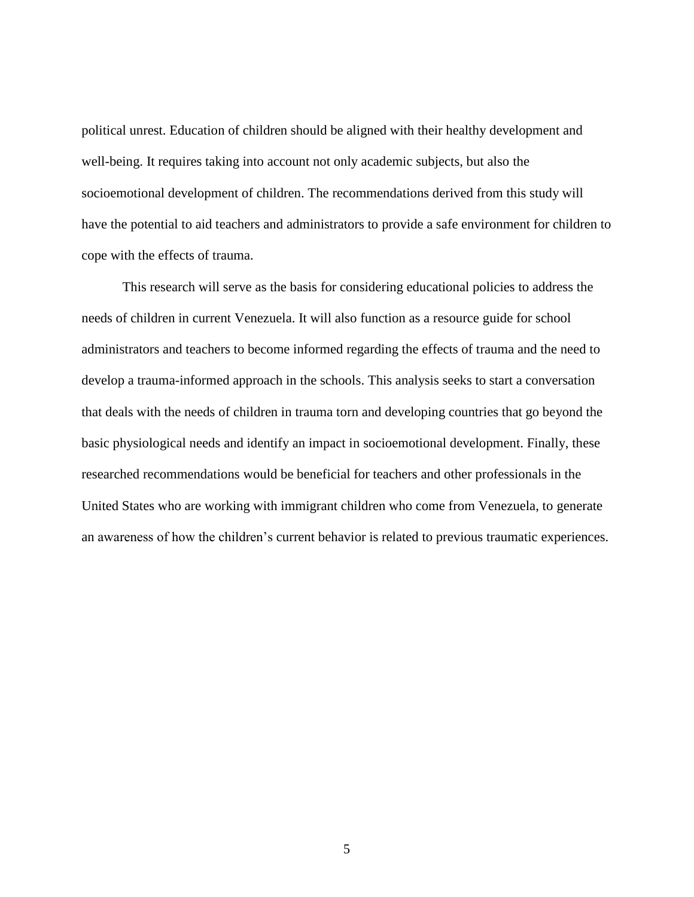political unrest. Education of children should be aligned with their healthy development and well-being. It requires taking into account not only academic subjects, but also the socioemotional development of children. The recommendations derived from this study will have the potential to aid teachers and administrators to provide a safe environment for children to cope with the effects of trauma.

This research will serve as the basis for considering educational policies to address the needs of children in current Venezuela. It will also function as a resource guide for school administrators and teachers to become informed regarding the effects of trauma and the need to develop a trauma-informed approach in the schools. This analysis seeks to start a conversation that deals with the needs of children in trauma torn and developing countries that go beyond the basic physiological needs and identify an impact in socioemotional development. Finally, these researched recommendations would be beneficial for teachers and other professionals in the United States who are working with immigrant children who come from Venezuela, to generate an awareness of how the children's current behavior is related to previous traumatic experiences.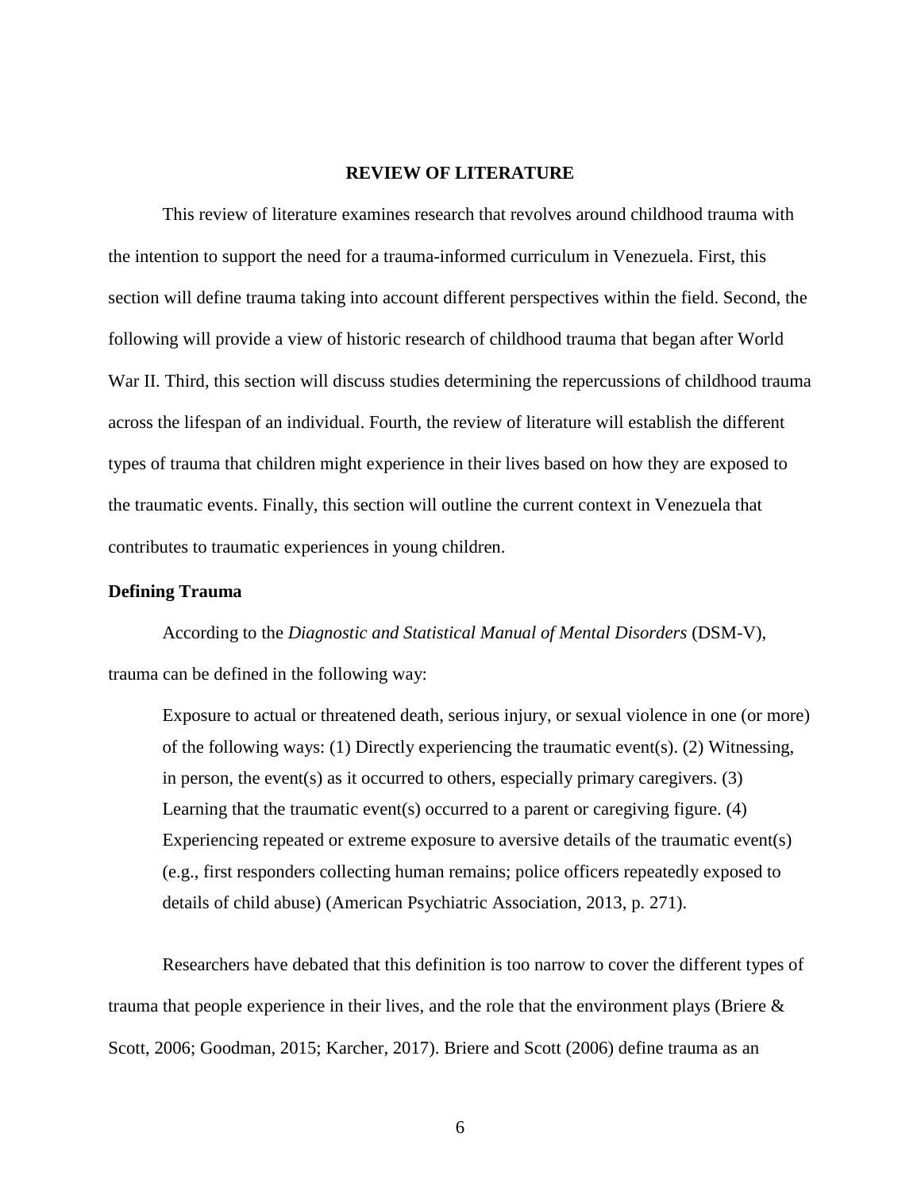# REVIEW OF LITERATURE

This review of literature examines research that revolves around childhood trauma with the intention to support the need for a trauma-informed curriculum in Venezuela. First, this section will define trauma taking into account different perspectives within the field. Second, the following will provide a view of historic research of childhood trauma that began after World War II. Third, this section will discuss studies determining the repercussions of childhood trauma across the lifespan of an individual. Fourth, the review of literature will establish the different types of trauma that children might experience in their lives based on how they are exposed to the traumatic events. Finally, this section will outline the current context in Venezuela that contributes to traumatic experiences in young children.

## Defining Trauma

According to the *Diagnostic and Statistical Manual of Mental Disorders* (DSM-V), trauma can be defined in the following way:

> Exposure to actual or threatened death, serious injury, or sexual violence in one (or more) of the following ways: (1) Directly experiencing the traumatic event(s). (2) Witnessing, in person, the event(s) as it occurred to others, especially primary caregivers. (3) Learning that the traumatic event(s) occurred to a parent or caregiving figure. (4) Experiencing repeated or extreme exposure to aversive details of the traumatic event(s) (e.g., first responders collecting human remains; police officers repeatedly exposed to details of child abuse) (American Psychiatric Association, 2013, p. 271).

Researchers have debated that this definition is too narrow to cover the different types of trauma that people experience in their lives, and the role that the environment plays (Briere & Scott, 2006; Goodman, 2015; Karcher, 2017). Briere and Scott (2006) define trauma as an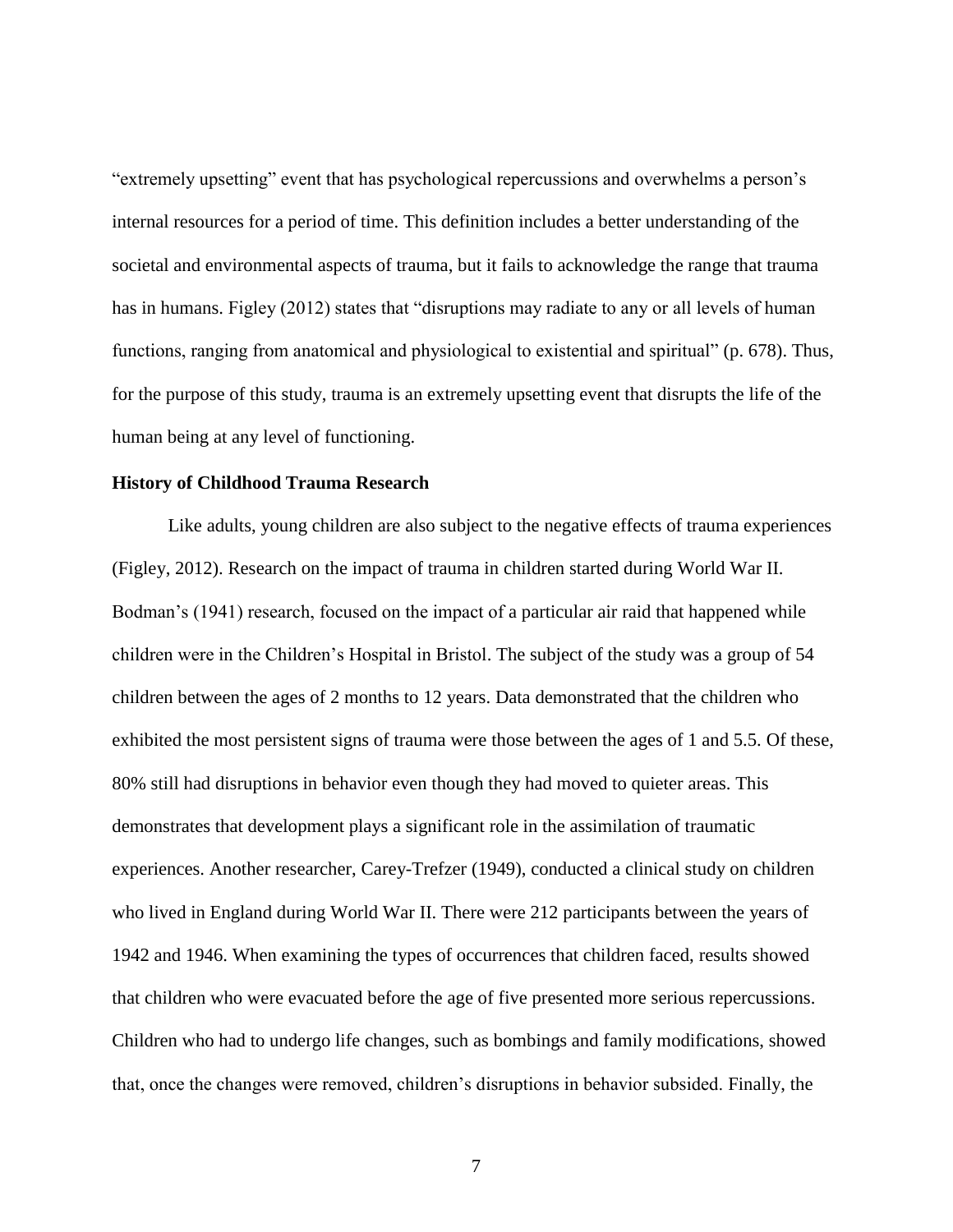"extremely upsetting" event that has psychological repercussions and overwhelms a person's internal resources for a period of time. This definition includes a better understanding of the societal and environmental aspects of trauma, but it fails to acknowledge the range that trauma has in humans. Figley (2012) states that "disruptions may radiate to any or all levels of human functions, ranging from anatomical and physiological to existential and spiritual" (p. 678). Thus, for the purpose of this study, trauma is an extremely upsetting event that disrupts the life of the human being at any level of functioning.

**History of Childhood Trauma Research**

Like adults, young children are also subject to the negative effects of trauma experiences (Figley, 2012). Research on the impact of trauma in children started during World War II. Bodman's (1941) research, focused on the impact of a particular air raid that happened while children were in the Children's Hospital in Bristol. The subject of the study was a group of 54 children between the ages of 2 months to 12 years. Data demonstrated that the children who exhibited the most persistent signs of trauma were those between the ages of 1 and 5.5. Of these, 80% still had disruptions in behavior even though they had moved to quieter areas. This demonstrates that development plays a significant role in the assimilation of traumatic experiences. Another researcher, Carey-Trefzer (1949), conducted a clinical study on children who lived in England during World War II. There were 212 participants between the years of 1942 and 1946. When examining the types of occurrences that children faced, results showed that children who were evacuated before the age of five presented more serious repercussions. Children who had to undergo life changes, such as bombings and family modifications, showed that, once the changes were removed, children's disruptions in behavior subsided. Finally, the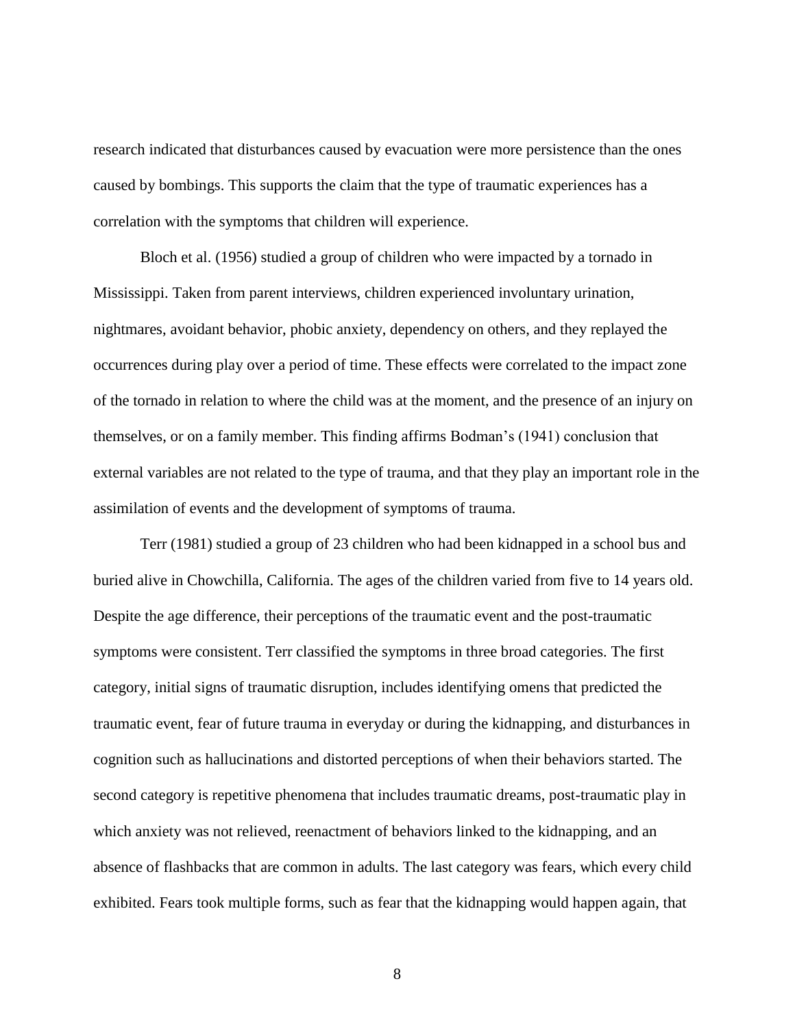research indicated that disturbances caused by evacuation were more persistence than the ones caused by bombings. This supports the claim that the type of traumatic experiences has a correlation with the symptoms that children will experience.

Bloch et al. (1956) studied a group of children who were impacted by a tornado in Mississippi. Taken from parent interviews, children experienced involuntary urination, nightmares, avoidant behavior, phobic anxiety, dependency on others, and they replayed the occurrences during play over a period of time. These effects were correlated to the impact zone of the tornado in relation to where the child was at the moment, and the presence of an injury on themselves, or on a family member. This finding affirms Bodman's (1941) conclusion that external variables are not related to the type of trauma, and that they play an important role in the assimilation of events and the development of symptoms of trauma.

Terr (1981) studied a group of 23 children who had been kidnapped in a school bus and buried alive in Chowchilla, California. The ages of the children varied from five to 14 years old. Despite the age difference, their perceptions of the traumatic event and the post-traumatic symptoms were consistent. Terr classified the symptoms in three broad categories. The first category, initial signs of traumatic disruption, includes identifying omens that predicted the traumatic event, fear of future trauma in everyday or during the kidnapping, and disturbances in cognition such as hallucinations and distorted perceptions of when their behaviors started. The second category is repetitive phenomena that includes traumatic dreams, post-traumatic play in which anxiety was not relieved, reenactment of behaviors linked to the kidnapping, and an absence of flashbacks that are common in adults. The last category was fears, which every child exhibited. Fears took multiple forms, such as fear that the kidnapping would happen again, that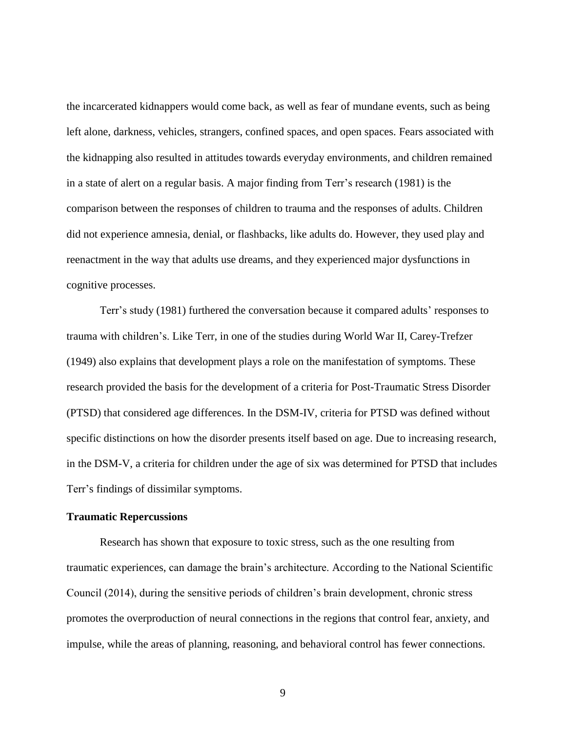the incarcerated kidnappers would come back, as well as fear of mundane events, such as being left alone, darkness, vehicles, strangers, confined spaces, and open spaces. Fears associated with the kidnapping also resulted in attitudes towards everyday environments, and children remained in a state of alert on a regular basis. A major finding from Terr's research (1981) is the comparison between the responses of children to trauma and the responses of adults. Children did not experience amnesia, denial, or flashbacks, like adults do. However, they used play and reenactment in the way that adults use dreams, and they experienced major dysfunctions in cognitive processes.

Terr's study (1981) furthered the conversation because it compared adults' responses to trauma with children's. Like Terr, in one of the studies during World War II, Carey-Trefzer (1949) also explains that development plays a role on the manifestation of symptoms. These research provided the basis for the development of a criteria for Post-Traumatic Stress Disorder (PTSD) that considered age differences. In the DSM-IV, criteria for PTSD was defined without specific distinctions on how the disorder presents itself based on age. Due to increasing research, in the DSM-V, a criteria for children under the age of six was determined for PTSD that includes Terr's findings of dissimilar symptoms.

**Traumatic Repercussions**

Research has shown that exposure to toxic stress, such as the one resulting from traumatic experiences, can damage the brain's architecture. According to the National Scientific Council (2014), during the sensitive periods of children's brain development, chronic stress promotes the overproduction of neural connections in the regions that control fear, anxiety, and impulse, while the areas of planning, reasoning, and behavioral control has fewer connections.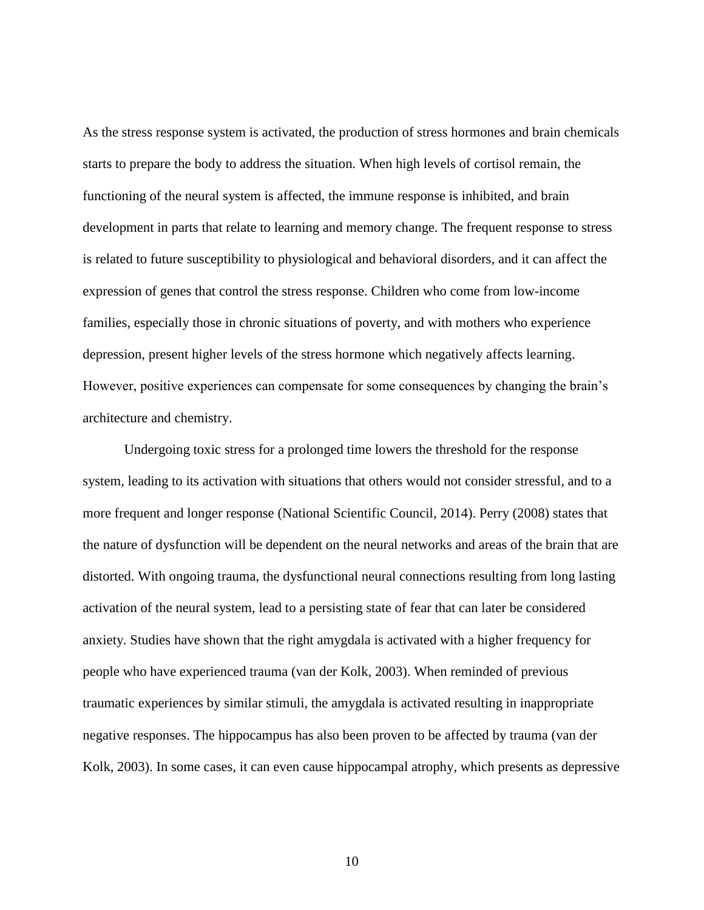As the stress response system is activated, the production of stress hormones and brain chemicals starts to prepare the body to address the situation. When high levels of cortisol remain, the functioning of the neural system is affected, the immune response is inhibited, and brain development in parts that relate to learning and memory change. The frequent response to stress is related to future susceptibility to physiological and behavioral disorders, and it can affect the expression of genes that control the stress response. Children who come from low-income families, especially those in chronic situations of poverty, and with mothers who experience depression, present higher levels of the stress hormone which negatively affects learning. However, positive experiences can compensate for some consequences by changing the brain's architecture and chemistry.

Undergoing toxic stress for a prolonged time lowers the threshold for the response system, leading to its activation with situations that others would not consider stressful, and to a more frequent and longer response (National Scientific Council, 2014). Perry (2008) states that the nature of dysfunction will be dependent on the neural networks and areas of the brain that are distorted. With ongoing trauma, the dysfunctional neural connections resulting from long lasting activation of the neural system, lead to a persisting state of fear that can later be considered anxiety. Studies have shown that the right amygdala is activated with a higher frequency for people who have experienced trauma (van der Kolk, 2003). When reminded of previous traumatic experiences by similar stimuli, the amygdala is activated resulting in inappropriate negative responses. The hippocampus has also been proven to be affected by trauma (van der Kolk, 2003). In some cases, it can even cause hippocampal atrophy, which presents as depressive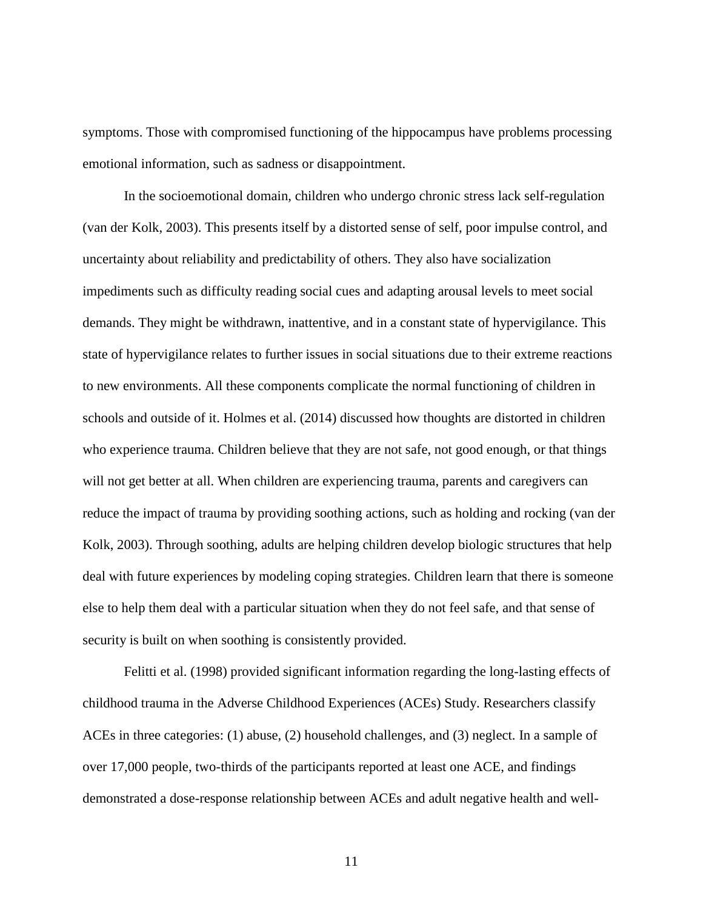symptoms. Those with compromised functioning of the hippocampus have problems processing emotional information, such as sadness or disappointment.

In the socioemotional domain, children who undergo chronic stress lack self-regulation (van der Kolk, 2003). This presents itself by a distorted sense of self, poor impulse control, and uncertainty about reliability and predictability of others. They also have socialization impediments such as difficulty reading social cues and adapting arousal levels to meet social demands. They might be withdrawn, inattentive, and in a constant state of hypervigilance. This state of hypervigilance relates to further issues in social situations due to their extreme reactions to new environments. All these components complicate the normal functioning of children in schools and outside of it. Holmes et al. (2014) discussed how thoughts are distorted in children who experience trauma. Children believe that they are not safe, not good enough, or that things will not get better at all. When children are experiencing trauma, parents and caregivers can reduce the impact of trauma by providing soothing actions, such as holding and rocking (van der Kolk, 2003). Through soothing, adults are helping children develop biologic structures that help deal with future experiences by modeling coping strategies. Children learn that there is someone else to help them deal with a particular situation when they do not feel safe, and that sense of security is built on when soothing is consistently provided.

Felitti et al. (1998) provided significant information regarding the long-lasting effects of childhood trauma in the Adverse Childhood Experiences (ACEs) Study. Researchers classify ACEs in three categories: (1) abuse, (2) household challenges, and (3) neglect. In a sample of over 17,000 people, two-thirds of the participants reported at least one ACE, and findings demonstrated a dose-response relationship between ACEs and adult negative health and well-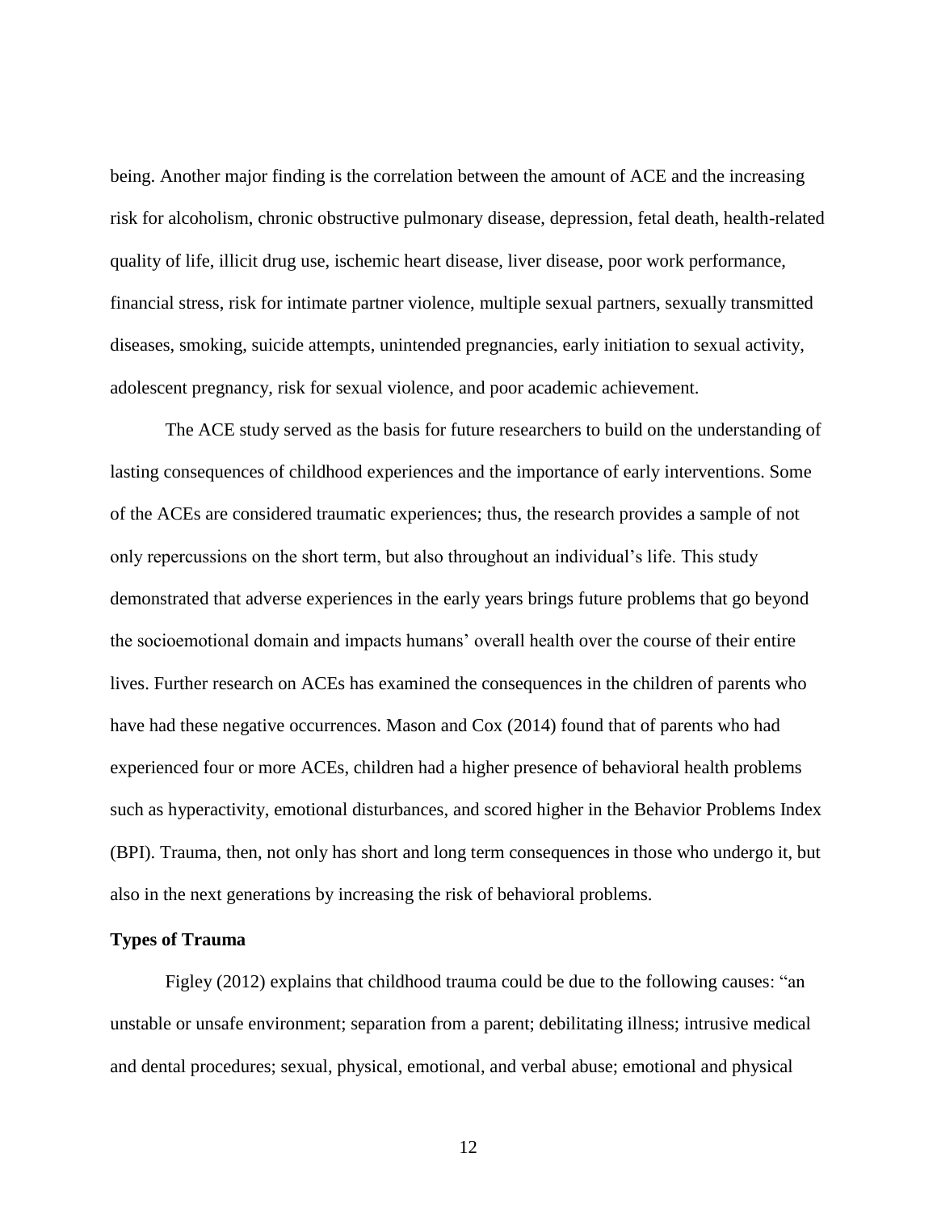being. Another major finding is the correlation between the amount of ACE and the increasing risk for alcoholism, chronic obstructive pulmonary disease, depression, fetal death, health-related quality of life, illicit drug use, ischemic heart disease, liver disease, poor work performance, financial stress, risk for intimate partner violence, multiple sexual partners, sexually transmitted diseases, smoking, suicide attempts, unintended pregnancies, early initiation to sexual activity, adolescent pregnancy, risk for sexual violence, and poor academic achievement.

The ACE study served as the basis for future researchers to build on the understanding of lasting consequences of childhood experiences and the importance of early interventions. Some of the ACEs are considered traumatic experiences; thus, the research provides a sample of not only repercussions on the short term, but also throughout an individual's life. This study demonstrated that adverse experiences in the early years brings future problems that go beyond the socioemotional domain and impacts humans' overall health over the course of their entire lives. Further research on ACEs has examined the consequences in the children of parents who have had these negative occurrences. Mason and Cox (2014) found that of parents who had experienced four or more ACEs, children had a higher presence of behavioral health problems such as hyperactivity, emotional disturbances, and scored higher in the Behavior Problems Index (BPI). Trauma, then, not only has short and long term consequences in those who undergo it, but also in the next generations by increasing the risk of behavioral problems.

**Types of Trauma**

Figley (2012) explains that childhood trauma could be due to the following causes: "an unstable or unsafe environment; separation from a parent; debilitating illness; intrusive medical and dental procedures; sexual, physical, emotional, and verbal abuse; emotional and physical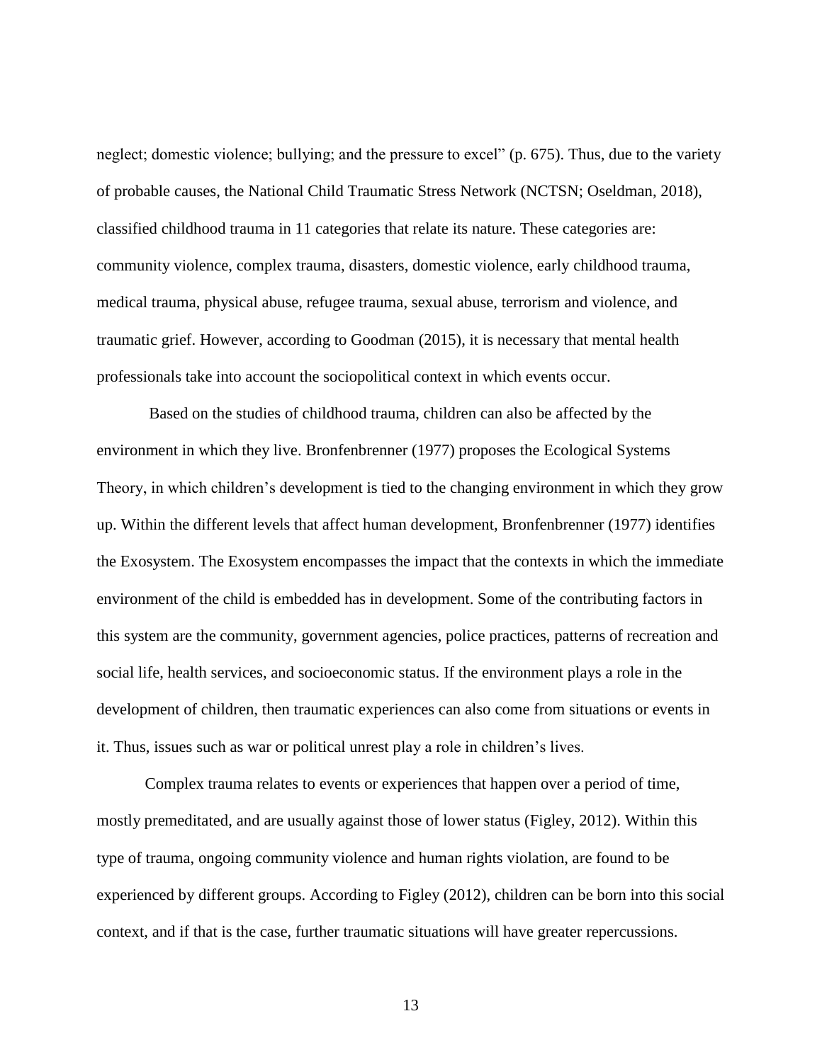neglect; domestic violence; bullying; and the pressure to excel" (p. 675). Thus, due to the variety of probable causes, the National Child Traumatic Stress Network (NCTSN; Oseldman, 2018), classified childhood trauma in 11 categories that relate its nature. These categories are: community violence, complex trauma, disasters, domestic violence, early childhood trauma, medical trauma, physical abuse, refugee trauma, sexual abuse, terrorism and violence, and traumatic grief. However, according to Goodman (2015), it is necessary that mental health professionals take into account the sociopolitical context in which events occur.

Based on the studies of childhood trauma, children can also be affected by the environment in which they live. Bronfenbrenner (1977) proposes the Ecological Systems Theory, in which children's development is tied to the changing environment in which they grow up. Within the different levels that affect human development, Bronfenbrenner (1977) identifies the Exosystem. The Exosystem encompasses the impact that the contexts in which the immediate environment of the child is embedded has in development. Some of the contributing factors in this system are the community, government agencies, police practices, patterns of recreation and social life, health services, and socioeconomic status. If the environment plays a role in the development of children, then traumatic experiences can also come from situations or events in it. Thus, issues such as war or political unrest play a role in children's lives.

Complex trauma relates to events or experiences that happen over a period of time, mostly premeditated, and are usually against those of lower status (Figley, 2012). Within this type of trauma, ongoing community violence and human rights violation, are found to be experienced by different groups. According to Figley (2012), children can be born into this social context, and if that is the case, further traumatic situations will have greater repercussions.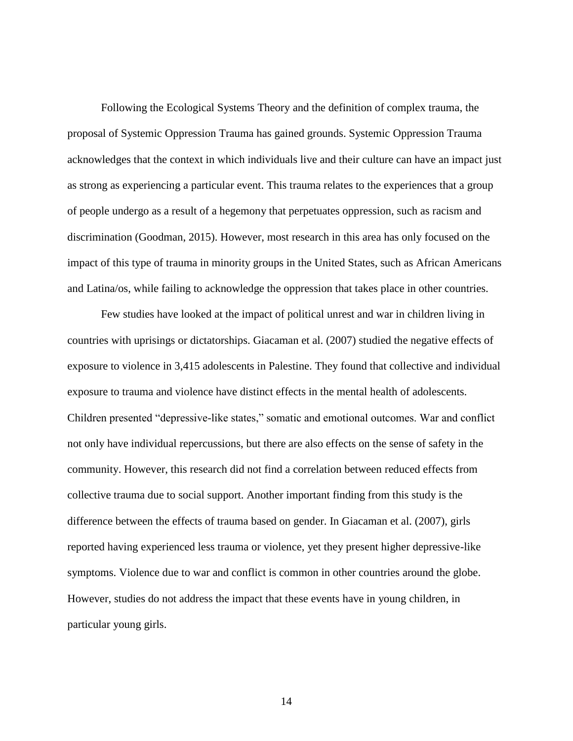Following the Ecological Systems Theory and the definition of complex trauma, the proposal of Systemic Oppression Trauma has gained grounds. Systemic Oppression Trauma acknowledges that the context in which individuals live and their culture can have an impact just as strong as experiencing a particular event. This trauma relates to the experiences that a group of people undergo as a result of a hegemony that perpetuates oppression, such as racism and discrimination (Goodman, 2015). However, most research in this area has only focused on the impact of this type of trauma in minority groups in the United States, such as African Americans and Latina/os, while failing to acknowledge the oppression that takes place in other countries.

Few studies have looked at the impact of political unrest and war in children living in countries with uprisings or dictatorships. Giacaman et al. (2007) studied the negative effects of exposure to violence in 3,415 adolescents in Palestine. They found that collective and individual exposure to trauma and violence have distinct effects in the mental health of adolescents. Children presented "depressive-like states," somatic and emotional outcomes. War and conflict not only have individual repercussions, but there are also effects on the sense of safety in the community. However, this research did not find a correlation between reduced effects from collective trauma due to social support. Another important finding from this study is the difference between the effects of trauma based on gender. In Giacaman et al. (2007), girls reported having experienced less trauma or violence, yet they present higher depressive-like symptoms. Violence due to war and conflict is common in other countries around the globe. However, studies do not address the impact that these events have in young children, in particular young girls.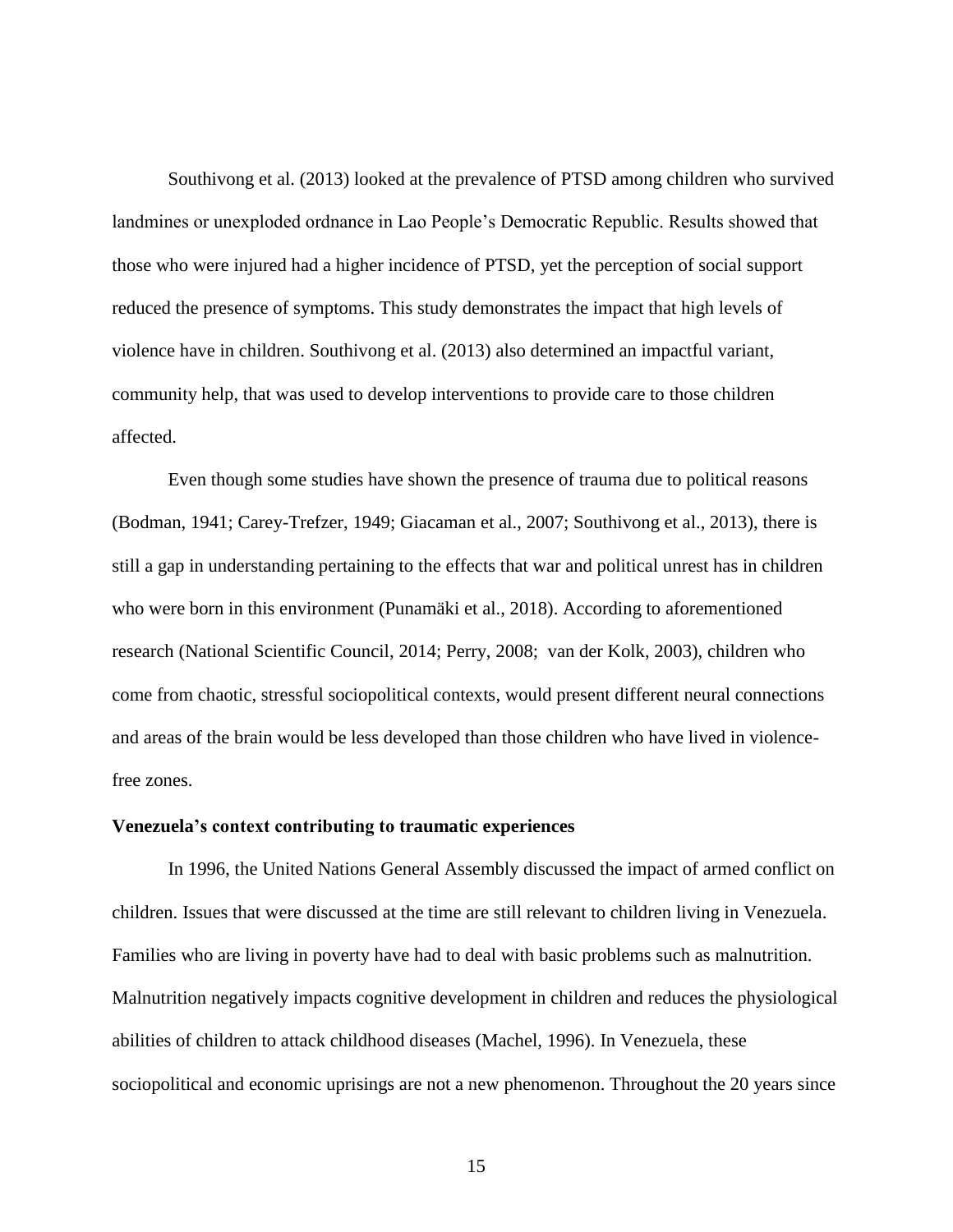Southivong et al. (2013) looked at the prevalence of PTSD among children who survived landmines or unexploded ordnance in Lao People's Democratic Republic. Results showed that those who were injured had a higher incidence of PTSD, yet the perception of social support reduced the presence of symptoms. This study demonstrates the impact that high levels of violence have in children. Southivong et al. (2013) also determined an impactful variant, community help, that was used to develop interventions to provide care to those children affected.

Even though some studies have shown the presence of trauma due to political reasons (Bodman, 1941; Carey-Trefzer, 1949; Giacaman et al., 2007; Southivong et al., 2013), there is still a gap in understanding pertaining to the effects that war and political unrest has in children who were born in this environment (Punamäki et al., 2018). According to aforementioned research (National Scientific Council, 2014; Perry, 2008; van der Kolk, 2003), children who come from chaotic, stressful sociopolitical contexts, would present different neural connections and areas of the brain would be less developed than those children who have lived in violence-free zones.

**Venezuela's context contributing to traumatic experiences**

In 1996, the United Nations General Assembly discussed the impact of armed conflict on children. Issues that were discussed at the time are still relevant to children living in Venezuela. Families who are living in poverty have had to deal with basic problems such as malnutrition. Malnutrition negatively impacts cognitive development in children and reduces the physiological abilities of children to attack childhood diseases (Machel, 1996). In Venezuela, these sociopolitical and economic uprisings are not a new phenomenon. Throughout the 20 years since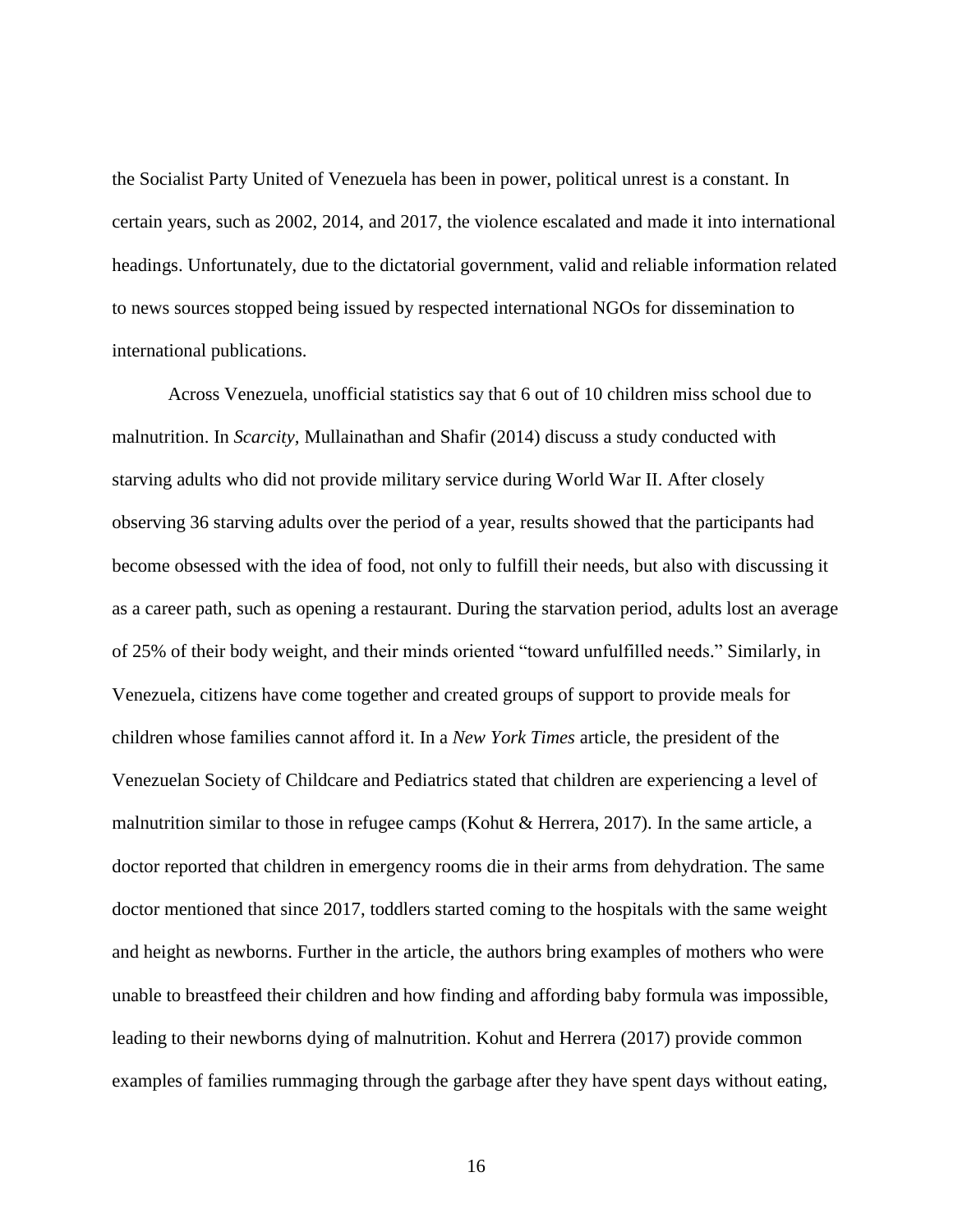the Socialist Party United of Venezuela has been in power, political unrest is a constant. In certain years, such as 2002, 2014, and 2017, the violence escalated and made it into international headings. Unfortunately, due to the dictatorial government, valid and reliable information related to news sources stopped being issued by respected international NGOs for dissemination to international publications.

Across Venezuela, unofficial statistics say that 6 out of 10 children miss school due to malnutrition. In *Scarcity*, Mullainathan and Shafir (2014) discuss a study conducted with starving adults who did not provide military service during World War II. After closely observing 36 starving adults over the period of a year, results showed that the participants had become obsessed with the idea of food, not only to fulfill their needs, but also with discussing it as a career path, such as opening a restaurant. During the starvation period, adults lost an average of 25% of their body weight, and their minds oriented "toward unfulfilled needs." Similarly, in Venezuela, citizens have come together and created groups of support to provide meals for children whose families cannot afford it. In a *New York Times* article, the president of the Venezuelan Society of Childcare and Pediatrics stated that children are experiencing a level of malnutrition similar to those in refugee camps (Kohut & Herrera, 2017). In the same article, a doctor reported that children in emergency rooms die in their arms from dehydration. The same doctor mentioned that since 2017, toddlers started coming to the hospitals with the same weight and height as newborns. Further in the article, the authors bring examples of mothers who were unable to breastfeed their children and how finding and affording baby formula was impossible, leading to their newborns dying of malnutrition. Kohut and Herrera (2017) provide common examples of families rummaging through the garbage after they have spent days without eating,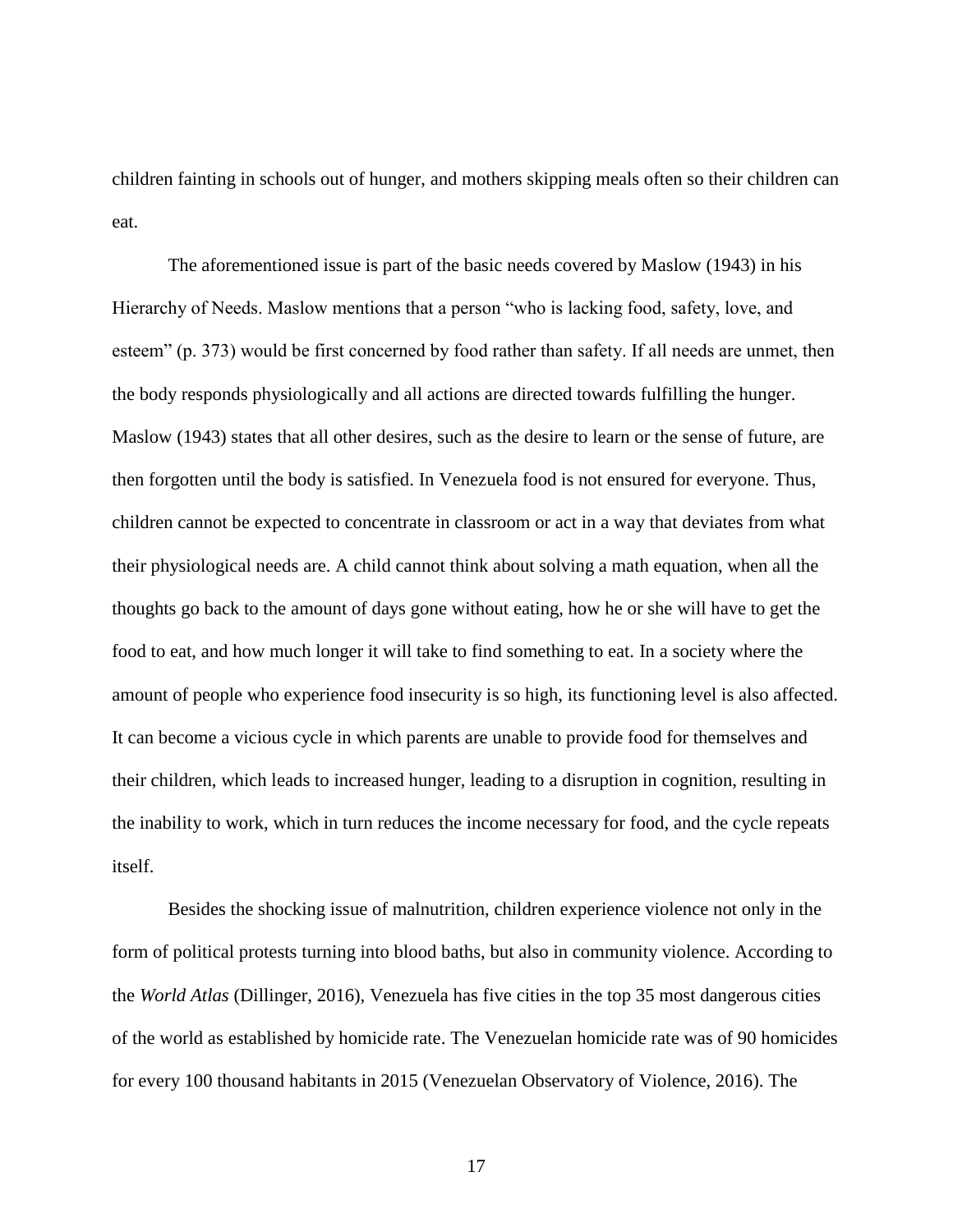children fainting in schools out of hunger, and mothers skipping meals often so their children can eat.

The aforementioned issue is part of the basic needs covered by Maslow (1943) in his Hierarchy of Needs. Maslow mentions that a person "who is lacking food, safety, love, and esteem" (p. 373) would be first concerned by food rather than safety. If all needs are unmet, then the body responds physiologically and all actions are directed towards fulfilling the hunger. Maslow (1943) states that all other desires, such as the desire to learn or the sense of future, are then forgotten until the body is satisfied. In Venezuela food is not ensured for everyone. Thus, children cannot be expected to concentrate in classroom or act in a way that deviates from what their physiological needs are. A child cannot think about solving a math equation, when all the thoughts go back to the amount of days gone without eating, how he or she will have to get the food to eat, and how much longer it will take to find something to eat. In a society where the amount of people who experience food insecurity is so high, its functioning level is also affected. It can become a vicious cycle in which parents are unable to provide food for themselves and their children, which leads to increased hunger, leading to a disruption in cognition, resulting in the inability to work, which in turn reduces the income necessary for food, and the cycle repeats itself.

Besides the shocking issue of malnutrition, children experience violence not only in the form of political protests turning into blood baths, but also in community violence. According to the *World Atlas* (Dillinger, 2016), Venezuela has five cities in the top 35 most dangerous cities of the world as established by homicide rate. The Venezuelan homicide rate was of 90 homicides for every 100 thousand habitants in 2015 (Venezuelan Observatory of Violence, 2016). The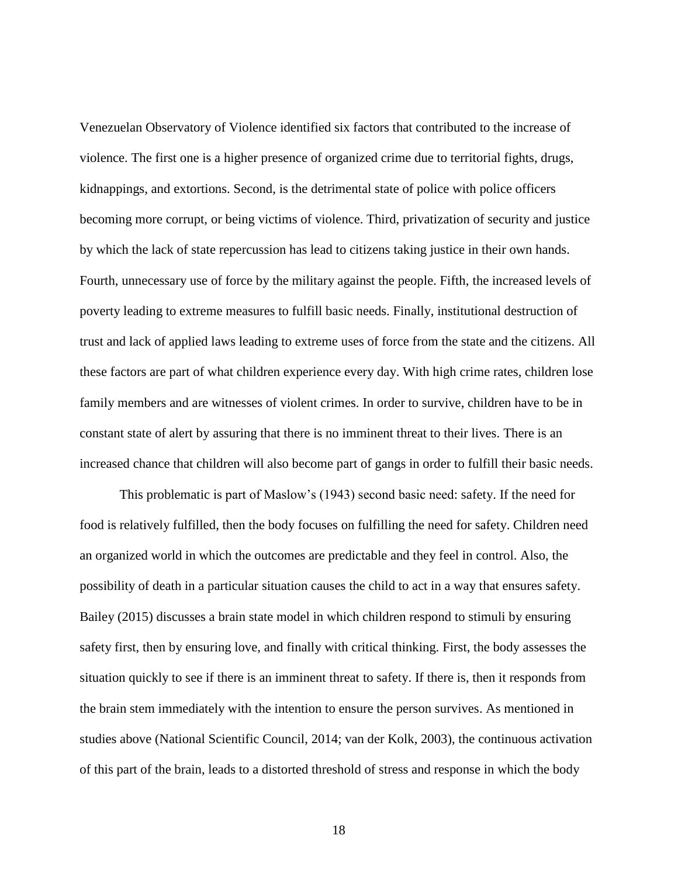Venezuelan Observatory of Violence identified six factors that contributed to the increase of violence. The first one is a higher presence of organized crime due to territorial fights, drugs, kidnappings, and extortions. Second, is the detrimental state of police with police officers becoming more corrupt, or being victims of violence. Third, privatization of security and justice by which the lack of state repercussion has lead to citizens taking justice in their own hands. Fourth, unnecessary use of force by the military against the people. Fifth, the increased levels of poverty leading to extreme measures to fulfill basic needs. Finally, institutional destruction of trust and lack of applied laws leading to extreme uses of force from the state and the citizens. All these factors are part of what children experience every day. With high crime rates, children lose family members and are witnesses of violent crimes. In order to survive, children have to be in constant state of alert by assuring that there is no imminent threat to their lives. There is an increased chance that children will also become part of gangs in order to fulfill their basic needs.

This problematic is part of Maslow's (1943) second basic need: safety. If the need for food is relatively fulfilled, then the body focuses on fulfilling the need for safety. Children need an organized world in which the outcomes are predictable and they feel in control. Also, the possibility of death in a particular situation causes the child to act in a way that ensures safety. Bailey (2015) discusses a brain state model in which children respond to stimuli by ensuring safety first, then by ensuring love, and finally with critical thinking. First, the body assesses the situation quickly to see if there is an imminent threat to safety. If there is, then it responds from the brain stem immediately with the intention to ensure the person survives. As mentioned in studies above (National Scientific Council, 2014; van der Kolk, 2003), the continuous activation of this part of the brain, leads to a distorted threshold of stress and response in which the body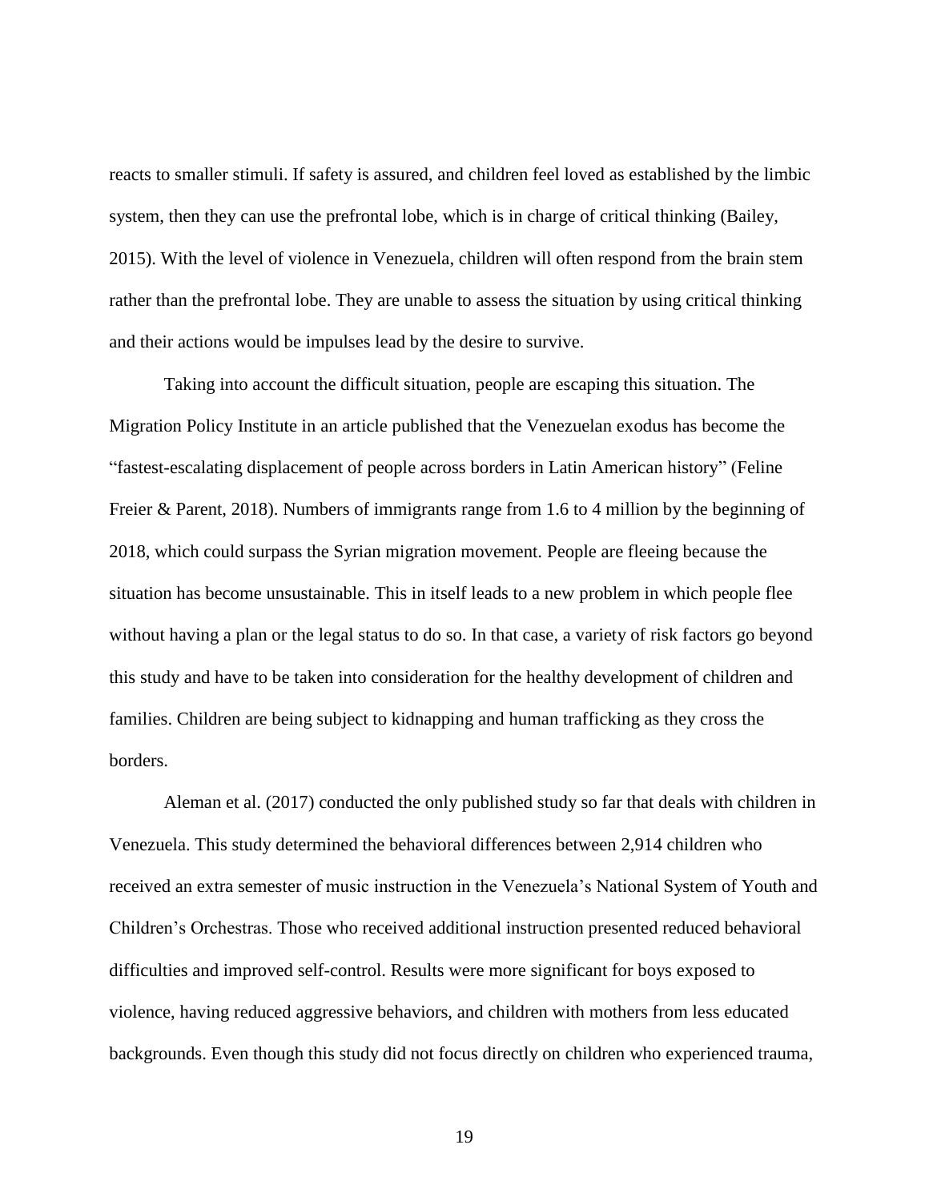reacts to smaller stimuli. If safety is assured, and children feel loved as established by the limbic system, then they can use the prefrontal lobe, which is in charge of critical thinking (Bailey, 2015). With the level of violence in Venezuela, children will often respond from the brain stem rather than the prefrontal lobe. They are unable to assess the situation by using critical thinking and their actions would be impulses lead by the desire to survive.

Taking into account the difficult situation, people are escaping this situation. The Migration Policy Institute in an article published that the Venezuelan exodus has become the "fastest-escalating displacement of people across borders in Latin American history" (Feline Freier & Parent, 2018). Numbers of immigrants range from 1.6 to 4 million by the beginning of 2018, which could surpass the Syrian migration movement. People are fleeing because the situation has become unsustainable. This in itself leads to a new problem in which people flee without having a plan or the legal status to do so. In that case, a variety of risk factors go beyond this study and have to be taken into consideration for the healthy development of children and families. Children are being subject to kidnapping and human trafficking as they cross the borders.

Aleman et al. (2017) conducted the only published study so far that deals with children in Venezuela. This study determined the behavioral differences between 2,914 children who received an extra semester of music instruction in the Venezuela's National System of Youth and Children's Orchestras. Those who received additional instruction presented reduced behavioral difficulties and improved self-control. Results were more significant for boys exposed to violence, having reduced aggressive behaviors, and children with mothers from less educated backgrounds. Even though this study did not focus directly on children who experienced trauma,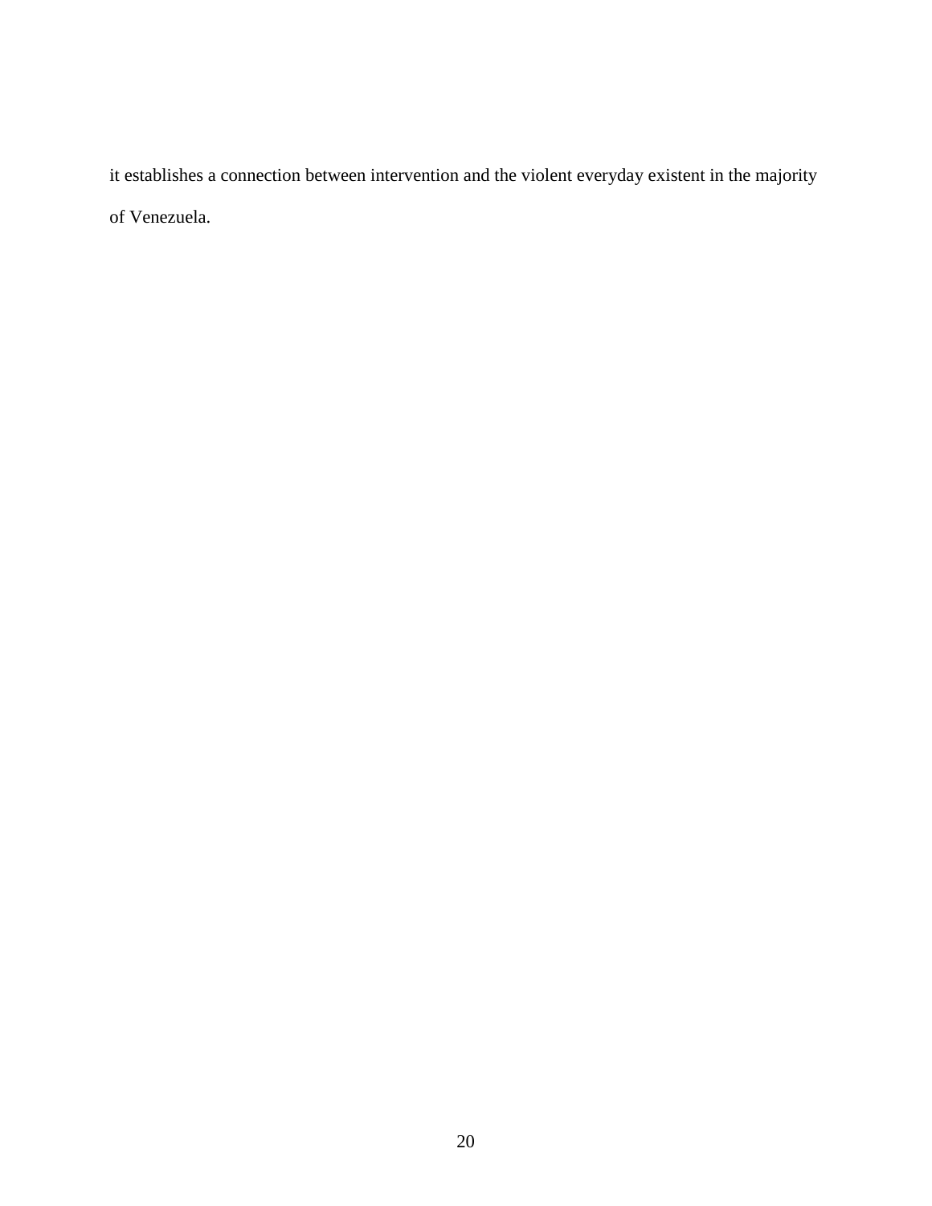it establishes a connection between intervention and the violent everyday existent in the majority of Venezuela.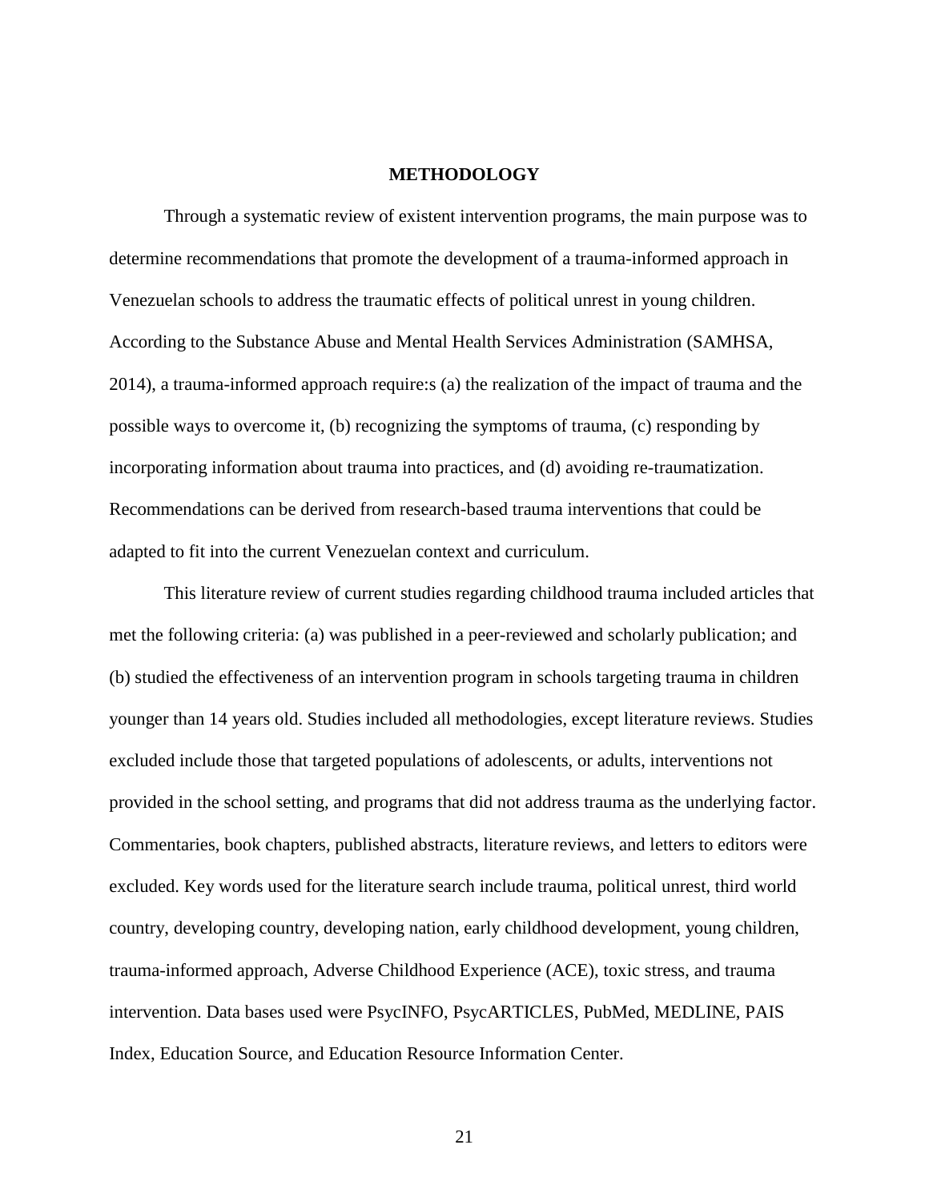# METHODOLOGY

Through a systematic review of existent intervention programs, the main purpose was to determine recommendations that promote the development of a trauma-informed approach in Venezuelan schools to address the traumatic effects of political unrest in young children. According to the Substance Abuse and Mental Health Services Administration (SAMHSA, 2014), a trauma-informed approach require:s (a) the realization of the impact of trauma and the possible ways to overcome it, (b) recognizing the symptoms of trauma, (c) responding by incorporating information about trauma into practices, and (d) avoiding re-traumatization. Recommendations can be derived from research-based trauma interventions that could be adapted to fit into the current Venezuelan context and curriculum.

This literature review of current studies regarding childhood trauma included articles that met the following criteria: (a) was published in a peer-reviewed and scholarly publication; and (b) studied the effectiveness of an intervention program in schools targeting trauma in children younger than 14 years old. Studies included all methodologies, except literature reviews. Studies excluded include those that targeted populations of adolescents, or adults, interventions not provided in the school setting, and programs that did not address trauma as the underlying factor. Commentaries, book chapters, published abstracts, literature reviews, and letters to editors were excluded. Key words used for the literature search include trauma, political unrest, third world country, developing country, developing nation, early childhood development, young children, trauma-informed approach, Adverse Childhood Experience (ACE), toxic stress, and trauma intervention. Data bases used were PsycINFO, PsycARTICLES, PubMed, MEDLINE, PAIS Index, Education Source, and Education Resource Information Center.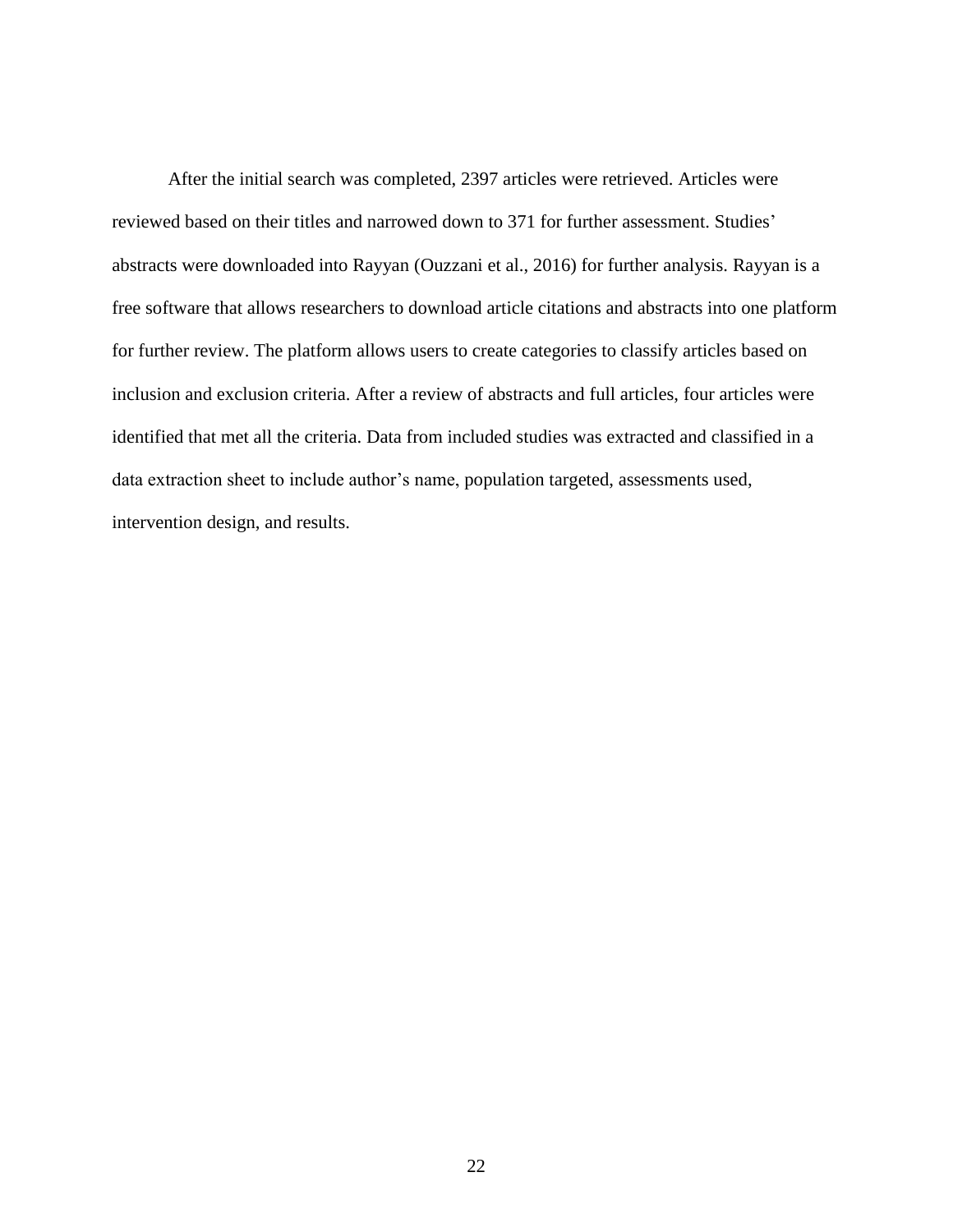After the initial search was completed, 2397 articles were retrieved. Articles were reviewed based on their titles and narrowed down to 371 for further assessment. Studies' abstracts were downloaded into Rayyan (Ouzzani et al., 2016) for further analysis. Rayyan is a free software that allows researchers to download article citations and abstracts into one platform for further review. The platform allows users to create categories to classify articles based on inclusion and exclusion criteria. After a review of abstracts and full articles, four articles were identified that met all the criteria. Data from included studies was extracted and classified in a data extraction sheet to include author's name, population targeted, assessments used, intervention design, and results.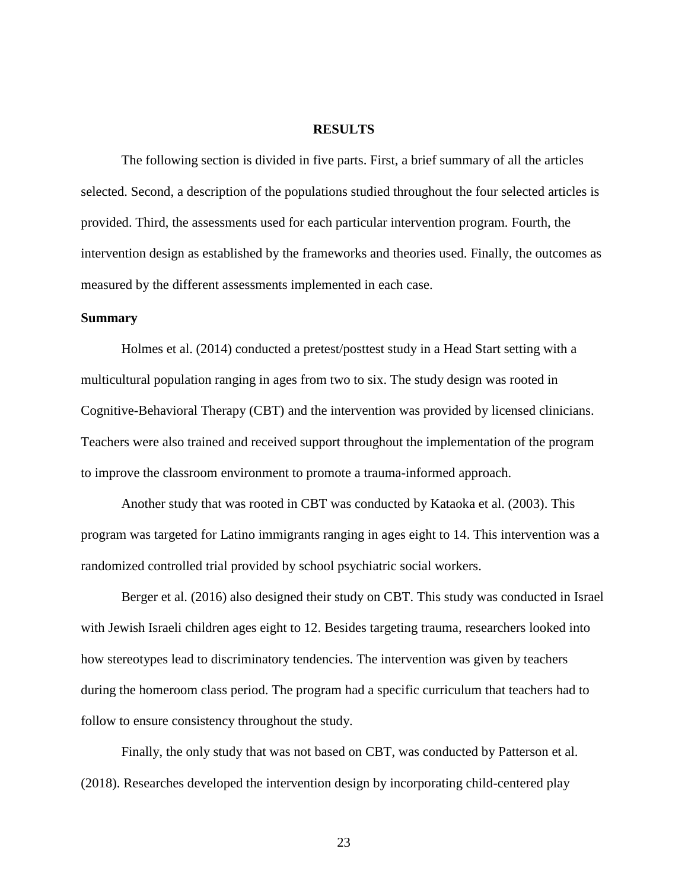## RESULTS

The following section is divided in five parts. First, a brief summary of all the articles selected. Second, a description of the populations studied throughout the four selected articles is provided. Third, the assessments used for each particular intervention program. Fourth, the intervention design as established by the frameworks and theories used. Finally, the outcomes as measured by the different assessments implemented in each case.

### Summary

Holmes et al. (2014) conducted a pretest/posttest study in a Head Start setting with a multicultural population ranging in ages from two to six. The study design was rooted in Cognitive-Behavioral Therapy (CBT) and the intervention was provided by licensed clinicians. Teachers were also trained and received support throughout the implementation of the program to improve the classroom environment to promote a trauma-informed approach.

Another study that was rooted in CBT was conducted by Kataoka et al. (2003). This program was targeted for Latino immigrants ranging in ages eight to 14. This intervention was a randomized controlled trial provided by school psychiatric social workers.

Berger et al. (2016) also designed their study on CBT. This study was conducted in Israel with Jewish Israeli children ages eight to 12. Besides targeting trauma, researchers looked into how stereotypes lead to discriminatory tendencies. The intervention was given by teachers during the homeroom class period. The program had a specific curriculum that teachers had to follow to ensure consistency throughout the study.

Finally, the only study that was not based on CBT, was conducted by Patterson et al. (2018). Researches developed the intervention design by incorporating child-centered play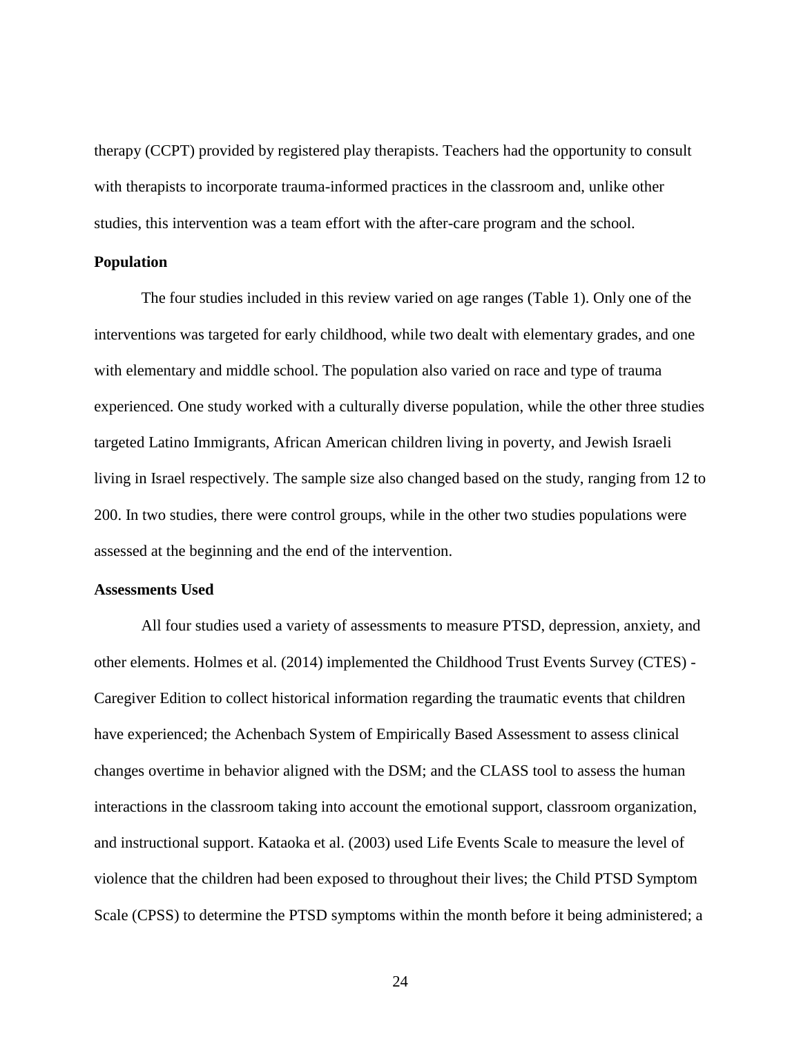therapy (CCPT) provided by registered play therapists. Teachers had the opportunity to consult with therapists to incorporate trauma-informed practices in the classroom and, unlike other studies, this intervention was a team effort with the after-care program and the school.

**Population**

The four studies included in this review varied on age ranges (Table 1). Only one of the interventions was targeted for early childhood, while two dealt with elementary grades, and one with elementary and middle school. The population also varied on race and type of trauma experienced. One study worked with a culturally diverse population, while the other three studies targeted Latino Immigrants, African American children living in poverty, and Jewish Israeli living in Israel respectively. The sample size also changed based on the study, ranging from 12 to 200. In two studies, there were control groups, while in the other two studies populations were assessed at the beginning and the end of the intervention.

**Assessments Used**

All four studies used a variety of assessments to measure PTSD, depression, anxiety, and other elements. Holmes et al. (2014) implemented the Childhood Trust Events Survey (CTES) - Caregiver Edition to collect historical information regarding the traumatic events that children have experienced; the Achenbach System of Empirically Based Assessment to assess clinical changes overtime in behavior aligned with the DSM; and the CLASS tool to assess the human interactions in the classroom taking into account the emotional support, classroom organization, and instructional support. Kataoka et al. (2003) used Life Events Scale to measure the level of violence that the children had been exposed to throughout their lives; the Child PTSD Symptom Scale (CPSS) to determine the PTSD symptoms within the month before it being administered; a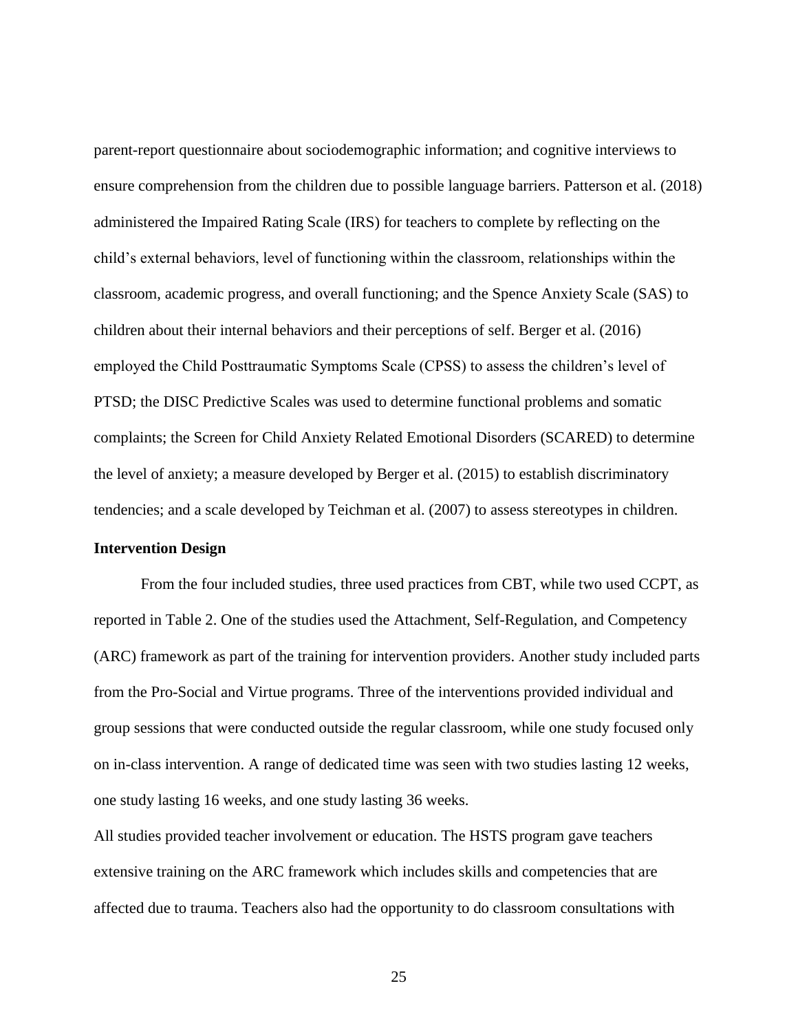parent-report questionnaire about sociodemographic information; and cognitive interviews to ensure comprehension from the children due to possible language barriers. Patterson et al. (2018) administered the Impaired Rating Scale (IRS) for teachers to complete by reflecting on the child's external behaviors, level of functioning within the classroom, relationships within the classroom, academic progress, and overall functioning; and the Spence Anxiety Scale (SAS) to children about their internal behaviors and their perceptions of self. Berger et al. (2016) employed the Child Posttraumatic Symptoms Scale (CPSS) to assess the children's level of PTSD; the DISC Predictive Scales was used to determine functional problems and somatic complaints; the Screen for Child Anxiety Related Emotional Disorders (SCARED) to determine the level of anxiety; a measure developed by Berger et al. (2015) to establish discriminatory tendencies; and a scale developed by Teichman et al. (2007) to assess stereotypes in children.

**Intervention Design**

From the four included studies, three used practices from CBT, while two used CCPT, as reported in Table 2. One of the studies used the Attachment, Self-Regulation, and Competency (ARC) framework as part of the training for intervention providers. Another study included parts from the Pro-Social and Virtue programs. Three of the interventions provided individual and group sessions that were conducted outside the regular classroom, while one study focused only on in-class intervention. A range of dedicated time was seen with two studies lasting 12 weeks, one study lasting 16 weeks, and one study lasting 36 weeks.

All studies provided teacher involvement or education. The HSTS program gave teachers extensive training on the ARC framework which includes skills and competencies that are affected due to trauma. Teachers also had the opportunity to do classroom consultations with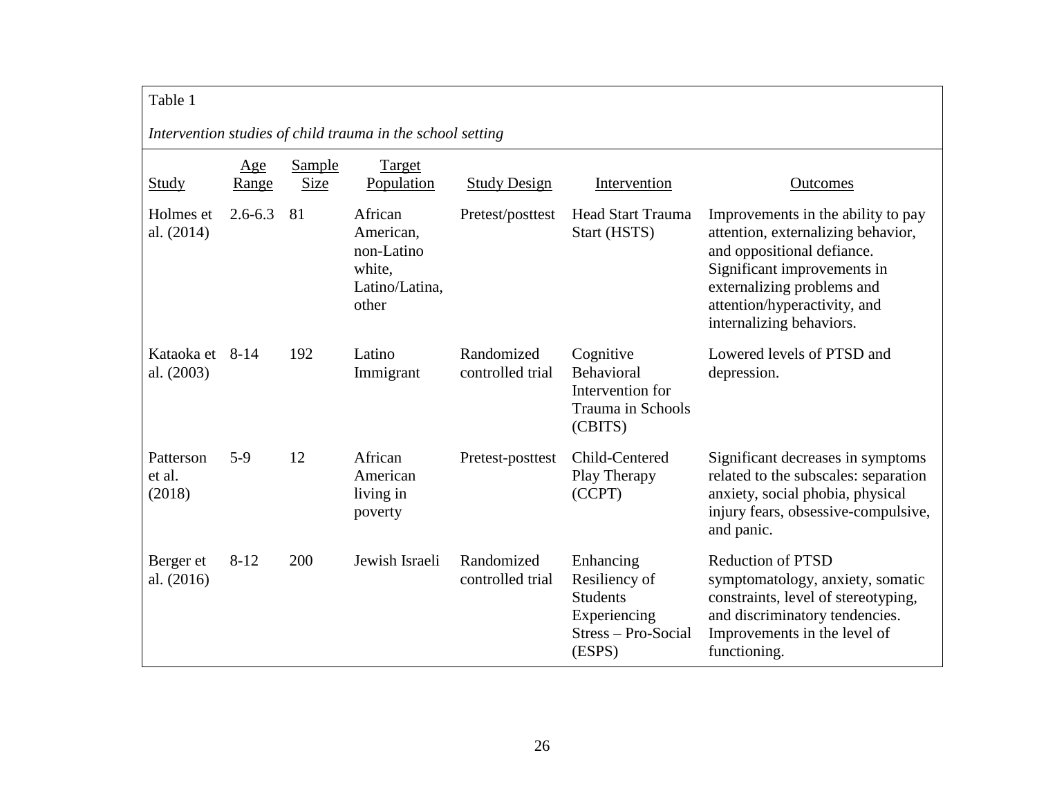Table 1

*Intervention studies of child trauma in the school setting*

| Study | Age Range | Sample Size | Target Population | Study Design | Intervention | Outcomes |
|---|---|---|---|---|---|---|
| Holmes et al. (2014) | 2.6-6.3 | 81 | African American, non-Latino white, Latino/Latina, other | Pretest/posttest | Head Start Trauma Start (HSTS) | Improvements in the ability to pay attention, externalizing behavior, and oppositional defiance. Significant improvements in externalizing problems and attention/hyperactivity, and internalizing behaviors. |
| Kataoka et al. (2003) | 8-14 | 192 | Latino Immigrant | Randomized controlled trial | Cognitive Behavioral Intervention for Trauma in Schools (CBITS) | Lowered levels of PTSD and depression. |
| Patterson et al. (2018) | 5-9 | 12 | African American living in poverty | Pretest-posttest | Child-Centered Play Therapy (CCPT) | Significant decreases in symptoms related to the subscales: separation anxiety, social phobia, physical injury fears, obsessive-compulsive, and panic. |
| Berger et al. (2016) | 8-12 | 200 | Jewish Israeli | Randomized controlled trial | Enhancing Resiliency of Students Experiencing Stress – Pro-Social (ESPS) | Reduction of PTSD symptomatology, anxiety, somatic constraints, level of stereotyping, and discriminatory tendencies. Improvements in the level of functioning. |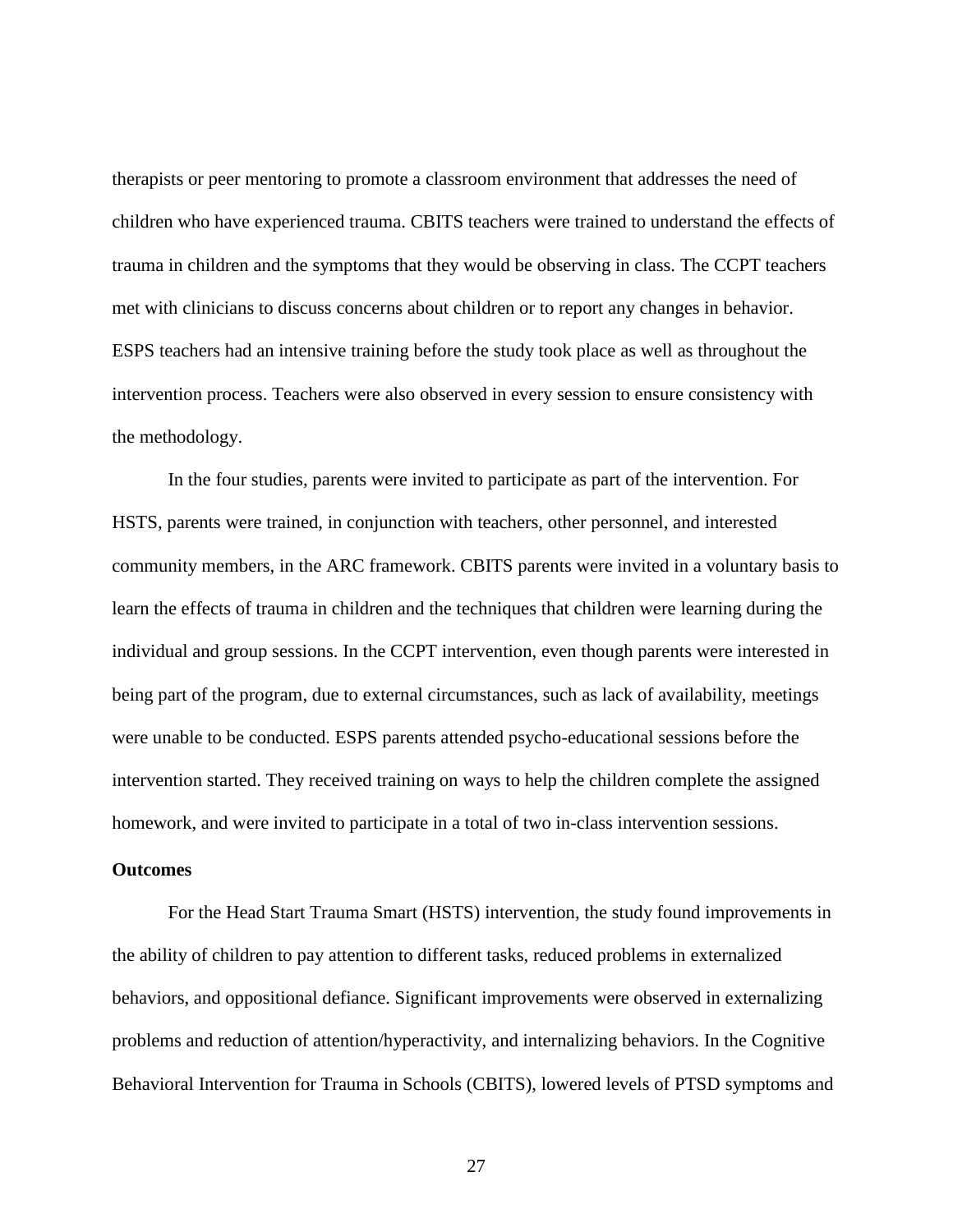therapists or peer mentoring to promote a classroom environment that addresses the need of children who have experienced trauma. CBITS teachers were trained to understand the effects of trauma in children and the symptoms that they would be observing in class. The CCPT teachers met with clinicians to discuss concerns about children or to report any changes in behavior. ESPS teachers had an intensive training before the study took place as well as throughout the intervention process. Teachers were also observed in every session to ensure consistency with the methodology.

In the four studies, parents were invited to participate as part of the intervention. For HSTS, parents were trained, in conjunction with teachers, other personnel, and interested community members, in the ARC framework. CBITS parents were invited in a voluntary basis to learn the effects of trauma in children and the techniques that children were learning during the individual and group sessions. In the CCPT intervention, even though parents were interested in being part of the program, due to external circumstances, such as lack of availability, meetings were unable to be conducted. ESPS parents attended psycho-educational sessions before the intervention started. They received training on ways to help the children complete the assigned homework, and were invited to participate in a total of two in-class intervention sessions.

**Outcomes**

For the Head Start Trauma Smart (HSTS) intervention, the study found improvements in the ability of children to pay attention to different tasks, reduced problems in externalized behaviors, and oppositional defiance. Significant improvements were observed in externalizing problems and reduction of attention/hyperactivity, and internalizing behaviors. In the Cognitive Behavioral Intervention for Trauma in Schools (CBITS), lowered levels of PTSD symptoms and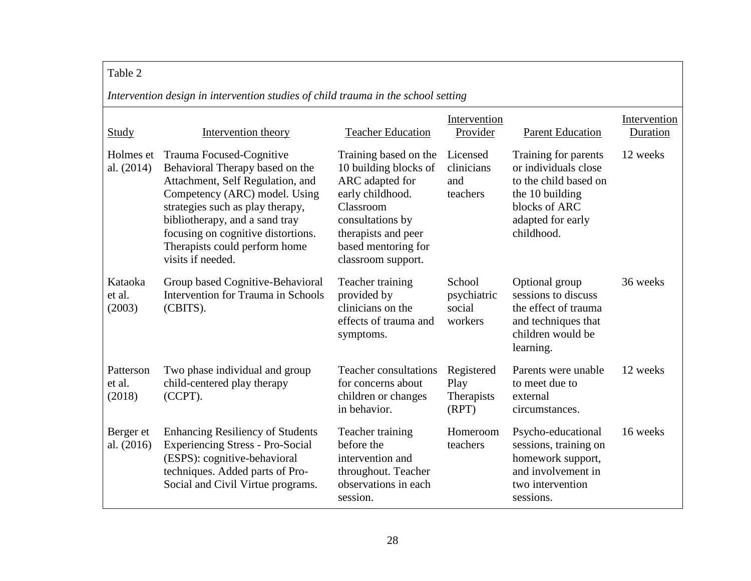Table 2

*Intervention design in intervention studies of child trauma in the school setting*

| Study | Intervention theory | Teacher Education | Intervention Provider | Parent Education | Intervention Duration |
|---|---|---|---|---|---|
| Holmes et al. (2014) | Trauma Focused-Cognitive Behavioral Therapy based on the Attachment, Self Regulation, and Competency (ARC) model. Using strategies such as play therapy, bibliotherapy, and a sand tray focusing on cognitive distortions. Therapists could perform home visits if needed. | Training based on the 10 building blocks of ARC adapted for early childhood. Classroom consultations by therapists and peer based mentoring for classroom support. | Licensed clinicians and teachers | Training for parents or individuals close to the child based on the 10 building blocks of ARC adapted for early childhood. | 12 weeks |
| Kataoka et al. (2003) | Group based Cognitive-Behavioral Intervention for Trauma in Schools (CBITS). | Teacher training provided by clinicians on the effects of trauma and symptoms. | School psychiatric social workers | Optional group sessions to discuss the effect of trauma and techniques that children would be learning. | 36 weeks |
| Patterson et al. (2018) | Two phase individual and group child-centered play therapy (CCPT). | Teacher consultations for concerns about children or changes in behavior. | Registered Play Therapists (RPT) | Parents were unable to meet due to external circumstances. | 12 weeks |
| Berger et al. (2016) | Enhancing Resiliency of Students Experiencing Stress - Pro-Social (ESPS): cognitive-behavioral techniques. Added parts of Pro-Social and Civil Virtue programs. | Teacher training before the intervention and throughout. Teacher observations in each session. | Homeroom teachers | Psycho-educational sessions, training on homework support, and involvement in two intervention sessions. | 16 weeks |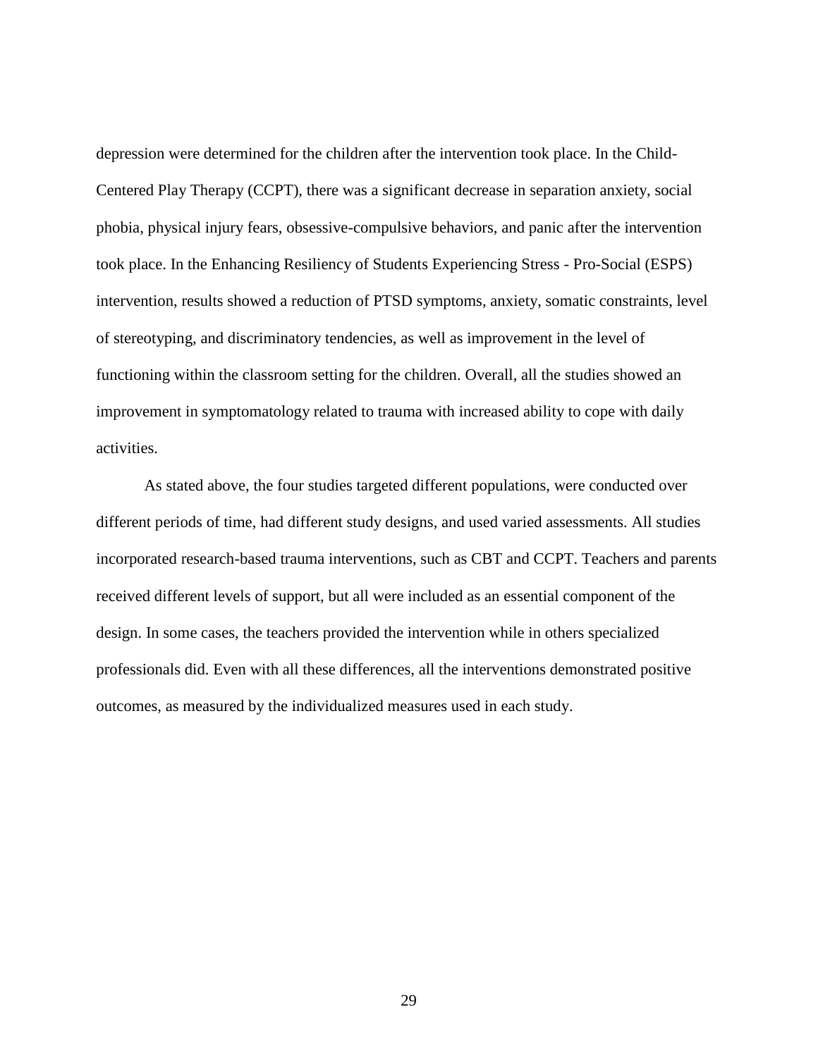depression were determined for the children after the intervention took place. In the Child-Centered Play Therapy (CCPT), there was a significant decrease in separation anxiety, social phobia, physical injury fears, obsessive-compulsive behaviors, and panic after the intervention took place. In the Enhancing Resiliency of Students Experiencing Stress - Pro-Social (ESPS) intervention, results showed a reduction of PTSD symptoms, anxiety, somatic constraints, level of stereotyping, and discriminatory tendencies, as well as improvement in the level of functioning within the classroom setting for the children. Overall, all the studies showed an improvement in symptomatology related to trauma with increased ability to cope with daily activities.

As stated above, the four studies targeted different populations, were conducted over different periods of time, had different study designs, and used varied assessments. All studies incorporated research-based trauma interventions, such as CBT and CCPT. Teachers and parents received different levels of support, but all were included as an essential component of the design. In some cases, the teachers provided the intervention while in others specialized professionals did. Even with all these differences, all the interventions demonstrated positive outcomes, as measured by the individualized measures used in each study.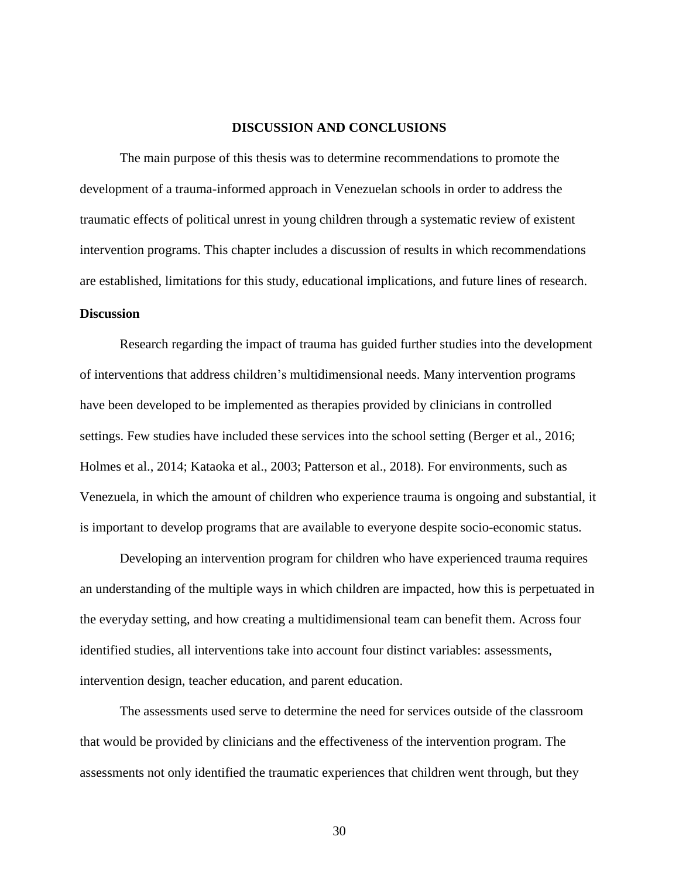# DISCUSSION AND CONCLUSIONS

The main purpose of this thesis was to determine recommendations to promote the development of a trauma-informed approach in Venezuelan schools in order to address the traumatic effects of political unrest in young children through a systematic review of existent intervention programs. This chapter includes a discussion of results in which recommendations are established, limitations for this study, educational implications, and future lines of research.

## Discussion

Research regarding the impact of trauma has guided further studies into the development of interventions that address children's multidimensional needs. Many intervention programs have been developed to be implemented as therapies provided by clinicians in controlled settings. Few studies have included these services into the school setting (Berger et al., 2016; Holmes et al., 2014; Kataoka et al., 2003; Patterson et al., 2018). For environments, such as Venezuela, in which the amount of children who experience trauma is ongoing and substantial, it is important to develop programs that are available to everyone despite socio-economic status.

Developing an intervention program for children who have experienced trauma requires an understanding of the multiple ways in which children are impacted, how this is perpetuated in the everyday setting, and how creating a multidimensional team can benefit them. Across four identified studies, all interventions take into account four distinct variables: assessments, intervention design, teacher education, and parent education.

The assessments used serve to determine the need for services outside of the classroom that would be provided by clinicians and the effectiveness of the intervention program. The assessments not only identified the traumatic experiences that children went through, but they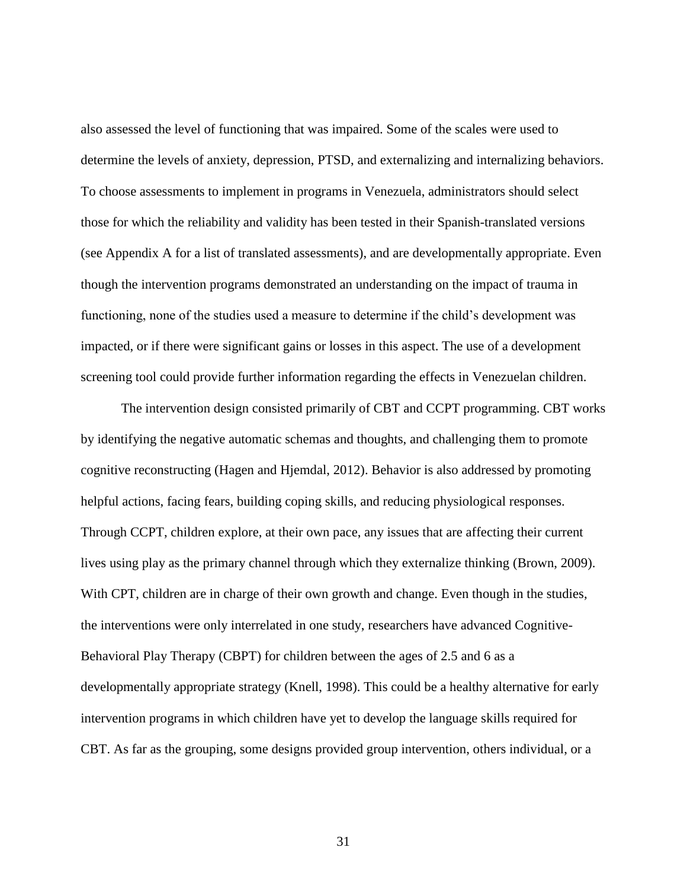also assessed the level of functioning that was impaired. Some of the scales were used to determine the levels of anxiety, depression, PTSD, and externalizing and internalizing behaviors. To choose assessments to implement in programs in Venezuela, administrators should select those for which the reliability and validity has been tested in their Spanish-translated versions (see Appendix A for a list of translated assessments), and are developmentally appropriate. Even though the intervention programs demonstrated an understanding on the impact of trauma in functioning, none of the studies used a measure to determine if the child's development was impacted, or if there were significant gains or losses in this aspect. The use of a development screening tool could provide further information regarding the effects in Venezuelan children.

The intervention design consisted primarily of CBT and CCPT programming. CBT works by identifying the negative automatic schemas and thoughts, and challenging them to promote cognitive reconstructing (Hagen and Hjemdal, 2012). Behavior is also addressed by promoting helpful actions, facing fears, building coping skills, and reducing physiological responses. Through CCPT, children explore, at their own pace, any issues that are affecting their current lives using play as the primary channel through which they externalize thinking (Brown, 2009). With CPT, children are in charge of their own growth and change. Even though in the studies, the interventions were only interrelated in one study, researchers have advanced Cognitive-Behavioral Play Therapy (CBPT) for children between the ages of 2.5 and 6 as a developmentally appropriate strategy (Knell, 1998). This could be a healthy alternative for early intervention programs in which children have yet to develop the language skills required for CBT. As far as the grouping, some designs provided group intervention, others individual, or a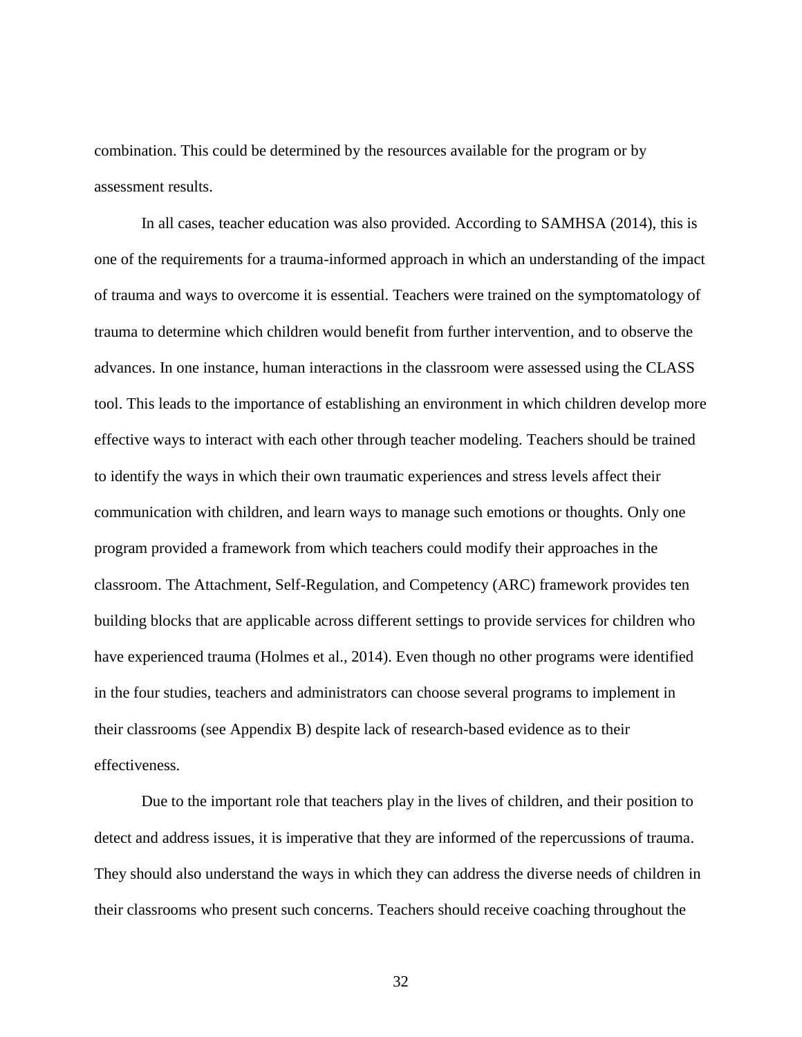combination. This could be determined by the resources available for the program or by assessment results.

In all cases, teacher education was also provided. According to SAMHSA (2014), this is one of the requirements for a trauma-informed approach in which an understanding of the impact of trauma and ways to overcome it is essential. Teachers were trained on the symptomatology of trauma to determine which children would benefit from further intervention, and to observe the advances. In one instance, human interactions in the classroom were assessed using the CLASS tool. This leads to the importance of establishing an environment in which children develop more effective ways to interact with each other through teacher modeling. Teachers should be trained to identify the ways in which their own traumatic experiences and stress levels affect their communication with children, and learn ways to manage such emotions or thoughts. Only one program provided a framework from which teachers could modify their approaches in the classroom. The Attachment, Self-Regulation, and Competency (ARC) framework provides ten building blocks that are applicable across different settings to provide services for children who have experienced trauma (Holmes et al., 2014). Even though no other programs were identified in the four studies, teachers and administrators can choose several programs to implement in their classrooms (see Appendix B) despite lack of research-based evidence as to their effectiveness.

Due to the important role that teachers play in the lives of children, and their position to detect and address issues, it is imperative that they are informed of the repercussions of trauma. They should also understand the ways in which they can address the diverse needs of children in their classrooms who present such concerns. Teachers should receive coaching throughout the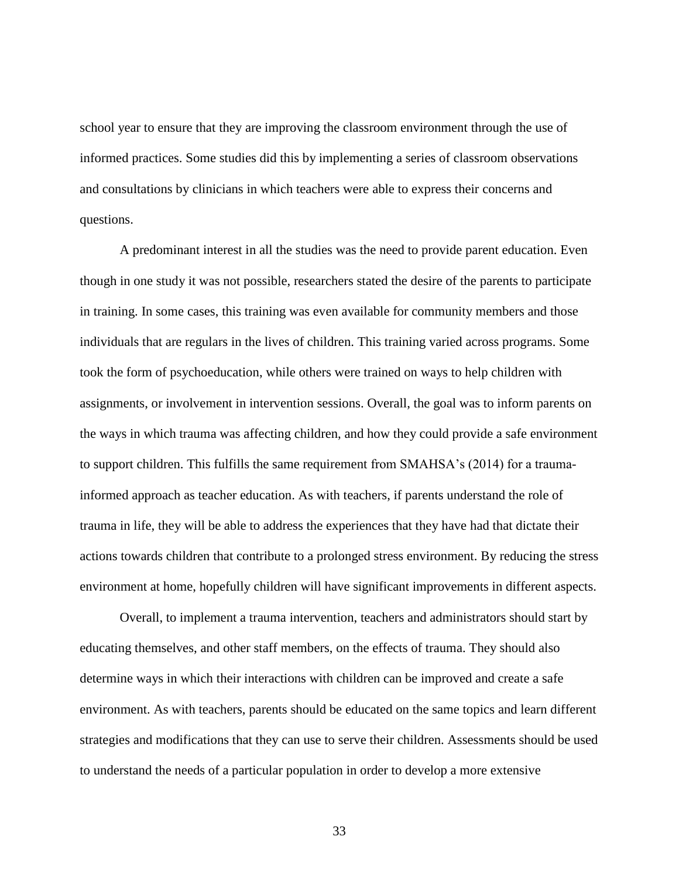school year to ensure that they are improving the classroom environment through the use of informed practices. Some studies did this by implementing a series of classroom observations and consultations by clinicians in which teachers were able to express their concerns and questions.

A predominant interest in all the studies was the need to provide parent education. Even though in one study it was not possible, researchers stated the desire of the parents to participate in training. In some cases, this training was even available for community members and those individuals that are regulars in the lives of children. This training varied across programs. Some took the form of psychoeducation, while others were trained on ways to help children with assignments, or involvement in intervention sessions. Overall, the goal was to inform parents on the ways in which trauma was affecting children, and how they could provide a safe environment to support children. This fulfills the same requirement from SMAHSA's (2014) for a trauma-informed approach as teacher education. As with teachers, if parents understand the role of trauma in life, they will be able to address the experiences that they have had that dictate their actions towards children that contribute to a prolonged stress environment. By reducing the stress environment at home, hopefully children will have significant improvements in different aspects.

Overall, to implement a trauma intervention, teachers and administrators should start by educating themselves, and other staff members, on the effects of trauma. They should also determine ways in which their interactions with children can be improved and create a safe environment. As with teachers, parents should be educated on the same topics and learn different strategies and modifications that they can use to serve their children. Assessments should be used to understand the needs of a particular population in order to develop a more extensive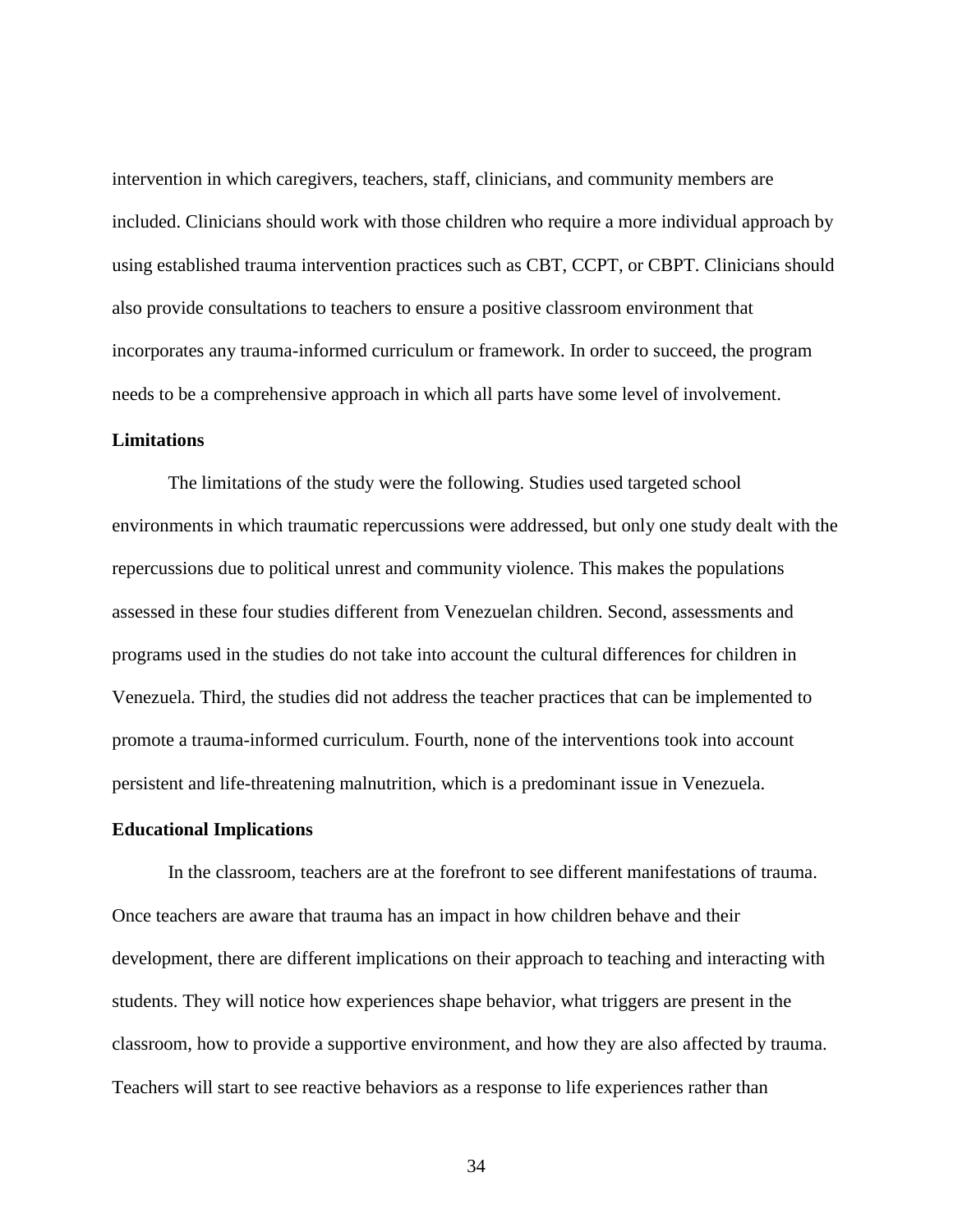intervention in which caregivers, teachers, staff, clinicians, and community members are included. Clinicians should work with those children who require a more individual approach by using established trauma intervention practices such as CBT, CCPT, or CBPT. Clinicians should also provide consultations to teachers to ensure a positive classroom environment that incorporates any trauma-informed curriculum or framework. In order to succeed, the program needs to be a comprehensive approach in which all parts have some level of involvement.

## Limitations

The limitations of the study were the following. Studies used targeted school environments in which traumatic repercussions were addressed, but only one study dealt with the repercussions due to political unrest and community violence. This makes the populations assessed in these four studies different from Venezuelan children. Second, assessments and programs used in the studies do not take into account the cultural differences for children in Venezuela. Third, the studies did not address the teacher practices that can be implemented to promote a trauma-informed curriculum. Fourth, none of the interventions took into account persistent and life-threatening malnutrition, which is a predominant issue in Venezuela.

## Educational Implications

In the classroom, teachers are at the forefront to see different manifestations of trauma. Once teachers are aware that trauma has an impact in how children behave and their development, there are different implications on their approach to teaching and interacting with students. They will notice how experiences shape behavior, what triggers are present in the classroom, how to provide a supportive environment, and how they are also affected by trauma. Teachers will start to see reactive behaviors as a response to life experiences rather than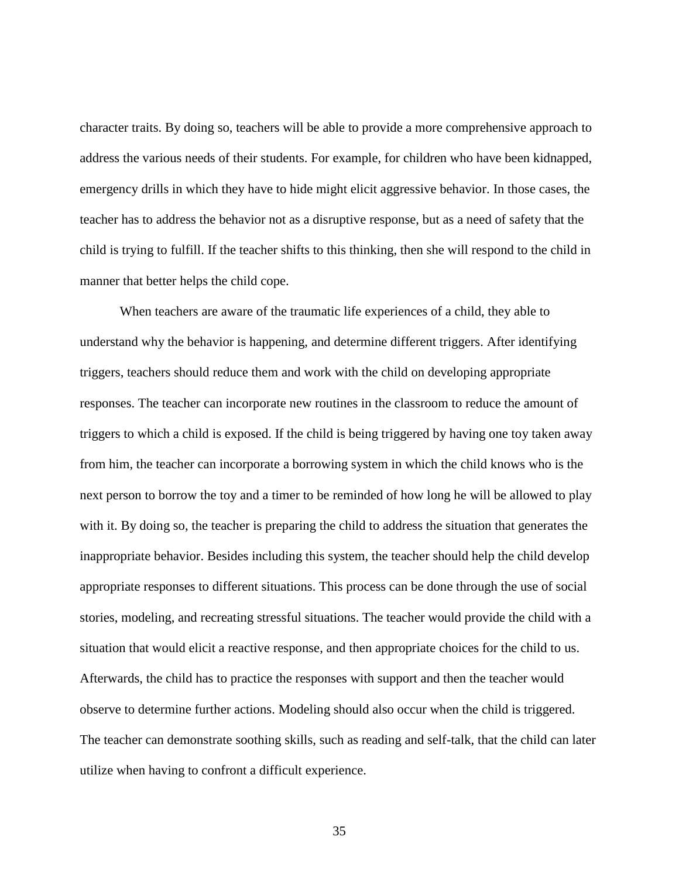character traits. By doing so, teachers will be able to provide a more comprehensive approach to address the various needs of their students. For example, for children who have been kidnapped, emergency drills in which they have to hide might elicit aggressive behavior. In those cases, the teacher has to address the behavior not as a disruptive response, but as a need of safety that the child is trying to fulfill. If the teacher shifts to this thinking, then she will respond to the child in manner that better helps the child cope.

When teachers are aware of the traumatic life experiences of a child, they able to understand why the behavior is happening, and determine different triggers. After identifying triggers, teachers should reduce them and work with the child on developing appropriate responses. The teacher can incorporate new routines in the classroom to reduce the amount of triggers to which a child is exposed. If the child is being triggered by having one toy taken away from him, the teacher can incorporate a borrowing system in which the child knows who is the next person to borrow the toy and a timer to be reminded of how long he will be allowed to play with it. By doing so, the teacher is preparing the child to address the situation that generates the inappropriate behavior. Besides including this system, the teacher should help the child develop appropriate responses to different situations. This process can be done through the use of social stories, modeling, and recreating stressful situations. The teacher would provide the child with a situation that would elicit a reactive response, and then appropriate choices for the child to us. Afterwards, the child has to practice the responses with support and then the teacher would observe to determine further actions. Modeling should also occur when the child is triggered. The teacher can demonstrate soothing skills, such as reading and self-talk, that the child can later utilize when having to confront a difficult experience.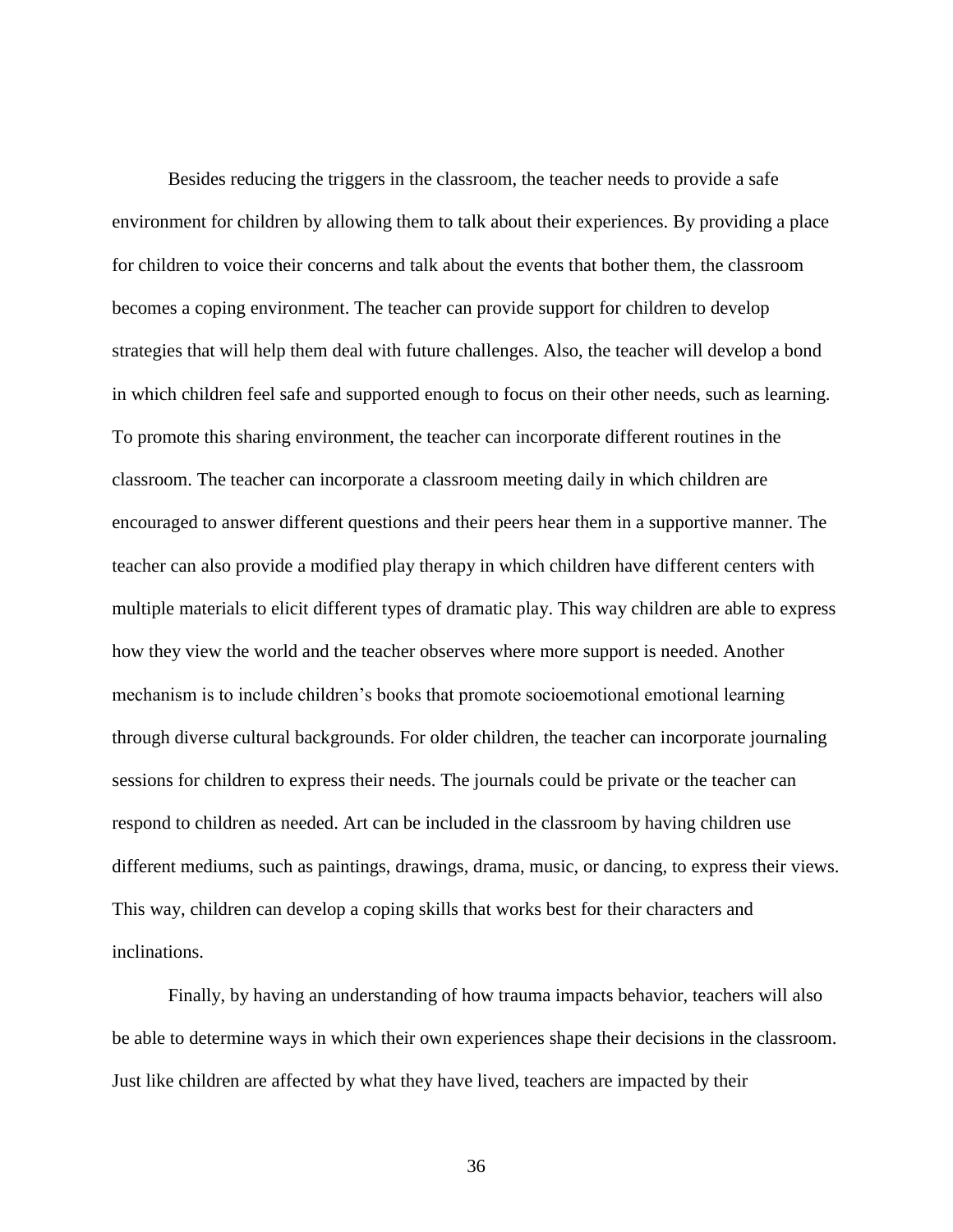Besides reducing the triggers in the classroom, the teacher needs to provide a safe environment for children by allowing them to talk about their experiences. By providing a place for children to voice their concerns and talk about the events that bother them, the classroom becomes a coping environment. The teacher can provide support for children to develop strategies that will help them deal with future challenges. Also, the teacher will develop a bond in which children feel safe and supported enough to focus on their other needs, such as learning. To promote this sharing environment, the teacher can incorporate different routines in the classroom. The teacher can incorporate a classroom meeting daily in which children are encouraged to answer different questions and their peers hear them in a supportive manner. The teacher can also provide a modified play therapy in which children have different centers with multiple materials to elicit different types of dramatic play. This way children are able to express how they view the world and the teacher observes where more support is needed. Another mechanism is to include children's books that promote socioemotional emotional learning through diverse cultural backgrounds. For older children, the teacher can incorporate journaling sessions for children to express their needs. The journals could be private or the teacher can respond to children as needed. Art can be included in the classroom by having children use different mediums, such as paintings, drawings, drama, music, or dancing, to express their views. This way, children can develop a coping skills that works best for their characters and inclinations.

Finally, by having an understanding of how trauma impacts behavior, teachers will also be able to determine ways in which their own experiences shape their decisions in the classroom. Just like children are affected by what they have lived, teachers are impacted by their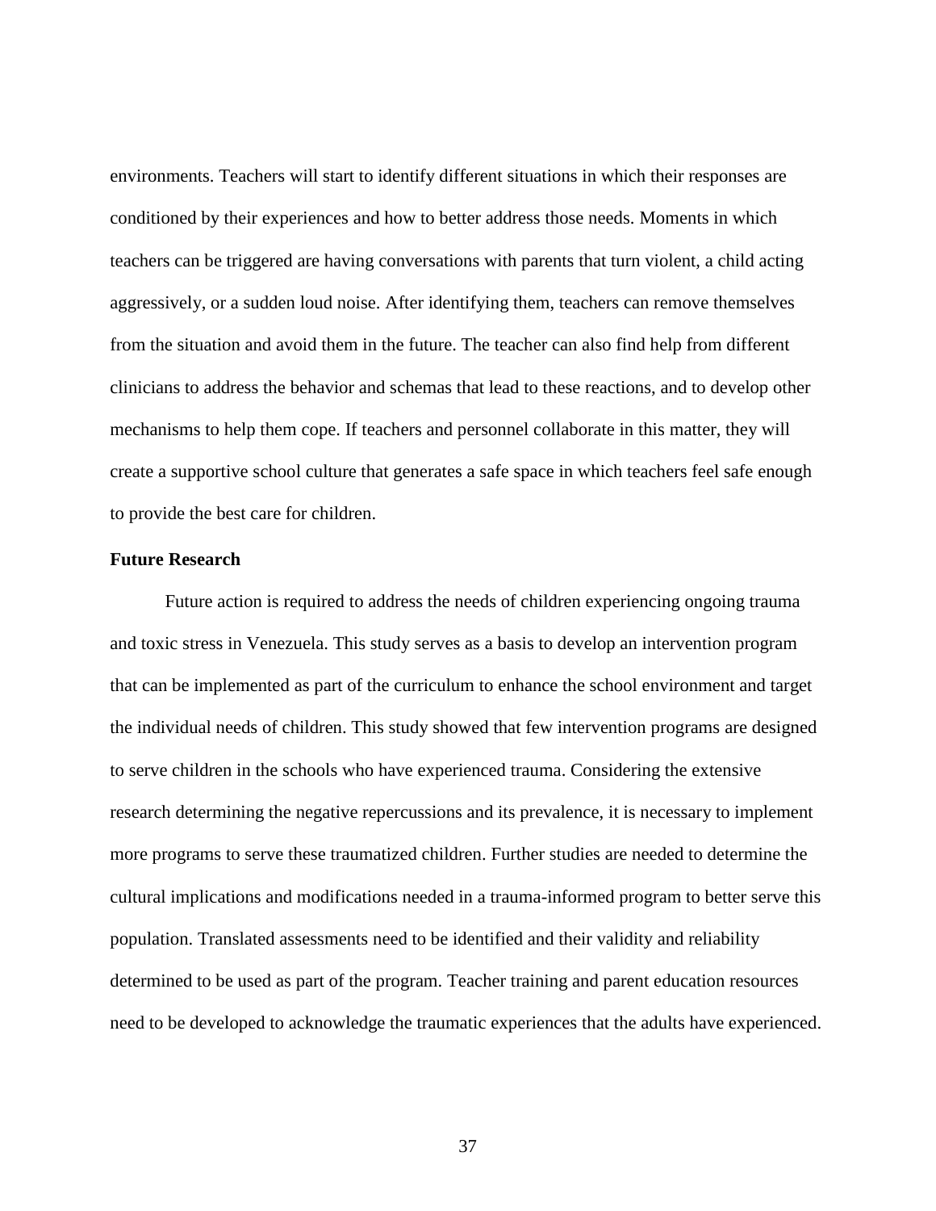environments. Teachers will start to identify different situations in which their responses are conditioned by their experiences and how to better address those needs. Moments in which teachers can be triggered are having conversations with parents that turn violent, a child acting aggressively, or a sudden loud noise. After identifying them, teachers can remove themselves from the situation and avoid them in the future. The teacher can also find help from different clinicians to address the behavior and schemas that lead to these reactions, and to develop other mechanisms to help them cope. If teachers and personnel collaborate in this matter, they will create a supportive school culture that generates a safe space in which teachers feel safe enough to provide the best care for children.

**Future Research**

Future action is required to address the needs of children experiencing ongoing trauma and toxic stress in Venezuela. This study serves as a basis to develop an intervention program that can be implemented as part of the curriculum to enhance the school environment and target the individual needs of children. This study showed that few intervention programs are designed to serve children in the schools who have experienced trauma. Considering the extensive research determining the negative repercussions and its prevalence, it is necessary to implement more programs to serve these traumatized children. Further studies are needed to determine the cultural implications and modifications needed in a trauma-informed program to better serve this population. Translated assessments need to be identified and their validity and reliability determined to be used as part of the program. Teacher training and parent education resources need to be developed to acknowledge the traumatic experiences that the adults have experienced.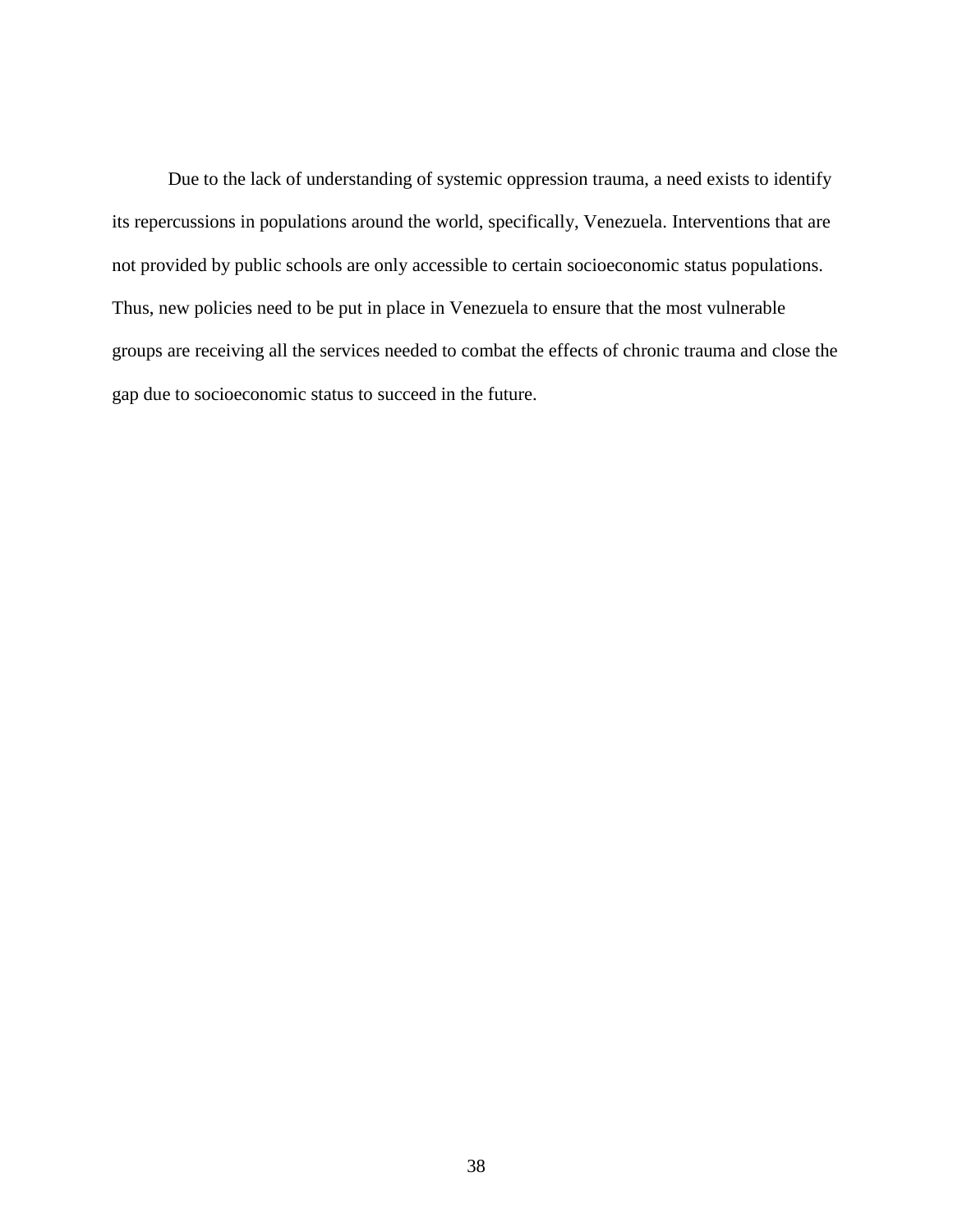Due to the lack of understanding of systemic oppression trauma, a need exists to identify its repercussions in populations around the world, specifically, Venezuela. Interventions that are not provided by public schools are only accessible to certain socioeconomic status populations. Thus, new policies need to be put in place in Venezuela to ensure that the most vulnerable groups are receiving all the services needed to combat the effects of chronic trauma and close the gap due to socioeconomic status to succeed in the future.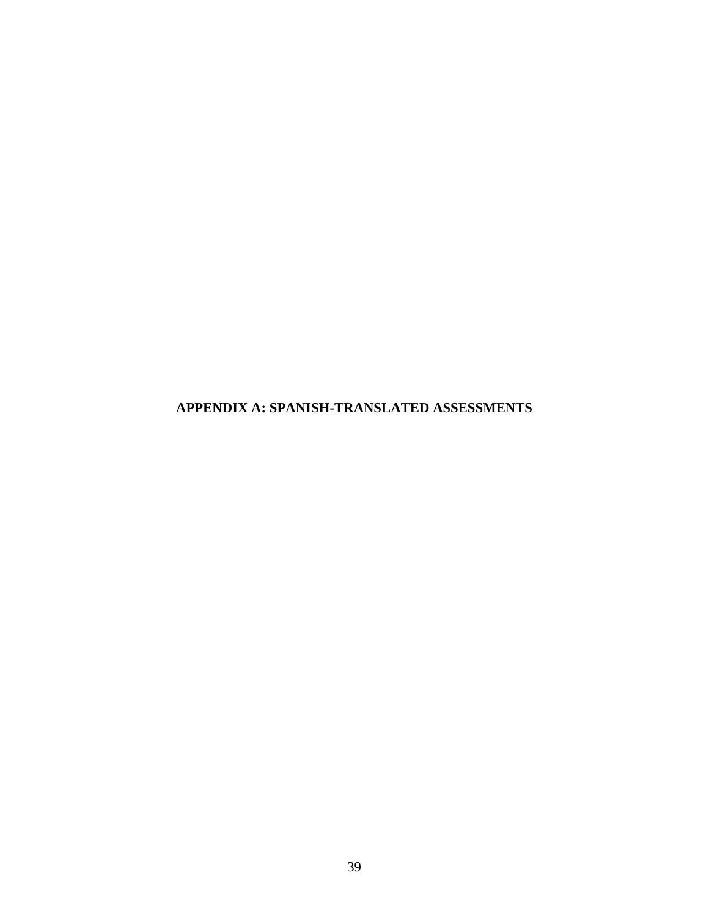# APPENDIX A: SPANISH-TRANSLATED ASSESSMENTS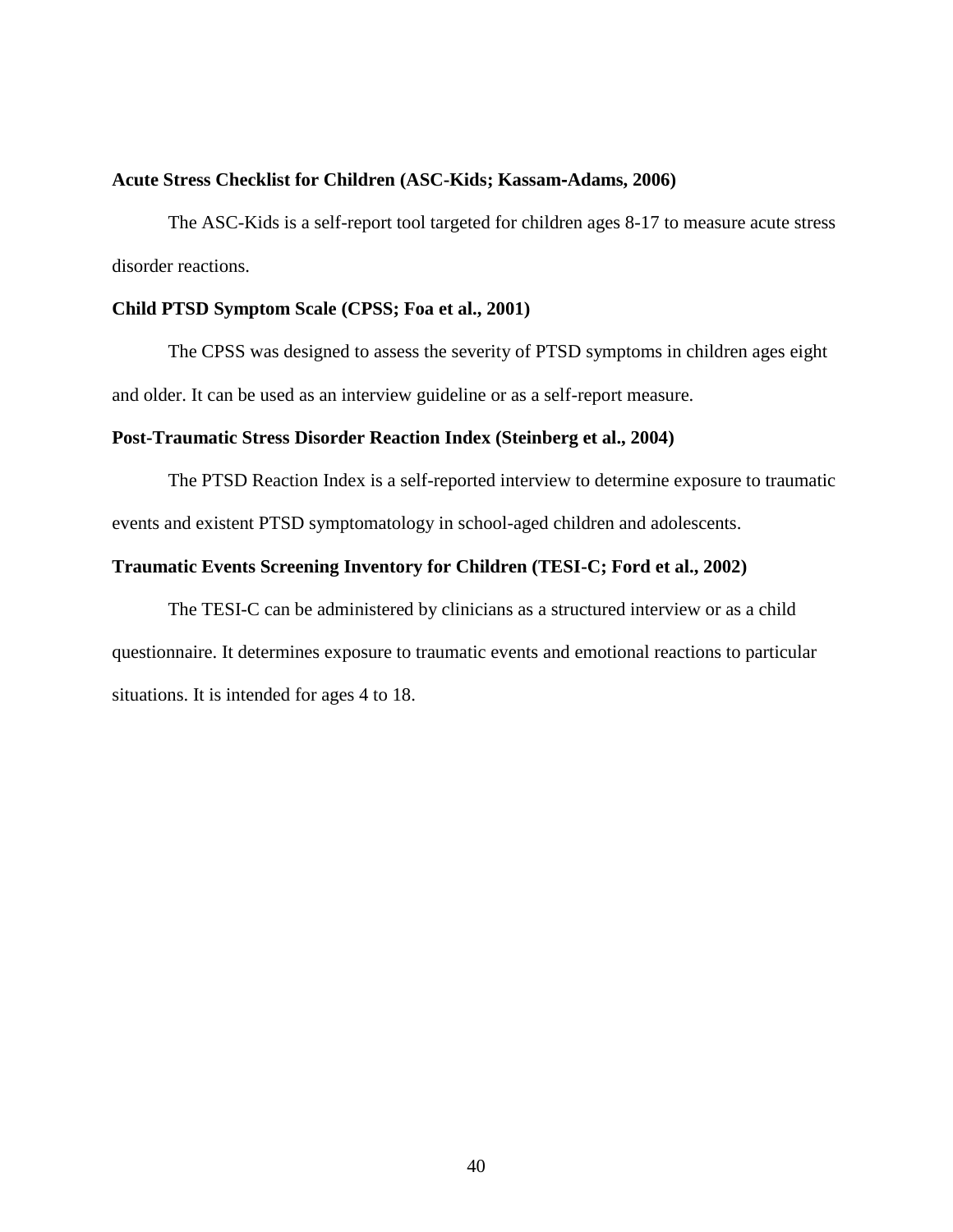**Acute Stress Checklist for Children (ASC-Kids; Kassam-Adams, 2006)**

The ASC-Kids is a self-report tool targeted for children ages 8-17 to measure acute stress disorder reactions.

**Child PTSD Symptom Scale (CPSS; Foa et al., 2001)**

The CPSS was designed to assess the severity of PTSD symptoms in children ages eight and older. It can be used as an interview guideline or as a self-report measure.

**Post-Traumatic Stress Disorder Reaction Index (Steinberg et al., 2004)**

The PTSD Reaction Index is a self-reported interview to determine exposure to traumatic events and existent PTSD symptomatology in school-aged children and adolescents.

**Traumatic Events Screening Inventory for Children (TESI-C; Ford et al., 2002)**

The TESI-C can be administered by clinicians as a structured interview or as a child questionnaire. It determines exposure to traumatic events and emotional reactions to particular situations. It is intended for ages 4 to 18.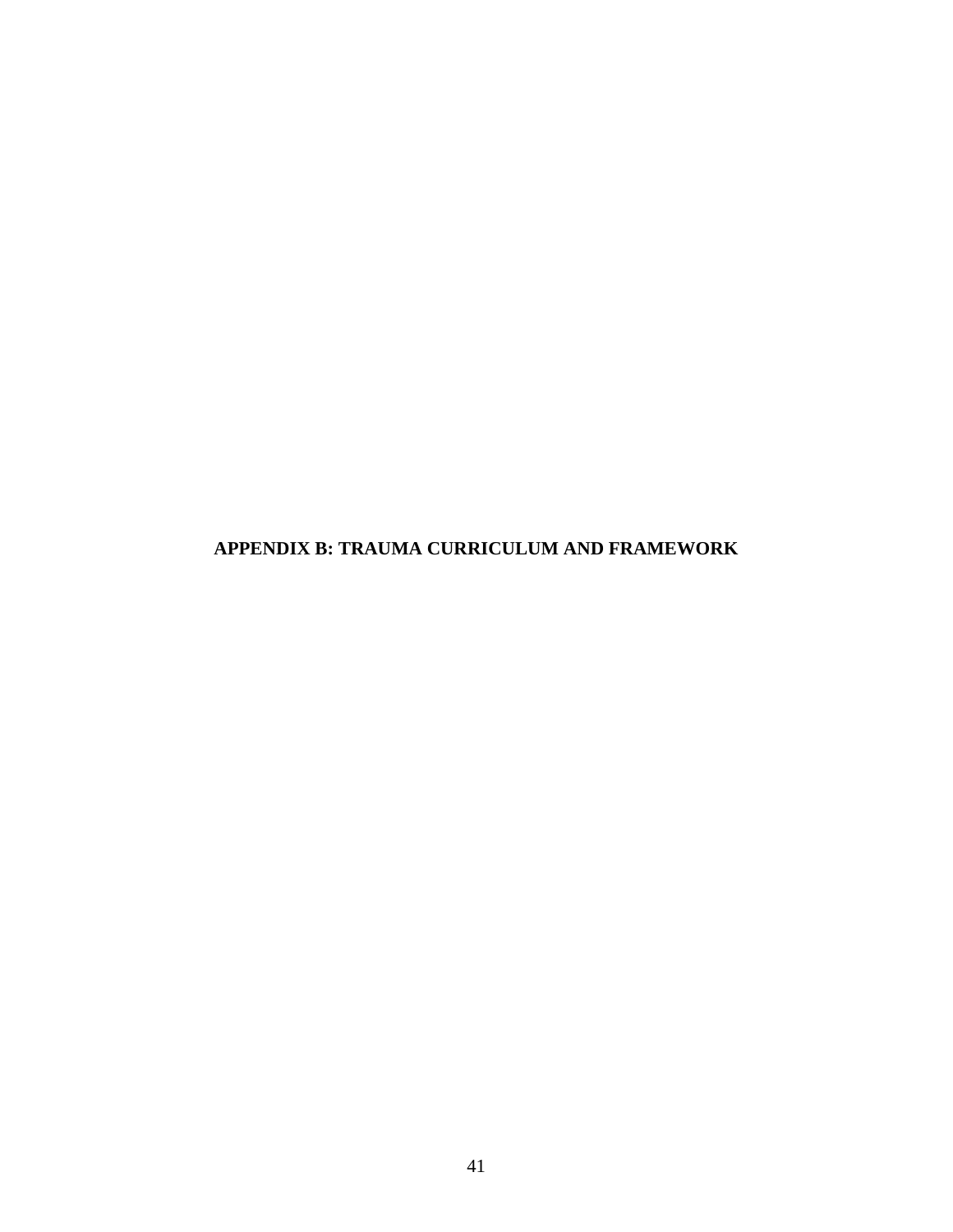# APPENDIX B: TRAUMA CURRICULUM AND FRAMEWORK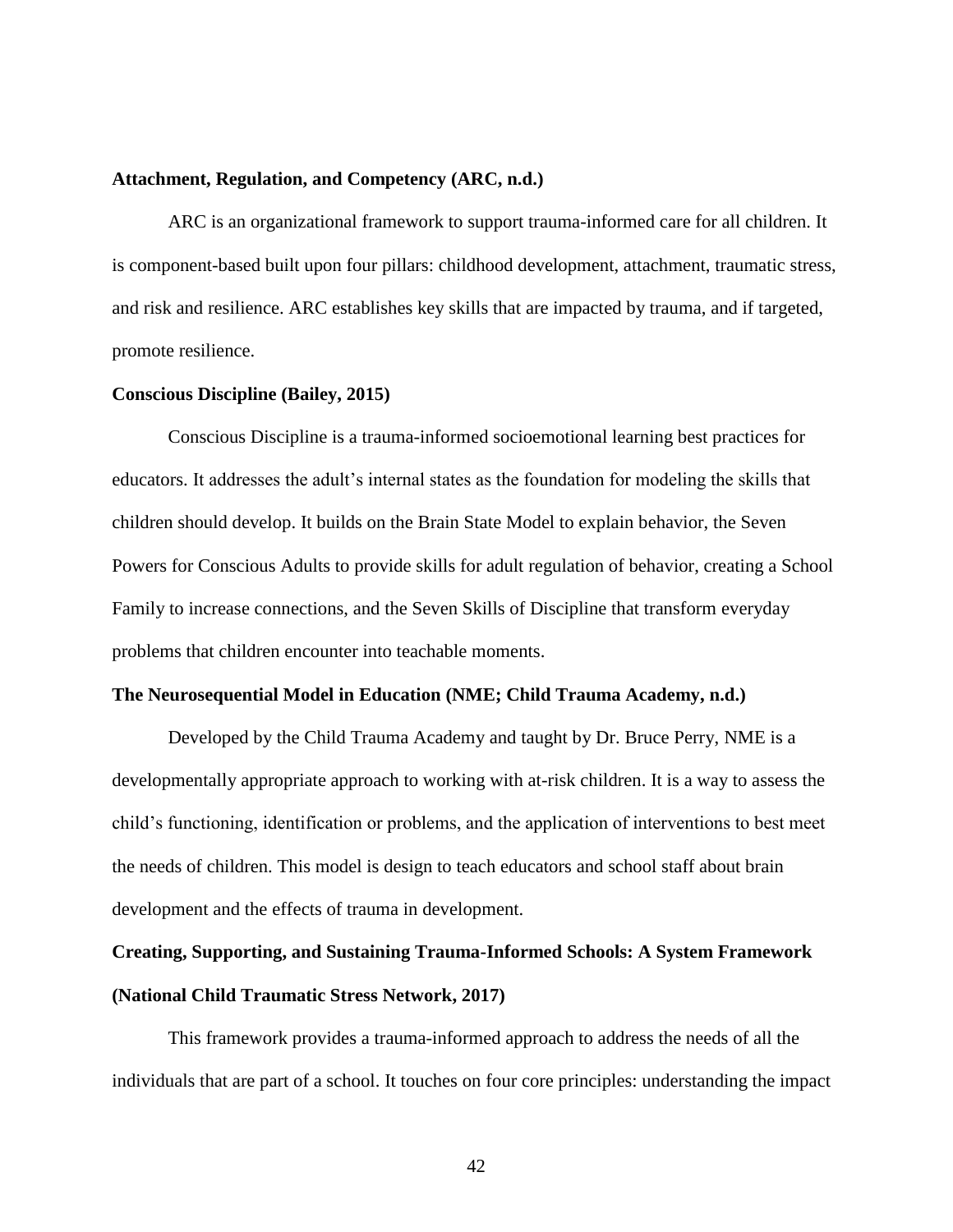**Attachment, Regulation, and Competency (ARC, n.d.)**

ARC is an organizational framework to support trauma-informed care for all children. It is component-based built upon four pillars: childhood development, attachment, traumatic stress, and risk and resilience. ARC establishes key skills that are impacted by trauma, and if targeted, promote resilience.

**Conscious Discipline (Bailey, 2015)**

Conscious Discipline is a trauma-informed socioemotional learning best practices for educators. It addresses the adult's internal states as the foundation for modeling the skills that children should develop. It builds on the Brain State Model to explain behavior, the Seven Powers for Conscious Adults to provide skills for adult regulation of behavior, creating a School Family to increase connections, and the Seven Skills of Discipline that transform everyday problems that children encounter into teachable moments.

**The Neurosequential Model in Education (NME; Child Trauma Academy, n.d.)**

Developed by the Child Trauma Academy and taught by Dr. Bruce Perry, NME is a developmentally appropriate approach to working with at-risk children. It is a way to assess the child's functioning, identification or problems, and the application of interventions to best meet the needs of children. This model is design to teach educators and school staff about brain development and the effects of trauma in development.

**Creating, Supporting, and Sustaining Trauma-Informed Schools: A System Framework (National Child Traumatic Stress Network, 2017)**

This framework provides a trauma-informed approach to address the needs of all the individuals that are part of a school. It touches on four core principles: understanding the impact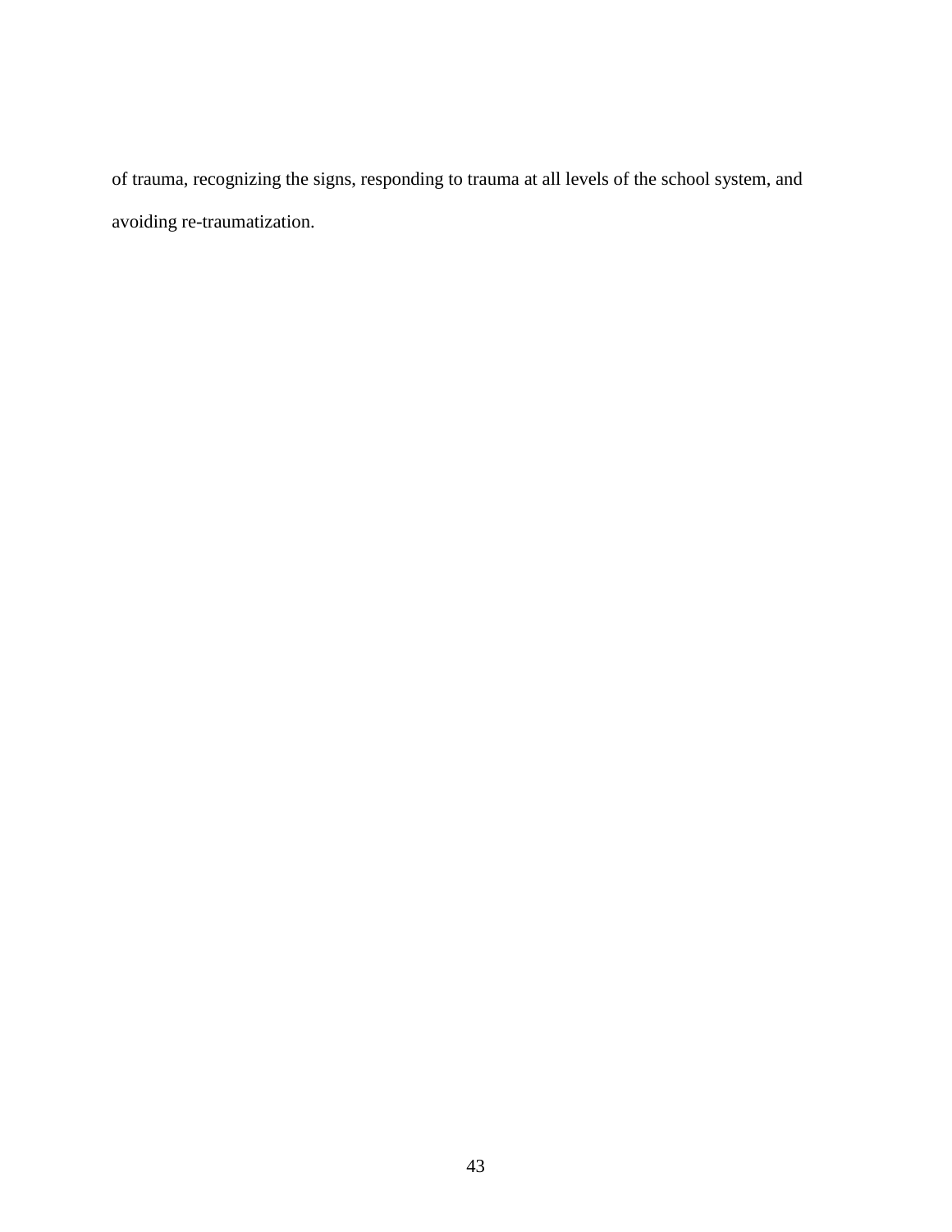of trauma, recognizing the signs, responding to trauma at all levels of the school system, and avoiding re-traumatization.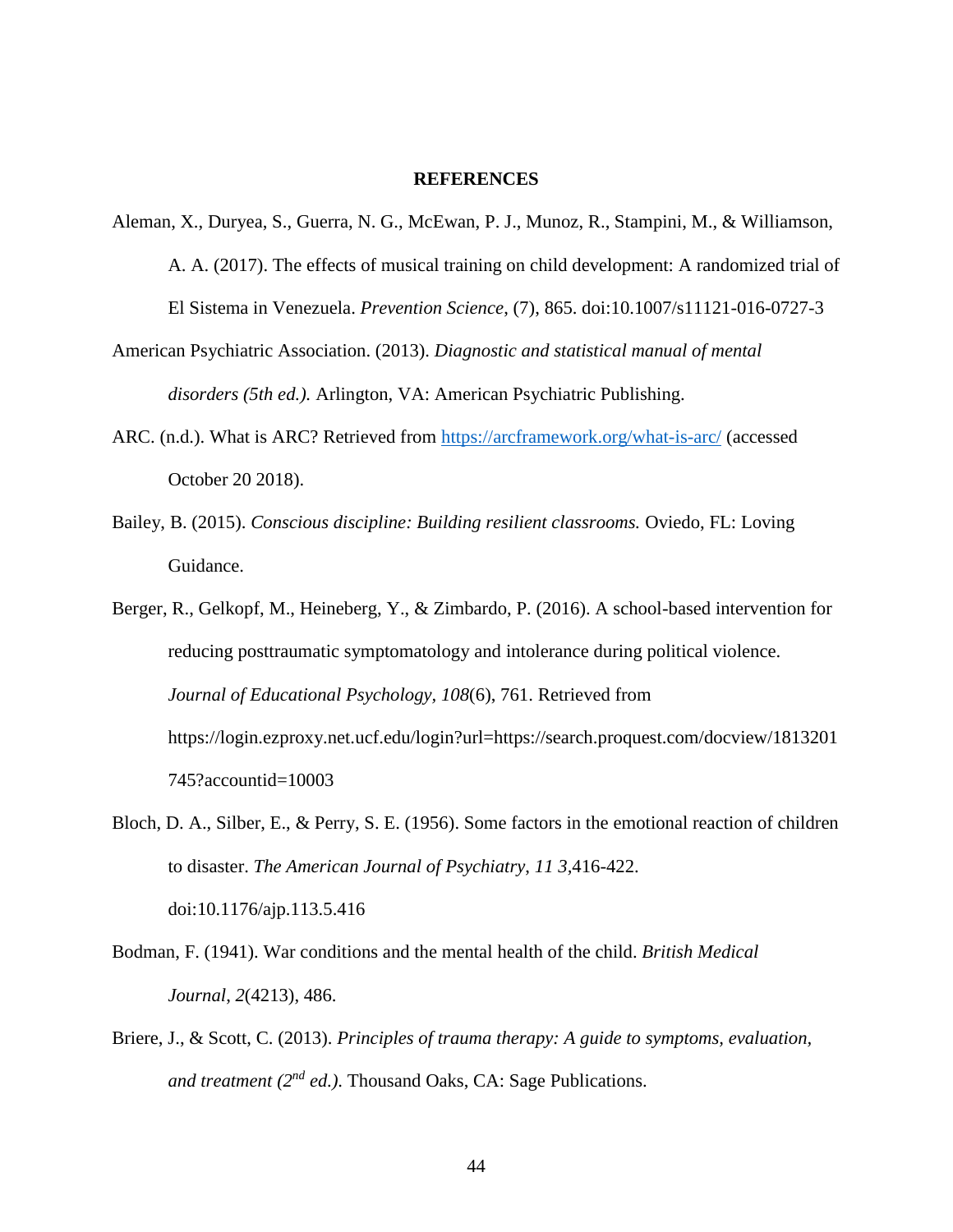# REFERENCES

Aleman, X., Duryea, S., Guerra, N. G., McEwan, P. J., Munoz, R., Stampini, M., & Williamson, A. A. (2017). The effects of musical training on child development: A randomized trial of El Sistema in Venezuela. *Prevention Science*, (7), 865. doi:10.1007/s11121-016-0727-3

American Psychiatric Association. (2013). *Diagnostic and statistical manual of mental disorders (5th ed.).* Arlington, VA: American Psychiatric Publishing.

ARC. (n.d.). What is ARC? Retrieved from https://arcframework.org/what-is-arc/ (accessed October 20 2018).

Bailey, B. (2015). *Conscious discipline: Building resilient classrooms.* Oviedo, FL: Loving Guidance.

Berger, R., Gelkopf, M., Heineberg, Y., & Zimbardo, P. (2016). A school-based intervention for reducing posttraumatic symptomatology and intolerance during political violence. *Journal of Educational Psychology*, *108*(6), 761. Retrieved from https://login.ezproxy.net.ucf.edu/login?url=https://search.proquest.com/docview/1813201745?accountid=10003

Bloch, D. A., Silber, E., & Perry, S. E. (1956). Some factors in the emotional reaction of children to disaster. *The American Journal of Psychiatry*, *11 3*,416-422. doi:10.1176/ajp.113.5.416

Bodman, F. (1941). War conditions and the mental health of the child. *British Medical Journal*, *2*(4213), 486.

Briere, J., & Scott, C. (2013). *Principles of trauma therapy: A guide to symptoms, evaluation, and treatment (2nd ed.).* Thousand Oaks, CA: Sage Publications.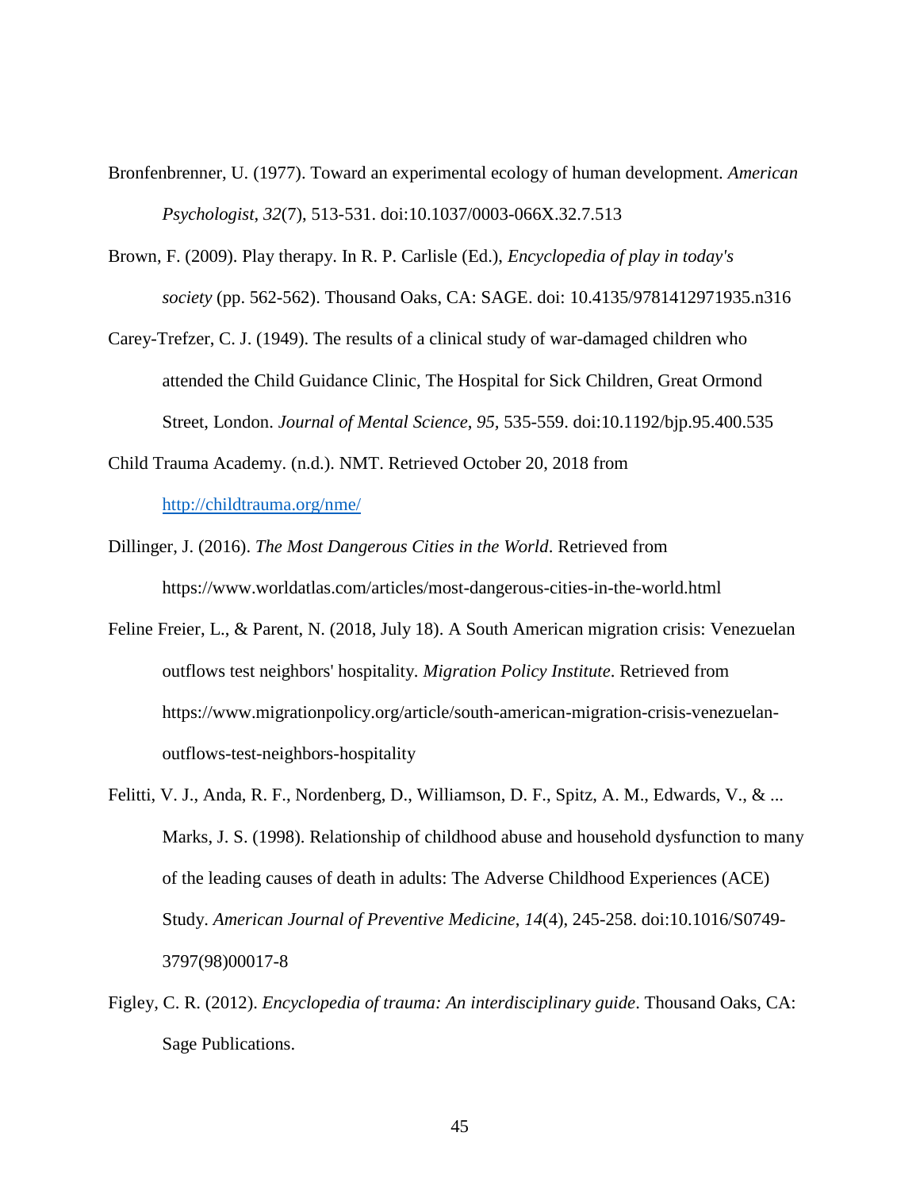Bronfenbrenner, U. (1977). Toward an experimental ecology of human development. *American Psychologist*, *32*(7), 513-531. doi:10.1037/0003-066X.32.7.513

Brown, F. (2009). Play therapy. In R. P. Carlisle (Ed.), *Encyclopedia of play in today's society* (pp. 562-562). Thousand Oaks, CA: SAGE. doi: 10.4135/9781412971935.n316

Carey-Trefzer, C. J. (1949). The results of a clinical study of war-damaged children who attended the Child Guidance Clinic, The Hospital for Sick Children, Great Ormond Street, London. *Journal of Mental Science*, *95*, 535-559. doi:10.1192/bjp.95.400.535

Child Trauma Academy. (n.d.). NMT. Retrieved October 20, 2018 from http://childtrauma.org/nme/

Dillinger, J. (2016). *The Most Dangerous Cities in the World*. Retrieved from https://www.worldatlas.com/articles/most-dangerous-cities-in-the-world.html

Feline Freier, L., & Parent, N. (2018, July 18). A South American migration crisis: Venezuelan outflows test neighbors' hospitality. *Migration Policy Institute*. Retrieved from https://www.migrationpolicy.org/article/south-american-migration-crisis-venezuelan-outflows-test-neighbors-hospitality

Felitti, V. J., Anda, R. F., Nordenberg, D., Williamson, D. F., Spitz, A. M., Edwards, V., & ... Marks, J. S. (1998). Relationship of childhood abuse and household dysfunction to many of the leading causes of death in adults: The Adverse Childhood Experiences (ACE) Study. *American Journal of Preventive Medicine*, *14*(4), 245-258. doi:10.1016/S0749-3797(98)00017-8

Figley, C. R. (2012). *Encyclopedia of trauma: An interdisciplinary guide*. Thousand Oaks, CA: Sage Publications.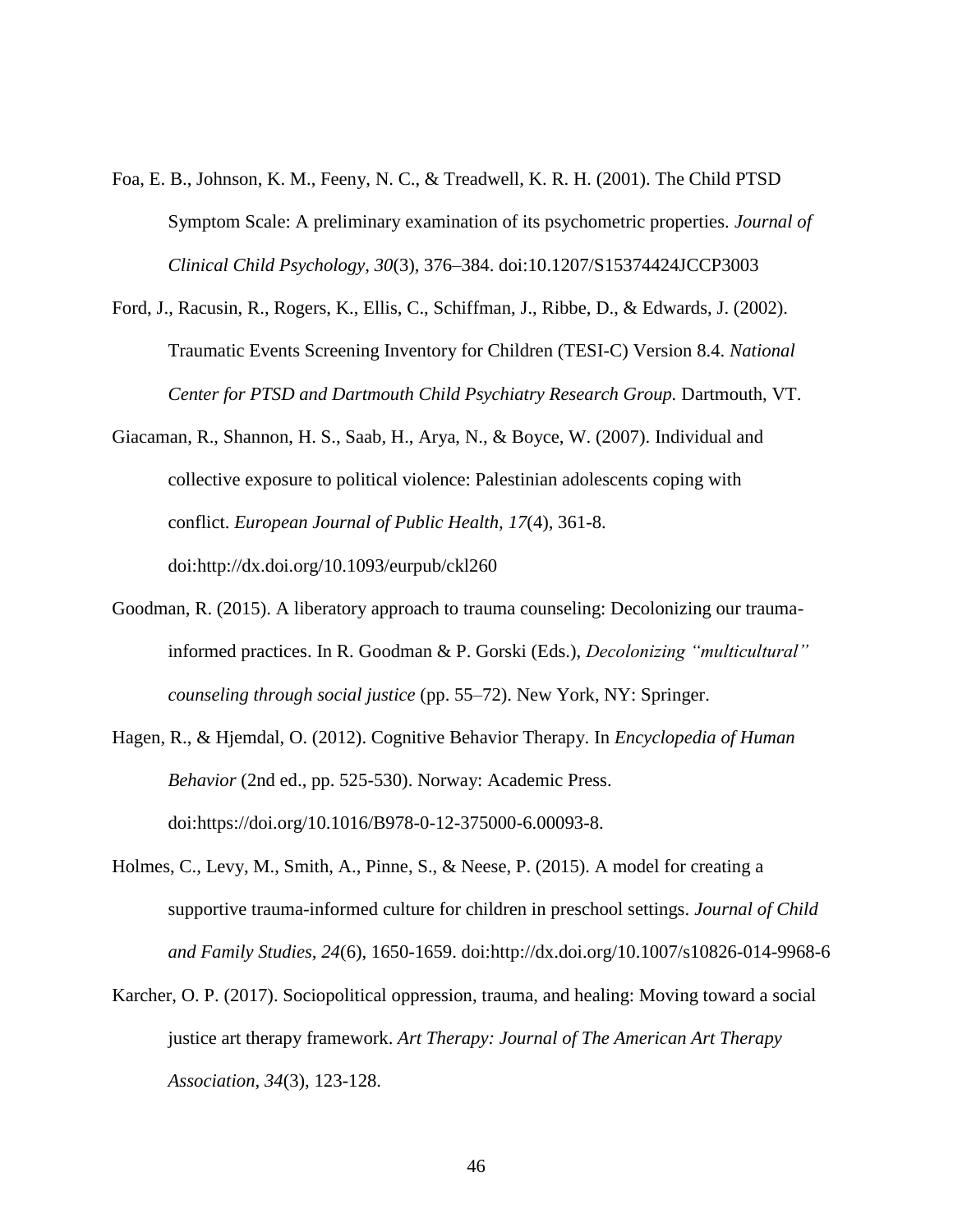Foa, E. B., Johnson, K. M., Feeny, N. C., & Treadwell, K. R. H. (2001). The Child PTSD Symptom Scale: A preliminary examination of its psychometric properties. *Journal of Clinical Child Psychology*, *30*(3), 376–384. doi:10.1207/S15374424JCCP3003

Ford, J., Racusin, R., Rogers, K., Ellis, C., Schiffman, J., Ribbe, D., & Edwards, J. (2002). Traumatic Events Screening Inventory for Children (TESI-C) Version 8.4. *National Center for PTSD and Dartmouth Child Psychiatry Research Group.* Dartmouth, VT.

Giacaman, R., Shannon, H. S., Saab, H., Arya, N., & Boyce, W. (2007). Individual and collective exposure to political violence: Palestinian adolescents coping with conflict. *European Journal of Public Health, 17*(4), 361-8. doi:http://dx.doi.org/10.1093/eurpub/ckl260

Goodman, R. (2015). A liberatory approach to trauma counseling: Decolonizing our trauma-informed practices. In R. Goodman & P. Gorski (Eds.), *Decolonizing "multicultural" counseling through social justice* (pp. 55–72). New York, NY: Springer.

Hagen, R., & Hjemdal, O. (2012). Cognitive Behavior Therapy. In *Encyclopedia of Human Behavior* (2nd ed., pp. 525-530). Norway: Academic Press. doi:https://doi.org/10.1016/B978-0-12-375000-6.00093-8.

Holmes, C., Levy, M., Smith, A., Pinne, S., & Neese, P. (2015). A model for creating a supportive trauma-informed culture for children in preschool settings. *Journal of Child and Family Studies, 24*(6), 1650-1659. doi:http://dx.doi.org/10.1007/s10826-014-9968-6

Karcher, O. P. (2017). Sociopolitical oppression, trauma, and healing: Moving toward a social justice art therapy framework. *Art Therapy: Journal of The American Art Therapy Association*, *34*(3), 123-128.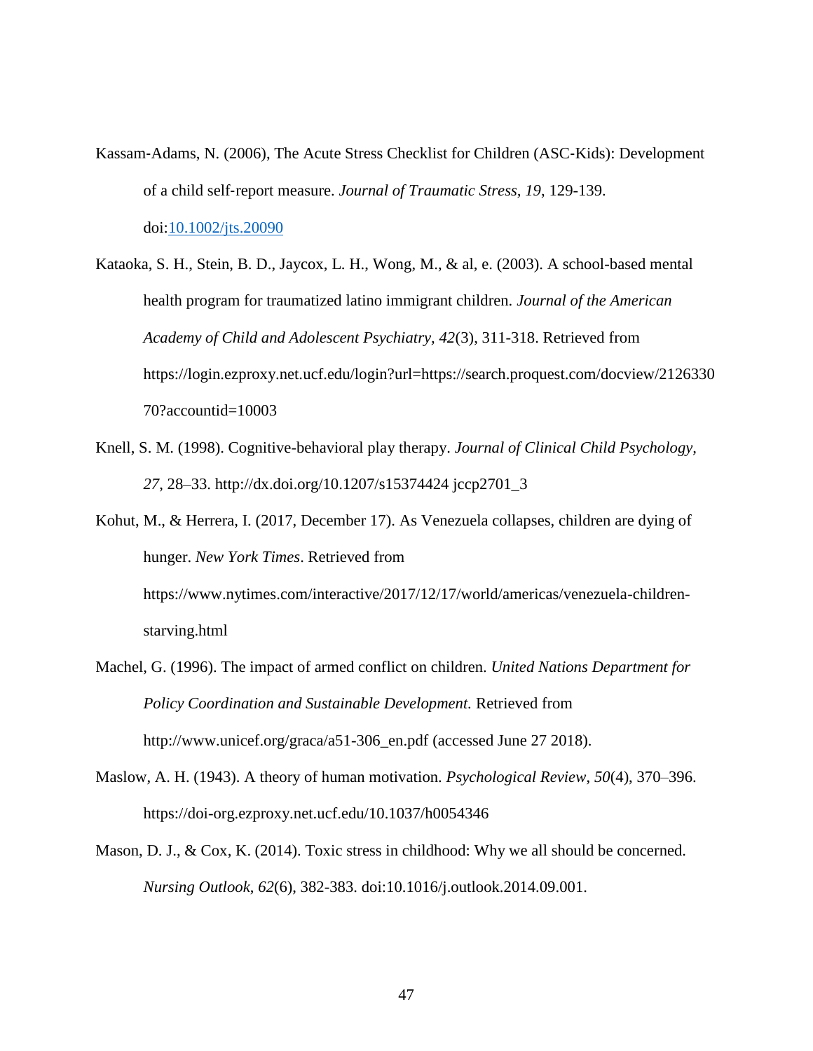Kassam-Adams, N. (2006), The Acute Stress Checklist for Children (ASC-Kids): Development of a child self-report measure. *Journal of Traumatic Stress*, *19*, 129-139. doi:10.1002/jts.20090

Kataoka, S. H., Stein, B. D., Jaycox, L. H., Wong, M., & al, e. (2003). A school-based mental health program for traumatized latino immigrant children. *Journal of the American Academy of Child and Adolescent Psychiatry*, *42*(3), 311-318. Retrieved from https://login.ezproxy.net.ucf.edu/login?url=https://search.proquest.com/docview/212633070?accountid=10003

Knell, S. M. (1998). Cognitive-behavioral play therapy. *Journal of Clinical Child Psychology*, *27*, 28–33. http://dx.doi.org/10.1207/s15374424 jccp2701_3

Kohut, M., & Herrera, I. (2017, December 17). As Venezuela collapses, children are dying of hunger. *New York Times*. Retrieved from https://www.nytimes.com/interactive/2017/12/17/world/americas/venezuela-children-starving.html

Machel, G. (1996). The impact of armed conflict on children. *United Nations Department for Policy Coordination and Sustainable Development.* Retrieved from http://www.unicef.org/graca/a51-306_en.pdf (accessed June 27 2018).

Maslow, A. H. (1943). A theory of human motivation. *Psychological Review*, *50*(4), 370–396. https://doi-org.ezproxy.net.ucf.edu/10.1037/h0054346

Mason, D. J., & Cox, K. (2014). Toxic stress in childhood: Why we all should be concerned. *Nursing Outlook*, *62*(6), 382-383. doi:10.1016/j.outlook.2014.09.001.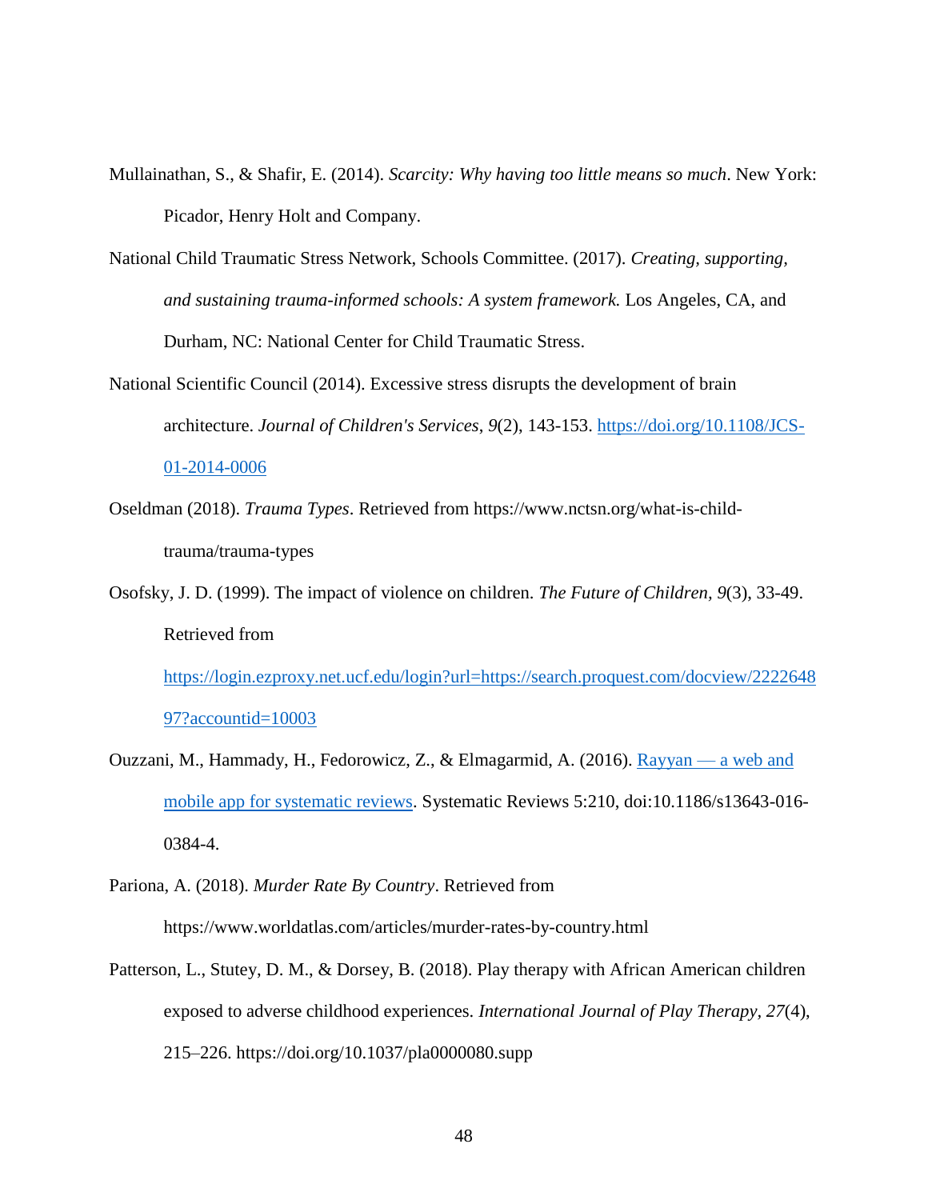Mullainathan, S., & Shafir, E. (2014). *Scarcity: Why having too little means so much*. New York: Picador, Henry Holt and Company.

National Child Traumatic Stress Network, Schools Committee. (2017). *Creating, supporting, and sustaining trauma-informed schools: A system framework.* Los Angeles, CA, and Durham, NC: National Center for Child Traumatic Stress.

National Scientific Council (2014). Excessive stress disrupts the development of brain architecture. *Journal of Children's Services*, *9*(2), 143-153. https://doi.org/10.1108/JCS-01-2014-0006

Oseldman (2018). *Trauma Types*. Retrieved from https://www.nctsn.org/what-is-child-trauma/trauma-types

Osofsky, J. D. (1999). The impact of violence on children. *The Future of Children*, *9*(3), 33-49. Retrieved from https://login.ezproxy.net.ucf.edu/login?url=https://search.proquest.com/docview/222264897?accountid=10003

Ouzzani, M., Hammady, H., Fedorowicz, Z., & Elmagarmid, A. (2016). Rayyan — a web and mobile app for systematic reviews. Systematic Reviews 5:210, doi:10.1186/s13643-016-0384-4.

Pariona, A. (2018). *Murder Rate By Country*. Retrieved from https://www.worldatlas.com/articles/murder-rates-by-country.html

Patterson, L., Stutey, D. M., & Dorsey, B. (2018). Play therapy with African American children exposed to adverse childhood experiences. *International Journal of Play Therapy*, *27*(4), 215–226. https://doi.org/10.1037/pla0000080.supp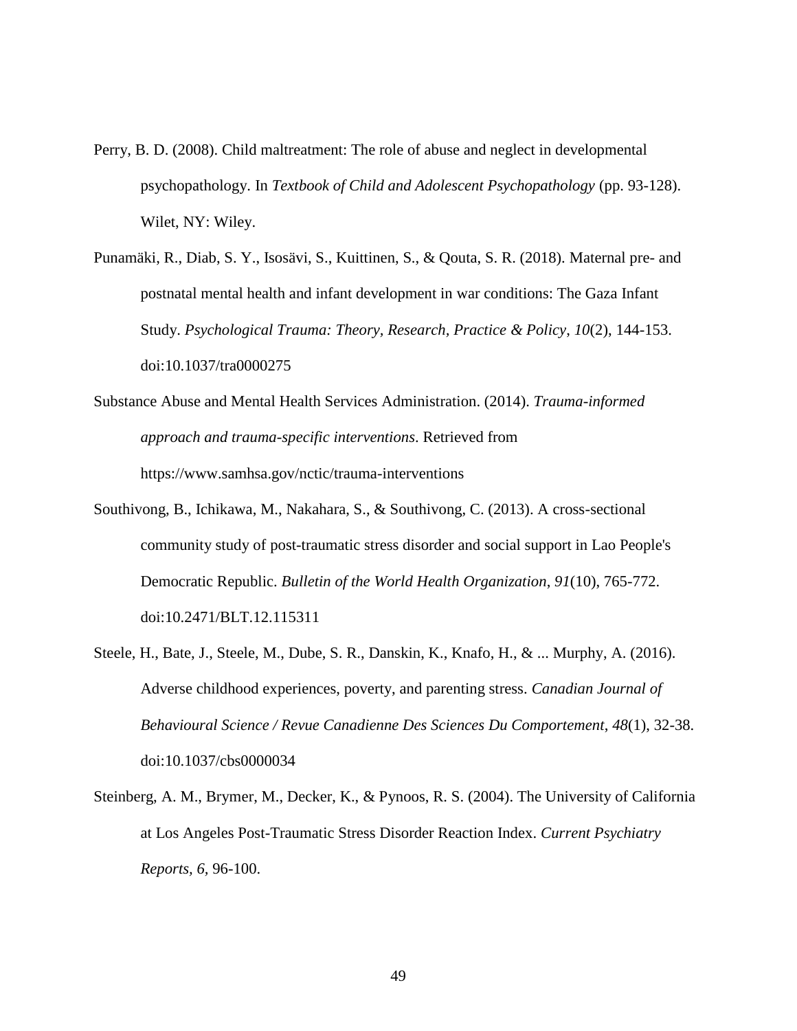Perry, B. D. (2008). Child maltreatment: The role of abuse and neglect in developmental psychopathology. In *Textbook of Child and Adolescent Psychopathology* (pp. 93-128). Wilet, NY: Wiley.

Punamäki, R., Diab, S. Y., Isosävi, S., Kuittinen, S., & Qouta, S. R. (2018). Maternal pre- and postnatal mental health and infant development in war conditions: The Gaza Infant Study. *Psychological Trauma: Theory, Research, Practice & Policy*, *10*(2), 144-153. doi:10.1037/tra0000275

Substance Abuse and Mental Health Services Administration. (2014). *Trauma-informed approach and trauma-specific interventions*. Retrieved from https://www.samhsa.gov/nctic/trauma-interventions

Southivong, B., Ichikawa, M., Nakahara, S., & Southivong, C. (2013). A cross-sectional community study of post-traumatic stress disorder and social support in Lao People's Democratic Republic. *Bulletin of the World Health Organization*, *91*(10), 765-772. doi:10.2471/BLT.12.115311

Steele, H., Bate, J., Steele, M., Dube, S. R., Danskin, K., Knafo, H., & ... Murphy, A. (2016). Adverse childhood experiences, poverty, and parenting stress. *Canadian Journal of Behavioural Science / Revue Canadienne Des Sciences Du Comportement*, *48*(1), 32-38. doi:10.1037/cbs0000034

Steinberg, A. M., Brymer, M., Decker, K., & Pynoos, R. S. (2004). The University of California at Los Angeles Post-Traumatic Stress Disorder Reaction Index. *Current Psychiatry Reports, 6*, 96-100.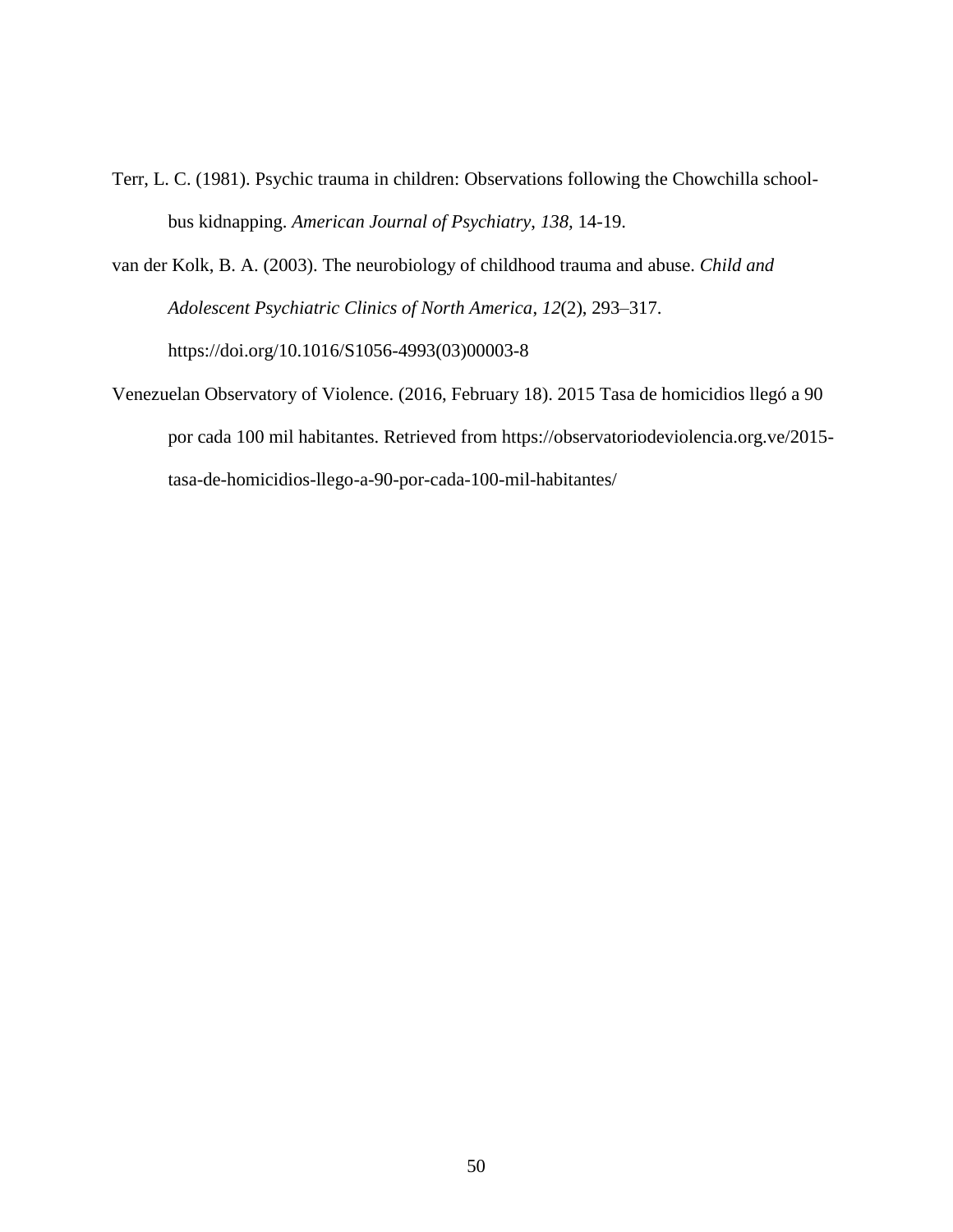Terr, L. C. (1981). Psychic trauma in children: Observations following the Chowchilla school-bus kidnapping. *American Journal of Psychiatry*, *138*, 14-19.

van der Kolk, B. A. (2003). The neurobiology of childhood trauma and abuse. *Child and Adolescent Psychiatric Clinics of North America*, *12*(2), 293–317. https://doi.org/10.1016/S1056-4993(03)00003-8

Venezuelan Observatory of Violence. (2016, February 18). 2015 Tasa de homicidios llegó a 90 por cada 100 mil habitantes. Retrieved from https://observatoriodeviolencia.org.ve/2015-tasa-de-homicidios-llego-a-90-por-cada-100-mil-habitantes/